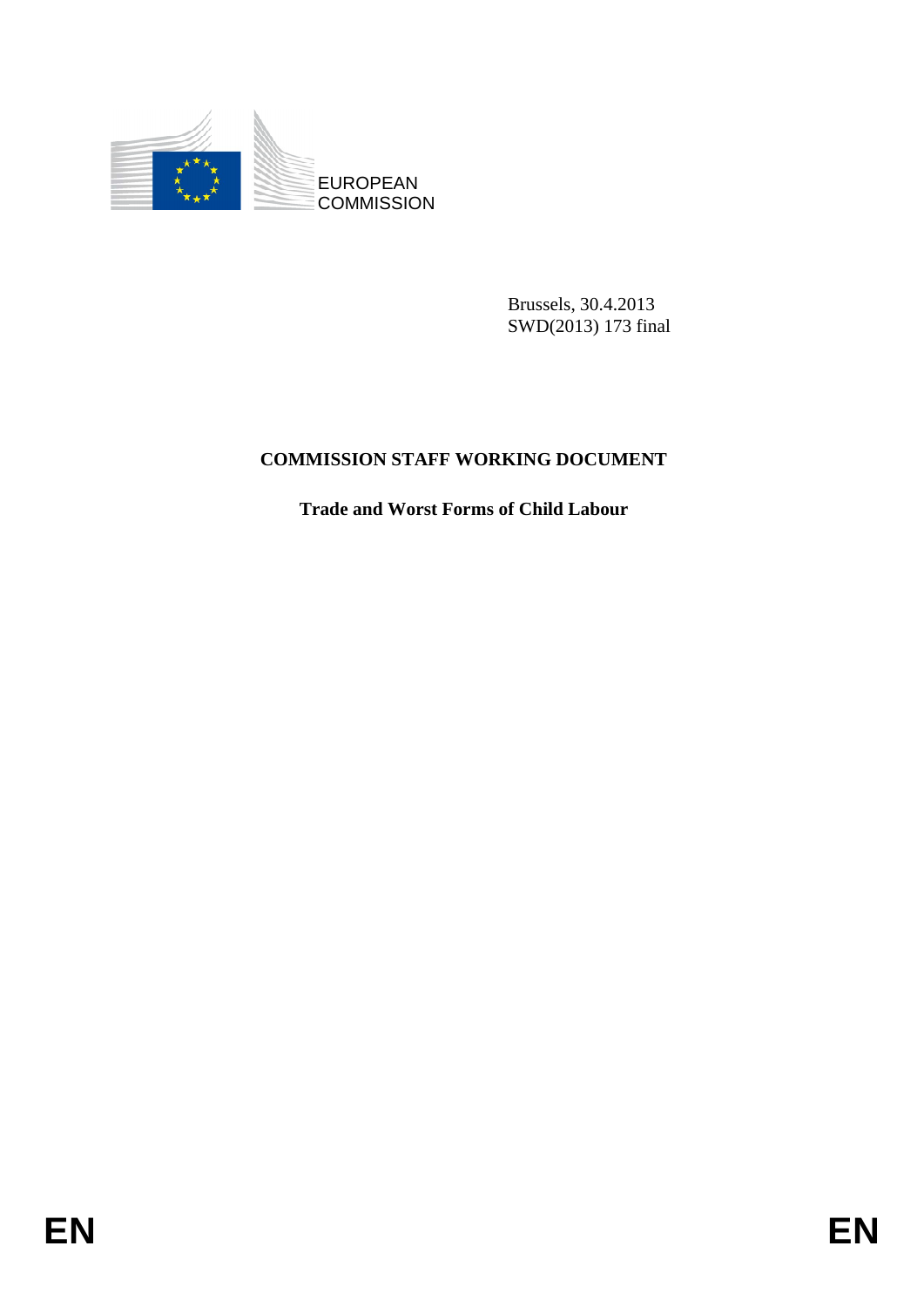EUROPEAN COMMISSION

Brussels, 30.4.2013
SWD(2013) 173 final

# COMMISSION STAFF WORKING DOCUMENT

## Trade and Worst Forms of Child Labour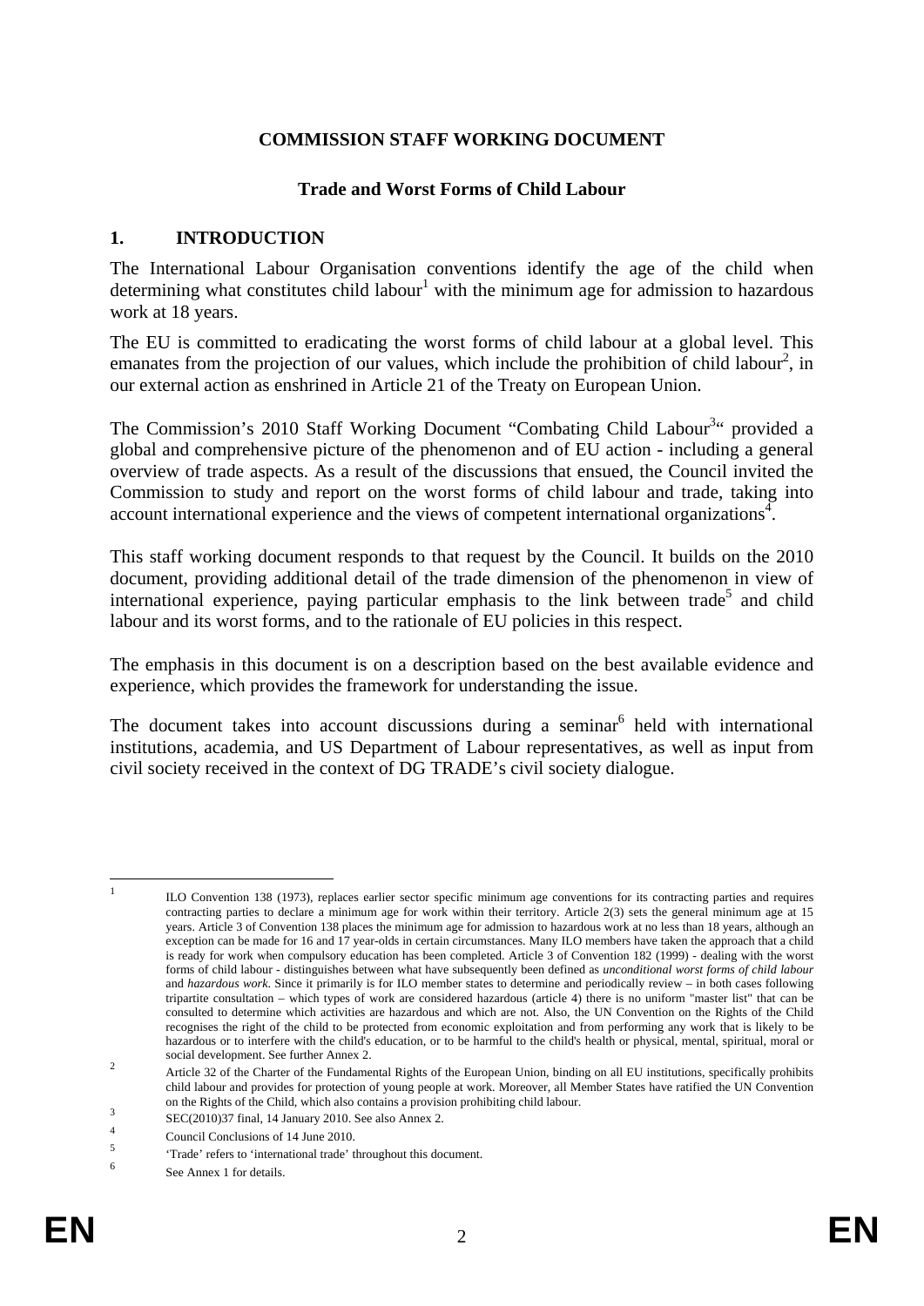**COMMISSION STAFF WORKING DOCUMENT**

**Trade and Worst Forms of Child Labour**

## 1. INTRODUCTION

The International Labour Organisation conventions identify the age of the child when determining what constitutes child labour[1] with the minimum age for admission to hazardous work at 18 years.

The EU is committed to eradicating the worst forms of child labour at a global level. This emanates from the projection of our values, which include the prohibition of child labour[2], in our external action as enshrined in Article 21 of the Treaty on European Union.

The Commission's 2010 Staff Working Document "Combating Child Labour[3]" provided a global and comprehensive picture of the phenomenon and of EU action - including a general overview of trade aspects. As a result of the discussions that ensued, the Council invited the Commission to study and report on the worst forms of child labour and trade, taking into account international experience and the views of competent international organizations[4].

This staff working document responds to that request by the Council. It builds on the 2010 document, providing additional detail of the trade dimension of the phenomenon in view of international experience, paying particular emphasis to the link between trade[5] and child labour and its worst forms, and to the rationale of EU policies in this respect.

The emphasis in this document is on a description based on the best available evidence and experience, which provides the framework for understanding the issue.

The document takes into account discussions during a seminar[6] held with international institutions, academia, and US Department of Labour representatives, as well as input from civil society received in the context of DG TRADE's civil society dialogue.

---

[1] ILO Convention 138 (1973), replaces earlier sector specific minimum age conventions for its contracting parties and requires contracting parties to declare a minimum age for work within their territory. Article 2(3) sets the general minimum age at 15 years. Article 3 of Convention 138 places the minimum age for admission to hazardous work at no less than 18 years, although an exception can be made for 16 and 17 year-olds in certain circumstances. Many ILO members have taken the approach that a child is ready for work when compulsory education has been completed. Article 3 of Convention 182 (1999) - dealing with the worst forms of child labour - distinguishes between what have subsequently been defined as *unconditional worst forms of child labour* and *hazardous work*. Since it primarily is for ILO member states to determine and periodically review – in both cases following tripartite consultation – which types of work are considered hazardous (article 4) there is no uniform "master list" that can be consulted to determine which activities are hazardous and which are not. Also, the UN Convention on the Rights of the Child recognises the right of the child to be protected from economic exploitation and from performing any work that is likely to be hazardous or to interfere with the child's education, or to be harmful to the child's health or physical, mental, spiritual, moral or social development. See further Annex 2.

[2] Article 32 of the Charter of the Fundamental Rights of the European Union, binding on all EU institutions, specifically prohibits child labour and provides for protection of young people at work. Moreover, all Member States have ratified the UN Convention on the Rights of the Child, which also contains a provision prohibiting child labour.

[3] SEC(2010)37 final, 14 January 2010. See also Annex 2.

[4] Council Conclusions of 14 June 2010.

[5] 'Trade' refers to 'international trade' throughout this document.

[6] See Annex 1 for details.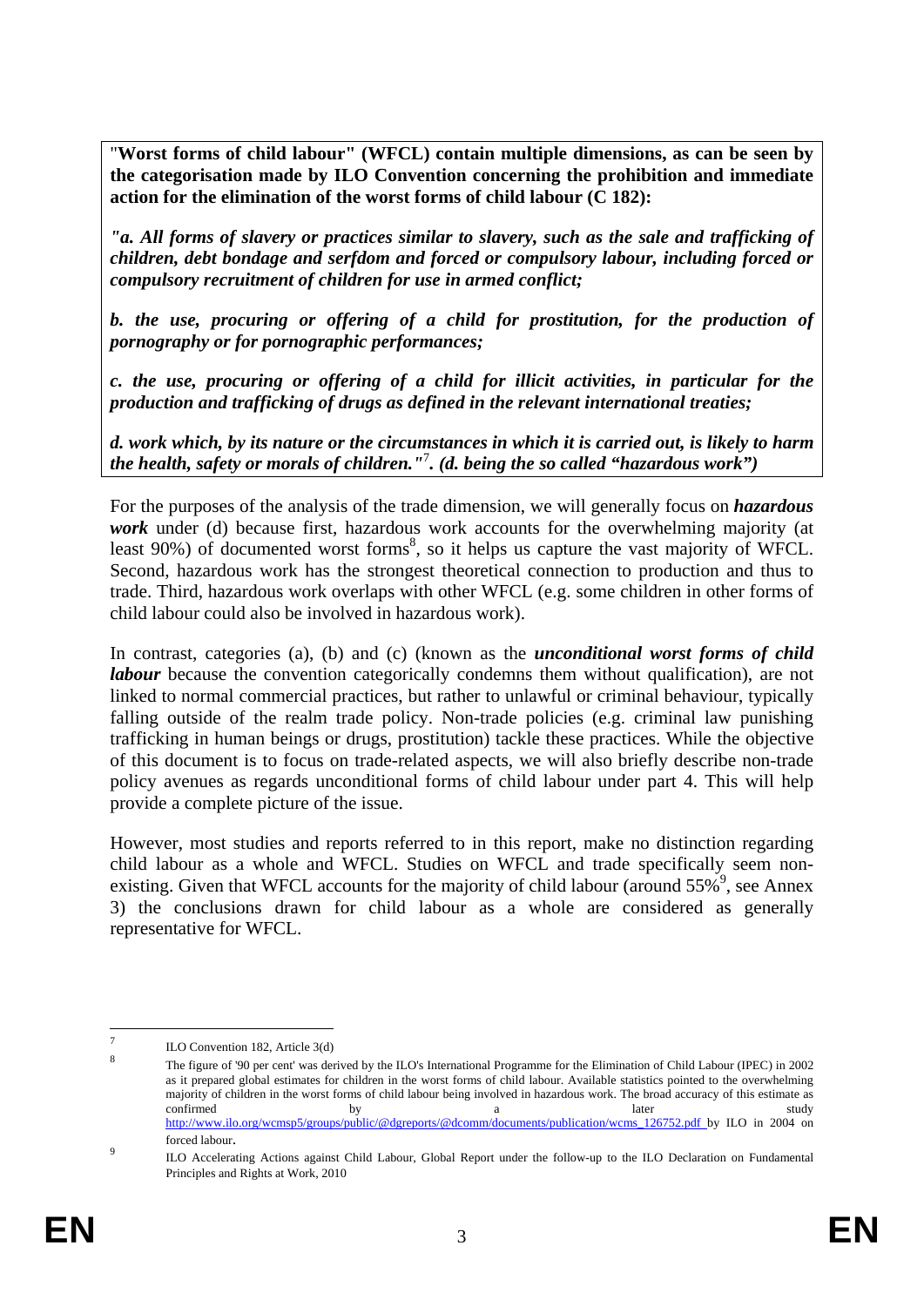"**Worst forms of child labour" (WFCL) contain multiple dimensions, as can be seen by the categorisation made by ILO Convention concerning the prohibition and immediate action for the elimination of the worst forms of child labour (C 182):**

***"a. All forms of slavery or practices similar to slavery, such as the sale and trafficking of children, debt bondage and serfdom and forced or compulsory labour, including forced or compulsory recruitment of children for use in armed conflict;***

***b. the use, procuring or offering of a child for prostitution, for the production of pornography or for pornographic performances;***

***c. the use, procuring or offering of a child for illicit activities, in particular for the production and trafficking of drugs as defined in the relevant international treaties;***

***d. work which, by its nature or the circumstances in which it is carried out, is likely to harm the health, safety or morals of children."***[7]***. (d. being the so called "hazardous work")***

For the purposes of the analysis of the trade dimension, we will generally focus on ***hazardous work*** under (d) because first, hazardous work accounts for the overwhelming majority (at least 90%) of documented worst forms[8], so it helps us capture the vast majority of WFCL. Second, hazardous work has the strongest theoretical connection to production and thus to trade. Third, hazardous work overlaps with other WFCL (e.g. some children in other forms of child labour could also be involved in hazardous work).

In contrast, categories (a), (b) and (c) (known as the ***unconditional worst forms of child labour*** because the convention categorically condemns them without qualification), are not linked to normal commercial practices, but rather to unlawful or criminal behaviour, typically falling outside of the realm trade policy. Non-trade policies (e.g. criminal law punishing trafficking in human beings or drugs, prostitution) tackle these practices. While the objective of this document is to focus on trade-related aspects, we will also briefly describe non-trade policy avenues as regards unconditional forms of child labour under part 4. This will help provide a complete picture of the issue.

However, most studies and reports referred to in this report, make no distinction regarding child labour as a whole and WFCL. Studies on WFCL and trade specifically seem non-existing. Given that WFCL accounts for the majority of child labour (around 55%[9], see Annex 3) the conclusions drawn for child labour as a whole are considered as generally representative for WFCL.

---

[7] ILO Convention 182, Article 3(d)

[8] The figure of '90 per cent' was derived by the ILO's International Programme for the Elimination of Child Labour (IPEC) in 2002 as it prepared global estimates for children in the worst forms of child labour. Available statistics pointed to the overwhelming majority of children in the worst forms of child labour being involved in hazardous work. The broad accuracy of this estimate as confirmed by a later study http://www.ilo.org/wcmsp5/groups/public/@dgreports/@dcomm/documents/publication/wcms_126752.pdf by ILO in 2004 on forced labour.

[9] ILO Accelerating Actions against Child Labour, Global Report under the follow-up to the ILO Declaration on Fundamental Principles and Rights at Work, 2010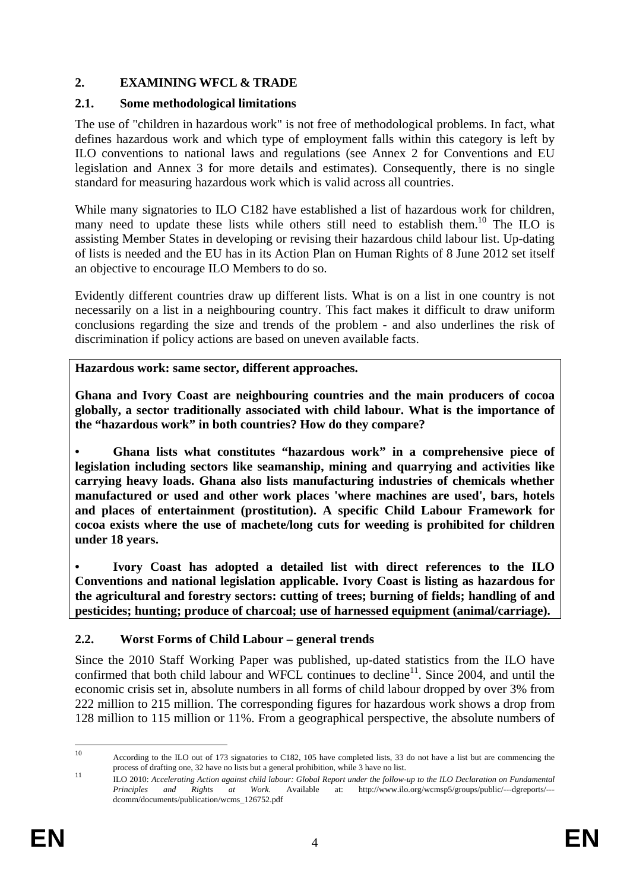## 2. EXAMINING WFCL & TRADE

### 2.1. Some methodological limitations

The use of "children in hazardous work" is not free of methodological problems. In fact, what defines hazardous work and which type of employment falls within this category is left by ILO conventions to national laws and regulations (see Annex 2 for Conventions and EU legislation and Annex 3 for more details and estimates). Consequently, there is no single standard for measuring hazardous work which is valid across all countries.

While many signatories to ILO C182 have established a list of hazardous work for children, many need to update these lists while others still need to establish them.[10] The ILO is assisting Member States in developing or revising their hazardous child labour list. Up-dating of lists is needed and the EU has in its Action Plan on Human Rights of 8 June 2012 set itself an objective to encourage ILO Members to do so.

Evidently different countries draw up different lists. What is on a list in one country is not necessarily on a list in a neighbouring country. This fact makes it difficult to draw uniform conclusions regarding the size and trends of the problem - and also underlines the risk of discrimination if policy actions are based on uneven available facts.

**Hazardous work: same sector, different approaches.**

**Ghana and Ivory Coast are neighbouring countries and the main producers of cocoa globally, a sector traditionally associated with child labour. What is the importance of the "hazardous work" in both countries? How do they compare?**

- **Ghana lists what constitutes "hazardous work" in a comprehensive piece of legislation including sectors like seamanship, mining and quarrying and activities like carrying heavy loads. Ghana also lists manufacturing industries of chemicals whether manufactured or used and other work places 'where machines are used', bars, hotels and places of entertainment (prostitution). A specific Child Labour Framework for cocoa exists where the use of machete/long cuts for weeding is prohibited for children under 18 years.**

- **Ivory Coast has adopted a detailed list with direct references to the ILO Conventions and national legislation applicable. Ivory Coast is listing as hazardous for the agricultural and forestry sectors: cutting of trees; burning of fields; handling of and pesticides; hunting; produce of charcoal; use of harnessed equipment (animal/carriage).**

### 2.2. Worst Forms of Child Labour – general trends

Since the 2010 Staff Working Paper was published, up-dated statistics from the ILO have confirmed that both child labour and WFCL continues to decline[11]. Since 2004, and until the economic crisis set in, absolute numbers in all forms of child labour dropped by over 3% from 222 million to 215 million. The corresponding figures for hazardous work shows a drop from 128 million to 115 million or 11%. From a geographical perspective, the absolute numbers of

---

[10] According to the ILO out of 173 signatories to C182, 105 have completed lists, 33 do not have a list but are commencing the process of drafting one, 32 have no lists but a general prohibition, while 3 have no list.

[11] ILO 2010: *Accelerating Action against child labour: Global Report under the follow-up to the ILO Declaration on Fundamental Principles and Rights at Work.* Available at: http://www.ilo.org/wcmsp5/groups/public/---dgreports/---dcomm/documents/publication/wcms_126752.pdf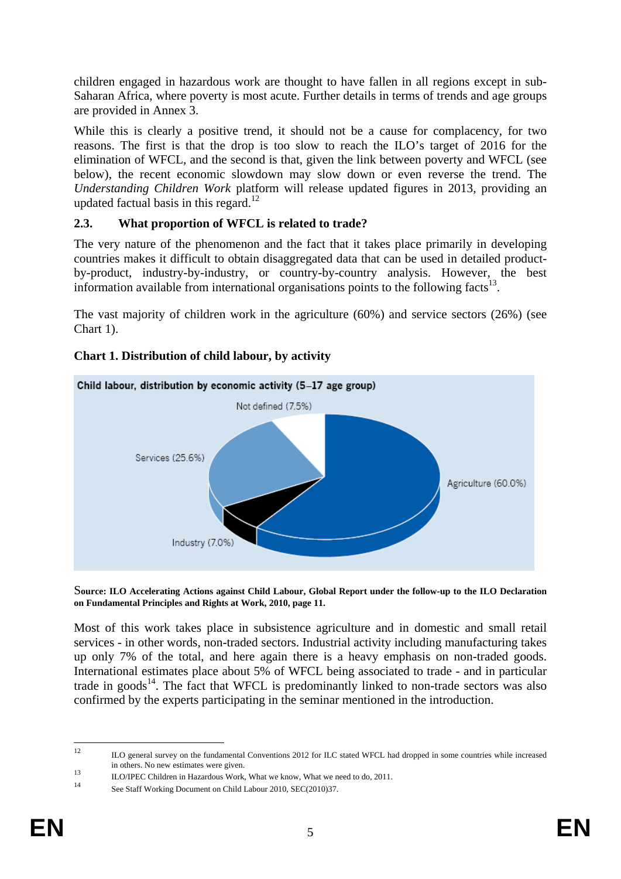children engaged in hazardous work are thought to have fallen in all regions except in sub-Saharan Africa, where poverty is most acute. Further details in terms of trends and age groups are provided in Annex 3.

While this is clearly a positive trend, it should not be a cause for complacency, for two reasons. The first is that the drop is too slow to reach the ILO's target of 2016 for the elimination of WFCL, and the second is that, given the link between poverty and WFCL (see below), the recent economic slowdown may slow down or even reverse the trend. The *Understanding Children Work* platform will release updated figures in 2013, providing an updated factual basis in this regard.[12]

### 2.3. What proportion of WFCL is related to trade?

The very nature of the phenomenon and the fact that it takes place primarily in developing countries makes it difficult to obtain disaggregated data that can be used in detailed product-by-product, industry-by-industry, or country-by-country analysis. However, the best information available from international organisations points to the following facts[13].

The vast majority of children work in the agriculture (60%) and service sectors (26%) (see Chart 1).

**Chart 1. Distribution of child labour, by activity**

**Child labour, distribution by economic activity (5–17 age group)**

- Agriculture (60.0%)
- Services (25.6%)
- Industry (7.0%)
- Not defined (7.5%)

**Source: ILO Accelerating Actions against Child Labour, Global Report under the follow-up to the ILO Declaration on Fundamental Principles and Rights at Work, 2010, page 11.**

Most of this work takes place in subsistence agriculture and in domestic and small retail services - in other words, non-traded sectors. Industrial activity including manufacturing takes up only 7% of the total, and here again there is a heavy emphasis on non-traded goods. International estimates place about 5% of WFCL being associated to trade - and in particular trade in goods[14]. The fact that WFCL is predominantly linked to non-trade sectors was also confirmed by the experts participating in the seminar mentioned in the introduction.

---

[12] ILO general survey on the fundamental Conventions 2012 for ILC stated WFCL had dropped in some countries while increased in others. No new estimates were given.

[13] ILO/IPEC Children in Hazardous Work, What we know, What we need to do, 2011.

[14] See Staff Working Document on Child Labour 2010, SEC(2010)37.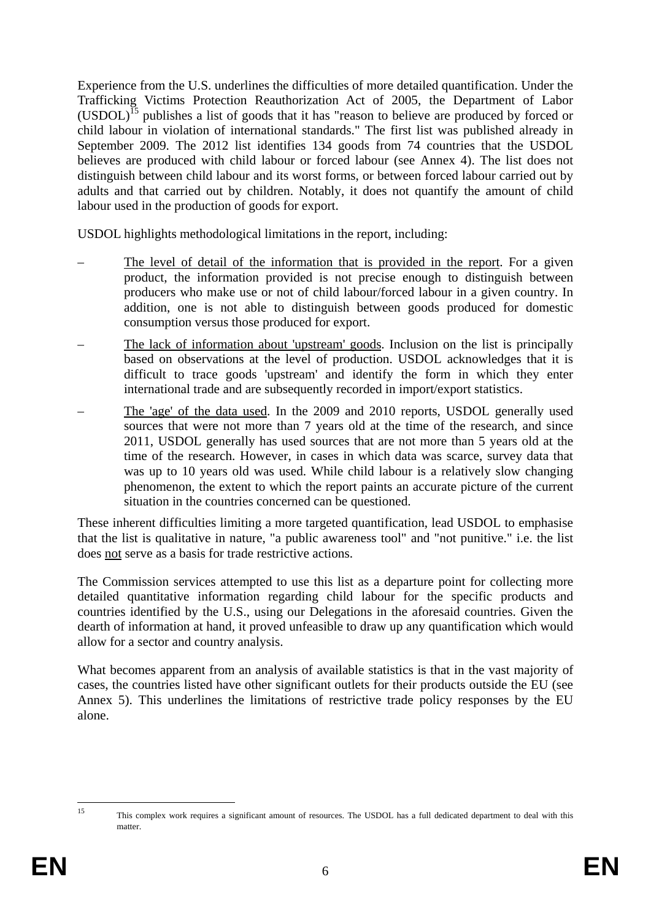Experience from the U.S. underlines the difficulties of more detailed quantification. Under the Trafficking Victims Protection Reauthorization Act of 2005, the Department of Labor (USDOL)[15] publishes a list of goods that it has "reason to believe are produced by forced or child labour in violation of international standards." The first list was published already in September 2009. The 2012 list identifies 134 goods from 74 countries that the USDOL believes are produced with child labour or forced labour (see Annex 4). The list does not distinguish between child labour and its worst forms, or between forced labour carried out by adults and that carried out by children. Notably, it does not quantify the amount of child labour used in the production of goods for export.

USDOL highlights methodological limitations in the report, including:

– <u>The level of detail of the information that is provided in the report</u>. For a given product, the information provided is not precise enough to distinguish between producers who make use or not of child labour/forced labour in a given country. In addition, one is not able to distinguish between goods produced for domestic consumption versus those produced for export.

– <u>The lack of information about 'upstream' goods</u>. Inclusion on the list is principally based on observations at the level of production. USDOL acknowledges that it is difficult to trace goods 'upstream' and identify the form in which they enter international trade and are subsequently recorded in import/export statistics.

– <u>The 'age' of the data used</u>. In the 2009 and 2010 reports, USDOL generally used sources that were not more than 7 years old at the time of the research, and since 2011, USDOL generally has used sources that are not more than 5 years old at the time of the research. However, in cases in which data was scarce, survey data that was up to 10 years old was used. While child labour is a relatively slow changing phenomenon, the extent to which the report paints an accurate picture of the current situation in the countries concerned can be questioned.

These inherent difficulties limiting a more targeted quantification, lead USDOL to emphasise that the list is qualitative in nature, "a public awareness tool" and "not punitive." i.e. the list does <u>not</u> serve as a basis for trade restrictive actions.

The Commission services attempted to use this list as a departure point for collecting more detailed quantitative information regarding child labour for the specific products and countries identified by the U.S., using our Delegations in the aforesaid countries. Given the dearth of information at hand, it proved unfeasible to draw up any quantification which would allow for a sector and country analysis.

What becomes apparent from an analysis of available statistics is that in the vast majority of cases, the countries listed have other significant outlets for their products outside the EU (see Annex 5). This underlines the limitations of restrictive trade policy responses by the EU alone.

---

[15] This complex work requires a significant amount of resources. The USDOL has a full dedicated department to deal with this matter.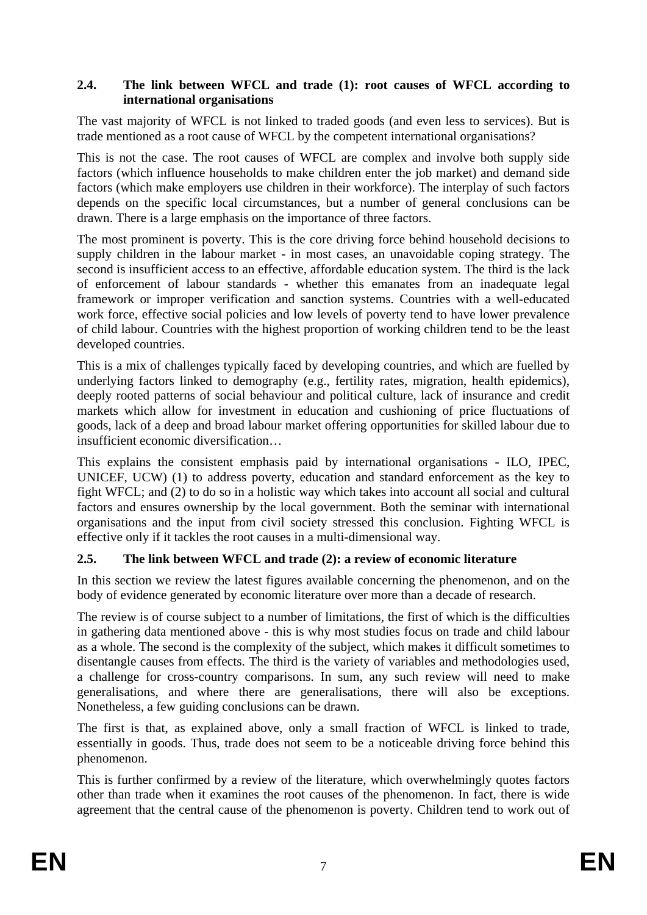### 2.4. The link between WFCL and trade (1): root causes of WFCL according to international organisations

The vast majority of WFCL is not linked to traded goods (and even less to services). But is trade mentioned as a root cause of WFCL by the competent international organisations?

This is not the case. The root causes of WFCL are complex and involve both supply side factors (which influence households to make children enter the job market) and demand side factors (which make employers use children in their workforce). The interplay of such factors depends on the specific local circumstances, but a number of general conclusions can be drawn. There is a large emphasis on the importance of three factors.

The most prominent is poverty. This is the core driving force behind household decisions to supply children in the labour market - in most cases, an unavoidable coping strategy. The second is insufficient access to an effective, affordable education system. The third is the lack of enforcement of labour standards - whether this emanates from an inadequate legal framework or improper verification and sanction systems. Countries with a well-educated work force, effective social policies and low levels of poverty tend to have lower prevalence of child labour. Countries with the highest proportion of working children tend to be the least developed countries.

This is a mix of challenges typically faced by developing countries, and which are fuelled by underlying factors linked to demography (e.g., fertility rates, migration, health epidemics), deeply rooted patterns of social behaviour and political culture, lack of insurance and credit markets which allow for investment in education and cushioning of price fluctuations of goods, lack of a deep and broad labour market offering opportunities for skilled labour due to insufficient economic diversification…

This explains the consistent emphasis paid by international organisations - ILO, IPEC, UNICEF, UCW) (1) to address poverty, education and standard enforcement as the key to fight WFCL; and (2) to do so in a holistic way which takes into account all social and cultural factors and ensures ownership by the local government. Both the seminar with international organisations and the input from civil society stressed this conclusion. Fighting WFCL is effective only if it tackles the root causes in a multi-dimensional way.

### 2.5. The link between WFCL and trade (2): a review of economic literature

In this section we review the latest figures available concerning the phenomenon, and on the body of evidence generated by economic literature over more than a decade of research.

The review is of course subject to a number of limitations, the first of which is the difficulties in gathering data mentioned above - this is why most studies focus on trade and child labour as a whole. The second is the complexity of the subject, which makes it difficult sometimes to disentangle causes from effects. The third is the variety of variables and methodologies used, a challenge for cross-country comparisons. In sum, any such review will need to make generalisations, and where there are generalisations, there will also be exceptions. Nonetheless, a few guiding conclusions can be drawn.

The first is that, as explained above, only a small fraction of WFCL is linked to trade, essentially in goods. Thus, trade does not seem to be a noticeable driving force behind this phenomenon.

This is further confirmed by a review of the literature, which overwhelmingly quotes factors other than trade when it examines the root causes of the phenomenon. In fact, there is wide agreement that the central cause of the phenomenon is poverty. Children tend to work out of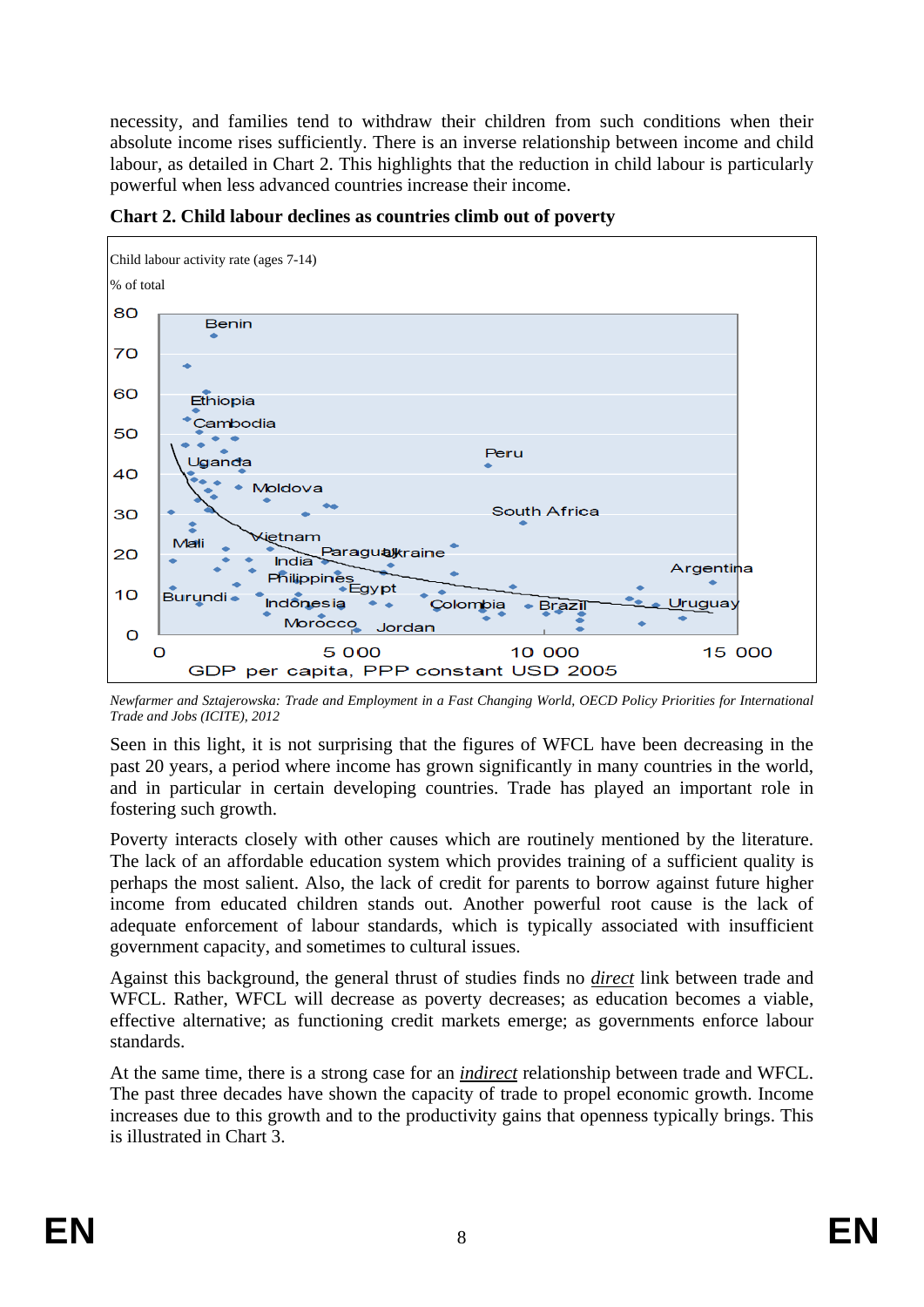necessity, and families tend to withdraw their children from such conditions when their absolute income rises sufficiently. There is an inverse relationship between income and child labour, as detailed in Chart 2. This highlights that the reduction in child labour is particularly powerful when less advanced countries increase their income.

**Chart 2. Child labour declines as countries climb out of poverty**

Child labour activity rate (ages 7-14)

% of total

GDP per capita, PPP constant USD 2005

*Newfarmer and Sztajerowska: Trade and Employment in a Fast Changing World, OECD Policy Priorities for International Trade and Jobs (ICITE), 2012*

Seen in this light, it is not surprising that the figures of WFCL have been decreasing in the past 20 years, a period where income has grown significantly in many countries in the world, and in particular in certain developing countries. Trade has played an important role in fostering such growth.

Poverty interacts closely with other causes which are routinely mentioned by the literature. The lack of an affordable education system which provides training of a sufficient quality is perhaps the most salient. Also, the lack of credit for parents to borrow against future higher income from educated children stands out. Another powerful root cause is the lack of adequate enforcement of labour standards, which is typically associated with insufficient government capacity, and sometimes to cultural issues.

Against this background, the general thrust of studies finds no *direct* link between trade and WFCL. Rather, WFCL will decrease as poverty decreases; as education becomes a viable, effective alternative; as functioning credit markets emerge; as governments enforce labour standards.

At the same time, there is a strong case for an *indirect* relationship between trade and WFCL. The past three decades have shown the capacity of trade to propel economic growth. Income increases due to this growth and to the productivity gains that openness typically brings. This is illustrated in Chart 3.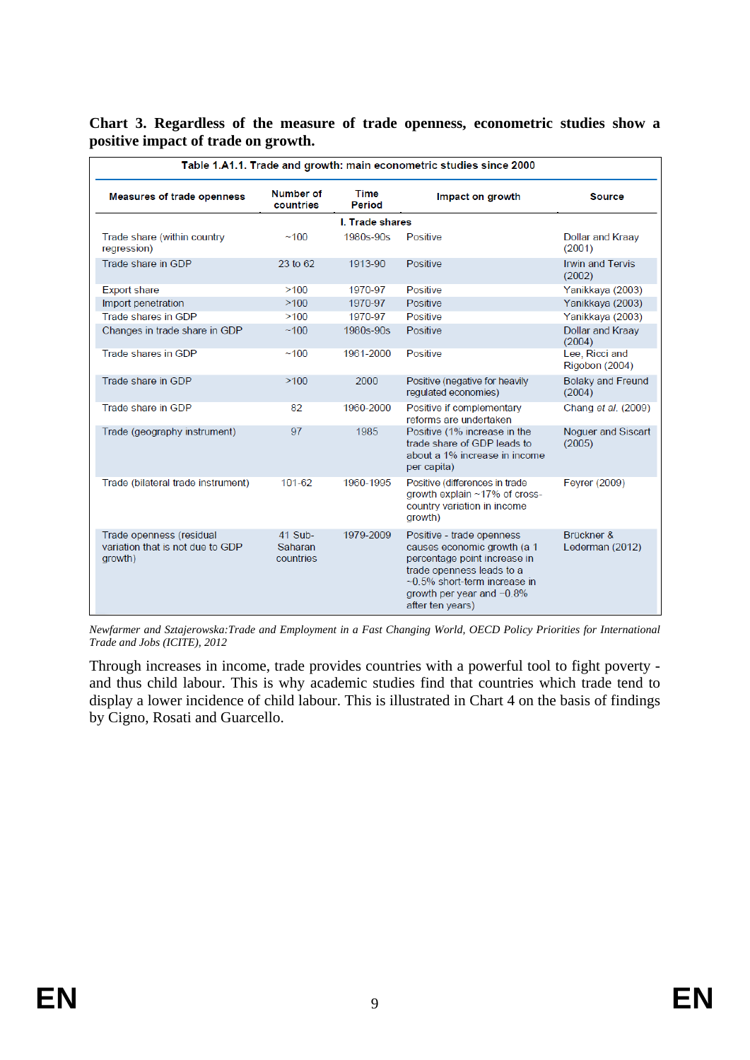**Chart 3. Regardless of the measure of trade openness, econometric studies show a positive impact of trade on growth.**

**Table 1.A1.1. Trade and growth: main econometric studies since 2000**

| Measures of trade openness | Number of countries | Time Period | Impact on growth | Source |
|---|---|---|---|---|
| | | **I. Trade shares** | | |
| Trade share (within country regression) | ~100 | 1980s-90s | Positive | Dollar and Kraay (2001) |
| Trade share in GDP | 23 to 62 | 1913-90 | Positive | Irwin and Tervis (2002) |
| Export share | >100 | 1970-97 | Positive | Yanikkaya (2003) |
| Import penetration | >100 | 1970-97 | Positive | Yanikkaya (2003) |
| Trade shares in GDP | >100 | 1970-97 | Positive | Yanikkaya (2003) |
| Changes in trade share in GDP | ~100 | 1980s-90s | Positive | Dollar and Kraay (2004) |
| Trade shares in GDP | ~100 | 1961-2000 | Positive | Lee, Ricci and Rigobon (2004) |
| Trade share in GDP | >100 | 2000 | Positive (negative for heavily regulated economies) | Bolaky and Freund (2004) |
| Trade share in GDP | 82 | 1960-2000 | Positive if complementary reforms are undertaken | Chang *et al.* (2009) |
| Trade (geography instrument) | 97 | 1985 | Positive (1% increase in the trade share of GDP leads to about a 1% increase in income per capita) | Noguer and Siscart (2005) |
| Trade (bilateral trade instrument) | 101-62 | 1960-1995 | Positive (differences in trade growth explain ~17% of cross-country variation in income growth) | Feyrer (2009) |
| Trade openness (residual variation that is not due to GDP growth) | 41 Sub-Saharan countries | 1979-2009 | Positive - trade openness causes economic growth (a 1 percentage point increase in trade openness leads to a ~0.5% short-term increase in growth per year and ~0.8% after ten years) | Brückner & Lederman (2012) |

*Newfarmer and Sztajerowska:Trade and Employment in a Fast Changing World, OECD Policy Priorities for International Trade and Jobs (ICITE), 2012*

Through increases in income, trade provides countries with a powerful tool to fight poverty - and thus child labour. This is why academic studies find that countries which trade tend to display a lower incidence of child labour. This is illustrated in Chart 4 on the basis of findings by Cigno, Rosati and Guarcello.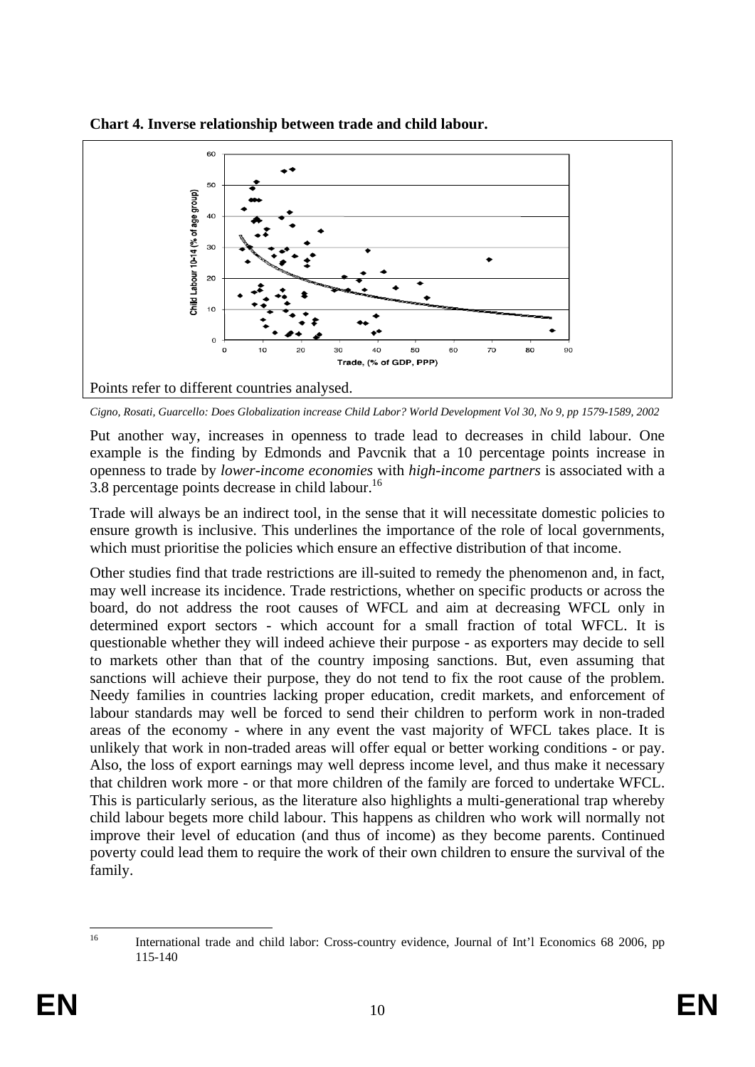**Chart 4. Inverse relationship between trade and child labour.**

Points refer to different countries analysed.

*Cigno, Rosati, Guarcello: Does Globalization increase Child Labor? World Development Vol 30, No 9, pp 1579-1589, 2002*

Put another way, increases in openness to trade lead to decreases in child labour. One example is the finding by Edmonds and Pavcnik that a 10 percentage points increase in openness to trade by *lower-income economies* with *high-income partners* is associated with a 3.8 percentage points decrease in child labour.[16]

Trade will always be an indirect tool, in the sense that it will necessitate domestic policies to ensure growth is inclusive. This underlines the importance of the role of local governments, which must prioritise the policies which ensure an effective distribution of that income.

Other studies find that trade restrictions are ill-suited to remedy the phenomenon and, in fact, may well increase its incidence. Trade restrictions, whether on specific products or across the board, do not address the root causes of WFCL and aim at decreasing WFCL only in determined export sectors - which account for a small fraction of total WFCL. It is questionable whether they will indeed achieve their purpose - as exporters may decide to sell to markets other than that of the country imposing sanctions. But, even assuming that sanctions will achieve their purpose, they do not tend to fix the root cause of the problem. Needy families in countries lacking proper education, credit markets, and enforcement of labour standards may well be forced to send their children to perform work in non-traded areas of the economy - where in any event the vast majority of WFCL takes place. It is unlikely that work in non-traded areas will offer equal or better working conditions - or pay. Also, the loss of export earnings may well depress income level, and thus make it necessary that children work more - or that more children of the family are forced to undertake WFCL. This is particularly serious, as the literature also highlights a multi-generational trap whereby child labour begets more child labour. This happens as children who work will normally not improve their level of education (and thus of income) as they become parents. Continued poverty could lead them to require the work of their own children to ensure the survival of the family.

[16] International trade and child labor: Cross-country evidence, Journal of Int'l Economics 68 2006, pp 115-140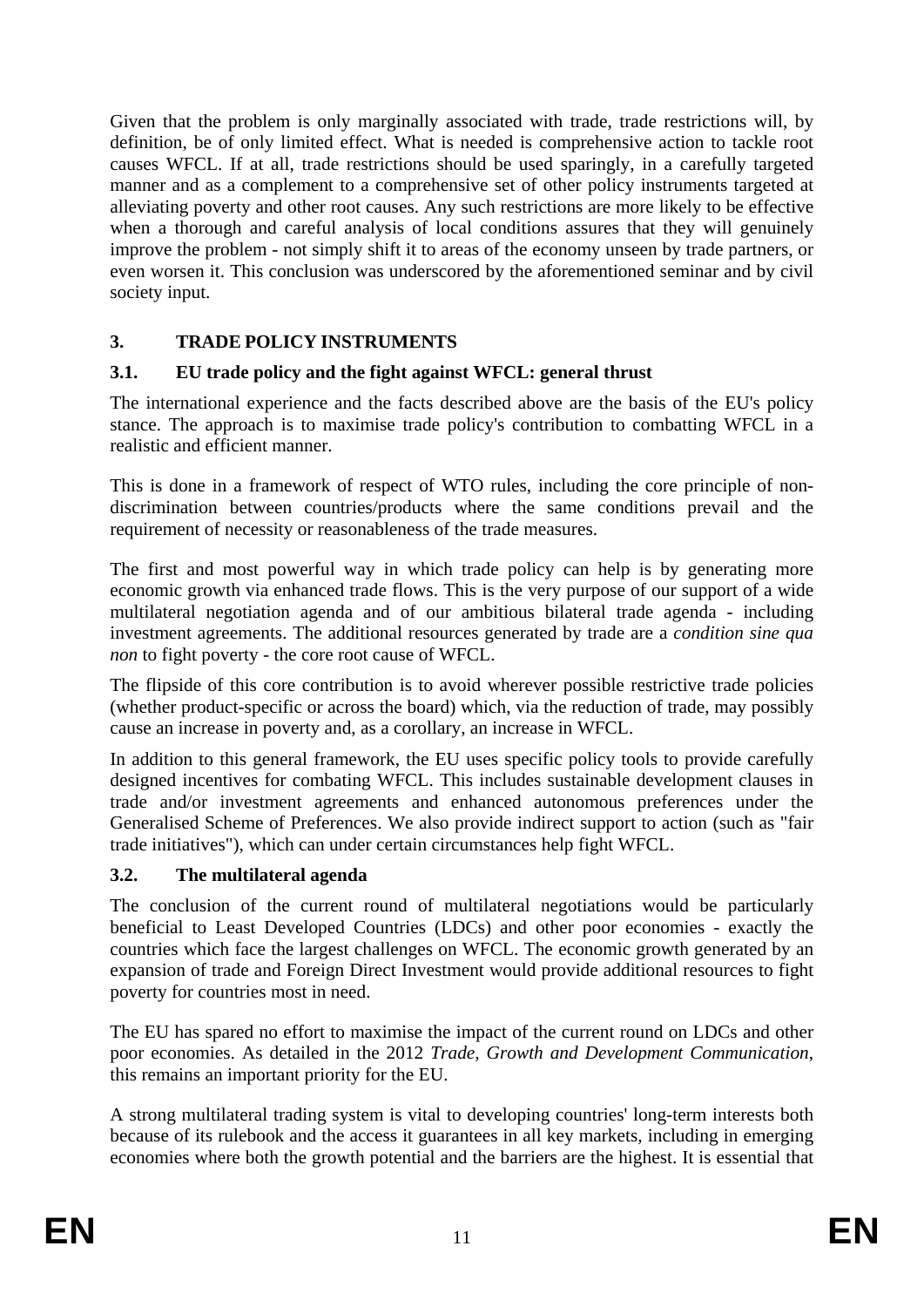Given that the problem is only marginally associated with trade, trade restrictions will, by definition, be of only limited effect. What is needed is comprehensive action to tackle root causes WFCL. If at all, trade restrictions should be used sparingly, in a carefully targeted manner and as a complement to a comprehensive set of other policy instruments targeted at alleviating poverty and other root causes. Any such restrictions are more likely to be effective when a thorough and careful analysis of local conditions assures that they will genuinely improve the problem - not simply shift it to areas of the economy unseen by trade partners, or even worsen it. This conclusion was underscored by the aforementioned seminar and by civil society input.

## 3. TRADE POLICY INSTRUMENTS

### 3.1. EU trade policy and the fight against WFCL: general thrust

The international experience and the facts described above are the basis of the EU's policy stance. The approach is to maximise trade policy's contribution to combatting WFCL in a realistic and efficient manner.

This is done in a framework of respect of WTO rules, including the core principle of non-discrimination between countries/products where the same conditions prevail and the requirement of necessity or reasonableness of the trade measures.

The first and most powerful way in which trade policy can help is by generating more economic growth via enhanced trade flows. This is the very purpose of our support of a wide multilateral negotiation agenda and of our ambitious bilateral trade agenda - including investment agreements. The additional resources generated by trade are a *condition sine qua non* to fight poverty - the core root cause of WFCL.

The flipside of this core contribution is to avoid wherever possible restrictive trade policies (whether product-specific or across the board) which, via the reduction of trade, may possibly cause an increase in poverty and, as a corollary, an increase in WFCL.

In addition to this general framework, the EU uses specific policy tools to provide carefully designed incentives for combating WFCL. This includes sustainable development clauses in trade and/or investment agreements and enhanced autonomous preferences under the Generalised Scheme of Preferences. We also provide indirect support to action (such as "fair trade initiatives"), which can under certain circumstances help fight WFCL.

### 3.2. The multilateral agenda

The conclusion of the current round of multilateral negotiations would be particularly beneficial to Least Developed Countries (LDCs) and other poor economies - exactly the countries which face the largest challenges on WFCL. The economic growth generated by an expansion of trade and Foreign Direct Investment would provide additional resources to fight poverty for countries most in need.

The EU has spared no effort to maximise the impact of the current round on LDCs and other poor economies. As detailed in the 2012 *Trade, Growth and Development Communication*, this remains an important priority for the EU.

A strong multilateral trading system is vital to developing countries' long-term interests both because of its rulebook and the access it guarantees in all key markets, including in emerging economies where both the growth potential and the barriers are the highest. It is essential that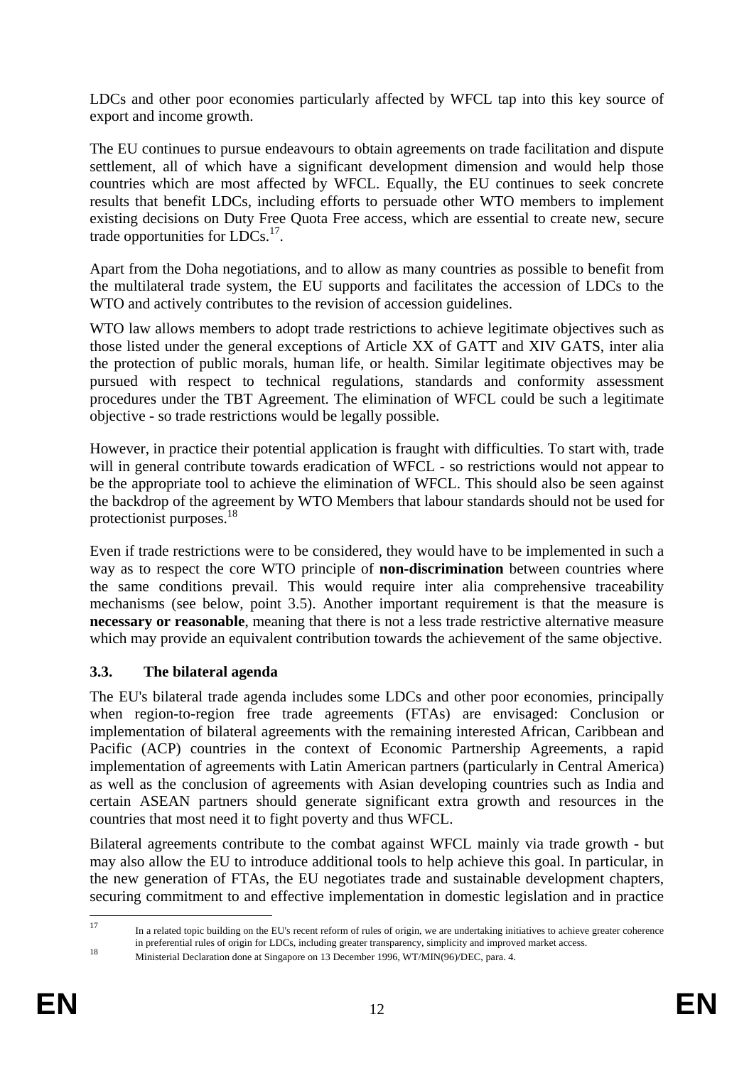LDCs and other poor economies particularly affected by WFCL tap into this key source of export and income growth.

The EU continues to pursue endeavours to obtain agreements on trade facilitation and dispute settlement, all of which have a significant development dimension and would help those countries which are most affected by WFCL. Equally, the EU continues to seek concrete results that benefit LDCs, including efforts to persuade other WTO members to implement existing decisions on Duty Free Quota Free access, which are essential to create new, secure trade opportunities for LDCs.[17].

Apart from the Doha negotiations, and to allow as many countries as possible to benefit from the multilateral trade system, the EU supports and facilitates the accession of LDCs to the WTO and actively contributes to the revision of accession guidelines.

WTO law allows members to adopt trade restrictions to achieve legitimate objectives such as those listed under the general exceptions of Article XX of GATT and XIV GATS, inter alia the protection of public morals, human life, or health. Similar legitimate objectives may be pursued with respect to technical regulations, standards and conformity assessment procedures under the TBT Agreement. The elimination of WFCL could be such a legitimate objective - so trade restrictions would be legally possible.

However, in practice their potential application is fraught with difficulties. To start with, trade will in general contribute towards eradication of WFCL - so restrictions would not appear to be the appropriate tool to achieve the elimination of WFCL. This should also be seen against the backdrop of the agreement by WTO Members that labour standards should not be used for protectionist purposes.[18]

Even if trade restrictions were to be considered, they would have to be implemented in such a way as to respect the core WTO principle of **non-discrimination** between countries where the same conditions prevail. This would require inter alia comprehensive traceability mechanisms (see below, point 3.5). Another important requirement is that the measure is **necessary or reasonable**, meaning that there is not a less trade restrictive alternative measure which may provide an equivalent contribution towards the achievement of the same objective.

### 3.3. The bilateral agenda

The EU's bilateral trade agenda includes some LDCs and other poor economies, principally when region-to-region free trade agreements (FTAs) are envisaged: Conclusion or implementation of bilateral agreements with the remaining interested African, Caribbean and Pacific (ACP) countries in the context of Economic Partnership Agreements, a rapid implementation of agreements with Latin American partners (particularly in Central America) as well as the conclusion of agreements with Asian developing countries such as India and certain ASEAN partners should generate significant extra growth and resources in the countries that most need it to fight poverty and thus WFCL.

Bilateral agreements contribute to the combat against WFCL mainly via trade growth - but may also allow the EU to introduce additional tools to help achieve this goal. In particular, in the new generation of FTAs, the EU negotiates trade and sustainable development chapters, securing commitment to and effective implementation in domestic legislation and in practice

---

[17] In a related topic building on the EU's recent reform of rules of origin, we are undertaking initiatives to achieve greater coherence in preferential rules of origin for LDCs, including greater transparency, simplicity and improved market access.

[18] Ministerial Declaration done at Singapore on 13 December 1996, WT/MIN(96)/DEC, para. 4.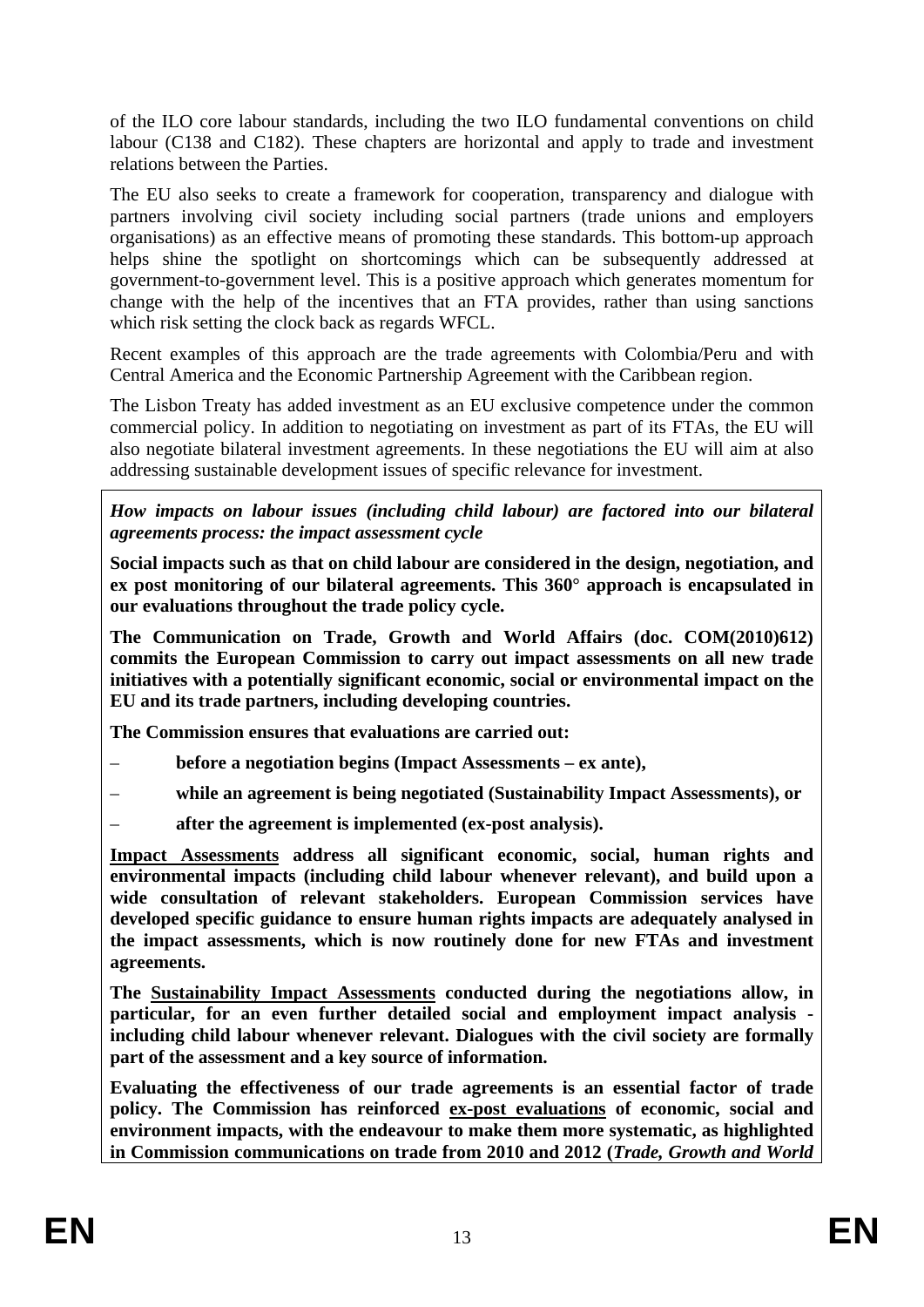of the ILO core labour standards, including the two ILO fundamental conventions on child labour (C138 and C182). These chapters are horizontal and apply to trade and investment relations between the Parties.

The EU also seeks to create a framework for cooperation, transparency and dialogue with partners involving civil society including social partners (trade unions and employers organisations) as an effective means of promoting these standards. This bottom-up approach helps shine the spotlight on shortcomings which can be subsequently addressed at government-to-government level. This is a positive approach which generates momentum for change with the help of the incentives that an FTA provides, rather than using sanctions which risk setting the clock back as regards WFCL.

Recent examples of this approach are the trade agreements with Colombia/Peru and with Central America and the Economic Partnership Agreement with the Caribbean region.

The Lisbon Treaty has added investment as an EU exclusive competence under the common commercial policy. In addition to negotiating on investment as part of its FTAs, the EU will also negotiate bilateral investment agreements. In these negotiations the EU will aim at also addressing sustainable development issues of specific relevance for investment.

***How impacts on labour issues (including child labour) are factored into our bilateral agreements process: the impact assessment cycle***

**Social impacts such as that on child labour are considered in the design, negotiation, and ex post monitoring of our bilateral agreements. This 360° approach is encapsulated in our evaluations throughout the trade policy cycle.**

**The Communication on Trade, Growth and World Affairs (doc. COM(2010)612) commits the European Commission to carry out impact assessments on all new trade initiatives with a potentially significant economic, social or environmental impact on the EU and its trade partners, including developing countries.**

**The Commission ensures that evaluations are carried out:**

- **before a negotiation begins (Impact Assessments – ex ante),**
- **while an agreement is being negotiated (Sustainability Impact Assessments), or**
- **after the agreement is implemented (ex-post analysis).**

**<u>Impact Assessments</u> address all significant economic, social, human rights and environmental impacts (including child labour whenever relevant), and build upon a wide consultation of relevant stakeholders. European Commission services have developed specific guidance to ensure human rights impacts are adequately analysed in the impact assessments, which is now routinely done for new FTAs and investment agreements.**

**The <u>Sustainability Impact Assessments</u> conducted during the negotiations allow, in particular, for an even further detailed social and employment impact analysis - including child labour whenever relevant. Dialogues with the civil society are formally part of the assessment and a key source of information.**

**Evaluating the effectiveness of our trade agreements is an essential factor of trade policy. The Commission has reinforced <u>ex-post evaluations</u> of economic, social and environment impacts, with the endeavour to make them more systematic, as highlighted in Commission communications on trade from 2010 and 2012 (*Trade, Growth and World***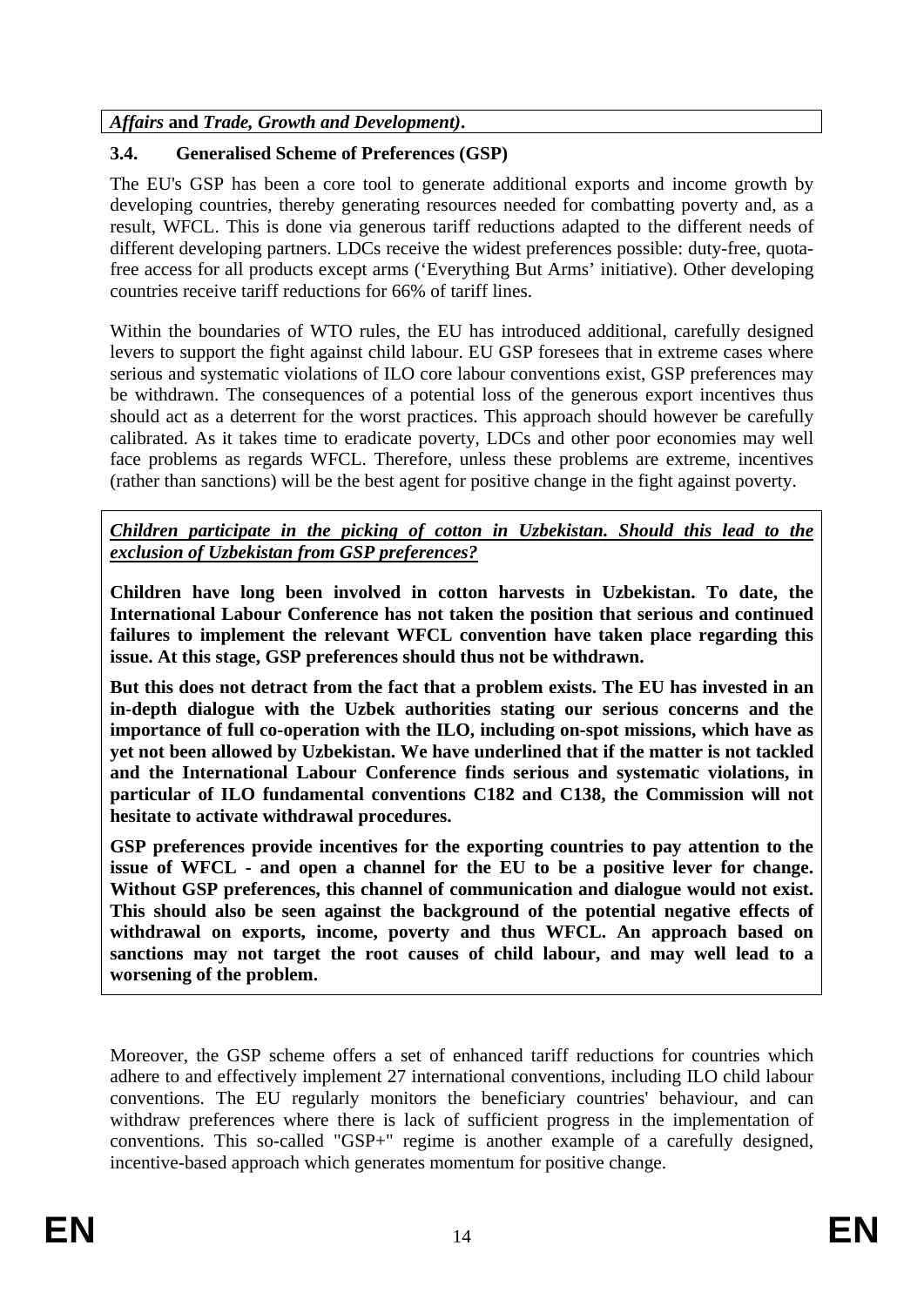*Affairs* **and** *Trade, Growth and Development)***.**

### 3.4. Generalised Scheme of Preferences (GSP)

The EU's GSP has been a core tool to generate additional exports and income growth by developing countries, thereby generating resources needed for combatting poverty and, as a result, WFCL. This is done via generous tariff reductions adapted to the different needs of different developing partners. LDCs receive the widest preferences possible: duty-free, quota-free access for all products except arms ('Everything But Arms' initiative). Other developing countries receive tariff reductions for 66% of tariff lines.

Within the boundaries of WTO rules, the EU has introduced additional, carefully designed levers to support the fight against child labour. EU GSP foresees that in extreme cases where serious and systematic violations of ILO core labour conventions exist, GSP preferences may be withdrawn. The consequences of a potential loss of the generous export incentives thus should act as a deterrent for the worst practices. This approach should however be carefully calibrated. As it takes time to eradicate poverty, LDCs and other poor economies may well face problems as regards WFCL. Therefore, unless these problems are extreme, incentives (rather than sanctions) will be the best agent for positive change in the fight against poverty.

***Children participate in the picking of cotton in Uzbekistan. Should this lead to the exclusion of Uzbekistan from GSP preferences?***

**Children have long been involved in cotton harvests in Uzbekistan. To date, the International Labour Conference has not taken the position that serious and continued failures to implement the relevant WFCL convention have taken place regarding this issue. At this stage, GSP preferences should thus not be withdrawn.**

**But this does not detract from the fact that a problem exists. The EU has invested in an in-depth dialogue with the Uzbek authorities stating our serious concerns and the importance of full co-operation with the ILO, including on-spot missions, which have as yet not been allowed by Uzbekistan. We have underlined that if the matter is not tackled and the International Labour Conference finds serious and systematic violations, in particular of ILO fundamental conventions C182 and C138, the Commission will not hesitate to activate withdrawal procedures.**

**GSP preferences provide incentives for the exporting countries to pay attention to the issue of WFCL - and open a channel for the EU to be a positive lever for change. Without GSP preferences, this channel of communication and dialogue would not exist. This should also be seen against the background of the potential negative effects of withdrawal on exports, income, poverty and thus WFCL. An approach based on sanctions may not target the root causes of child labour, and may well lead to a worsening of the problem.**

Moreover, the GSP scheme offers a set of enhanced tariff reductions for countries which adhere to and effectively implement 27 international conventions, including ILO child labour conventions. The EU regularly monitors the beneficiary countries' behaviour, and can withdraw preferences where there is lack of sufficient progress in the implementation of conventions. This so-called "GSP+" regime is another example of a carefully designed, incentive-based approach which generates momentum for positive change.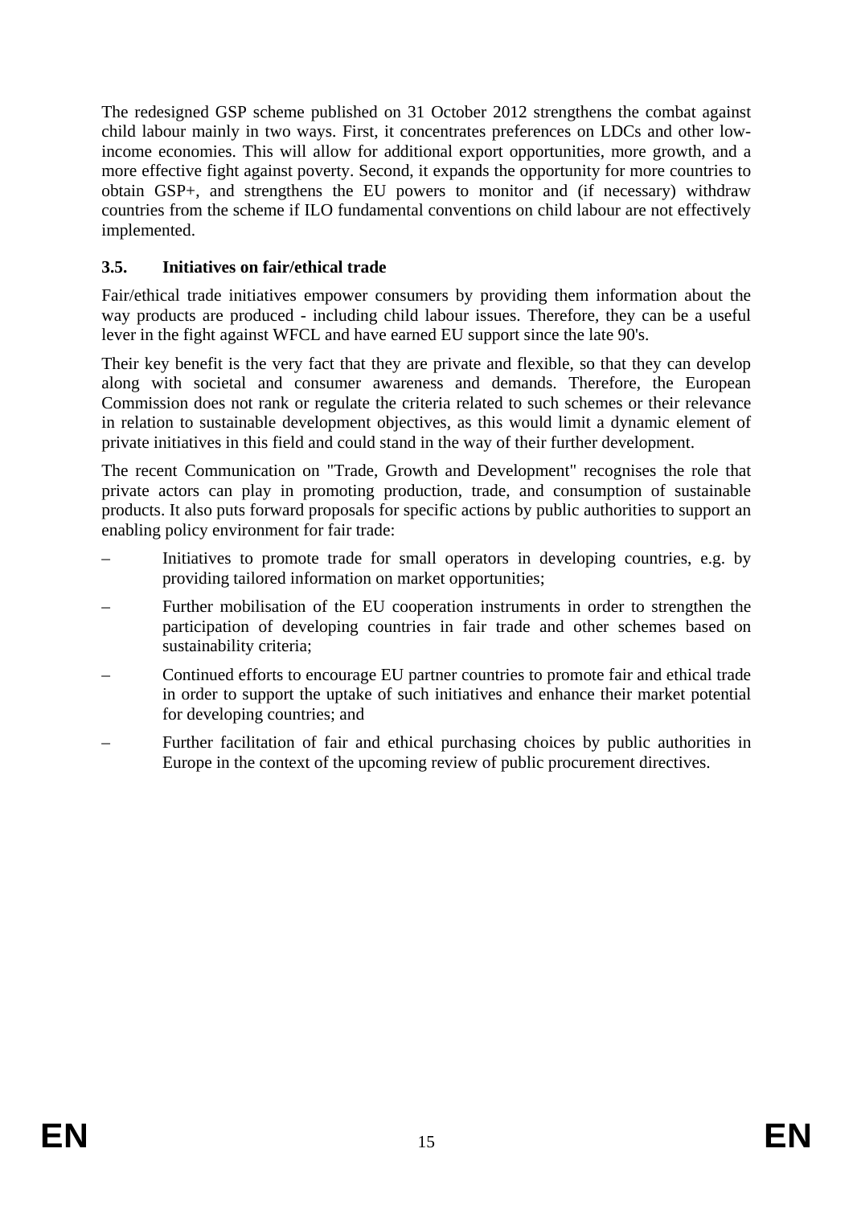The redesigned GSP scheme published on 31 October 2012 strengthens the combat against child labour mainly in two ways. First, it concentrates preferences on LDCs and other low-income economies. This will allow for additional export opportunities, more growth, and a more effective fight against poverty. Second, it expands the opportunity for more countries to obtain GSP+, and strengthens the EU powers to monitor and (if necessary) withdraw countries from the scheme if ILO fundamental conventions on child labour are not effectively implemented.

### 3.5. Initiatives on fair/ethical trade

Fair/ethical trade initiatives empower consumers by providing them information about the way products are produced - including child labour issues. Therefore, they can be a useful lever in the fight against WFCL and have earned EU support since the late 90's.

Their key benefit is the very fact that they are private and flexible, so that they can develop along with societal and consumer awareness and demands. Therefore, the European Commission does not rank or regulate the criteria related to such schemes or their relevance in relation to sustainable development objectives, as this would limit a dynamic element of private initiatives in this field and could stand in the way of their further development.

The recent Communication on "Trade, Growth and Development" recognises the role that private actors can play in promoting production, trade, and consumption of sustainable products. It also puts forward proposals for specific actions by public authorities to support an enabling policy environment for fair trade:

– Initiatives to promote trade for small operators in developing countries, e.g. by providing tailored information on market opportunities;

– Further mobilisation of the EU cooperation instruments in order to strengthen the participation of developing countries in fair trade and other schemes based on sustainability criteria;

– Continued efforts to encourage EU partner countries to promote fair and ethical trade in order to support the uptake of such initiatives and enhance their market potential for developing countries; and

– Further facilitation of fair and ethical purchasing choices by public authorities in Europe in the context of the upcoming review of public procurement directives.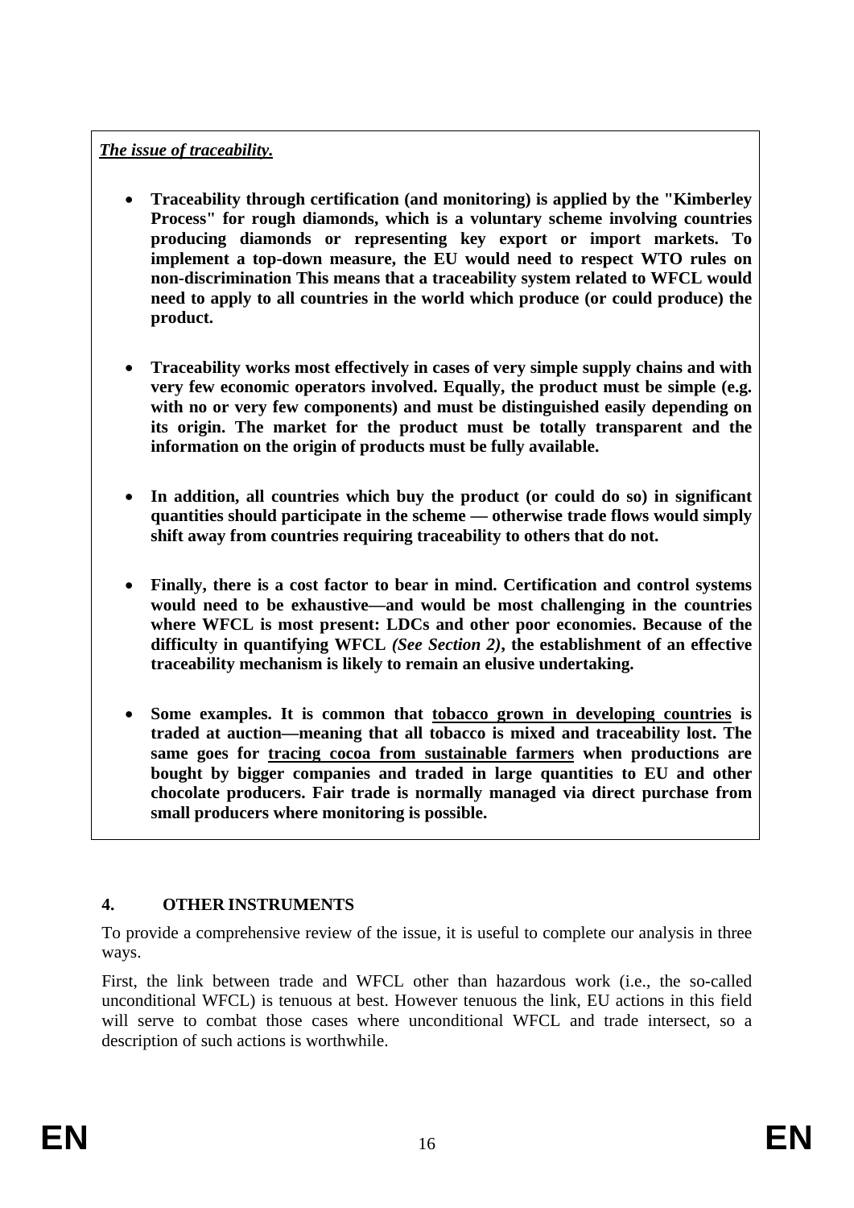***The issue of traceability.***

- **Traceability through certification (and monitoring) is applied by the "Kimberley Process" for rough diamonds, which is a voluntary scheme involving countries producing diamonds or representing key export or import markets. To implement a top-down measure, the EU would need to respect WTO rules on non-discrimination This means that a traceability system related to WFCL would need to apply to all countries in the world which produce (or could produce) the product.**

- **Traceability works most effectively in cases of very simple supply chains and with very few economic operators involved. Equally, the product must be simple (e.g. with no or very few components) and must be distinguished easily depending on its origin. The market for the product must be totally transparent and the information on the origin of products must be fully available.**

- **In addition, all countries which buy the product (or could do so) in significant quantities should participate in the scheme — otherwise trade flows would simply shift away from countries requiring traceability to others that do not.**

- **Finally, there is a cost factor to bear in mind. Certification and control systems would need to be exhaustive—and would be most challenging in the countries where WFCL is most present: LDCs and other poor economies. Because of the difficulty in quantifying WFCL *(See Section 2)*, the establishment of an effective traceability mechanism is likely to remain an elusive undertaking.**

- **Some examples. It is common that <u>tobacco grown in developing countries</u> is traded at auction—meaning that all tobacco is mixed and traceability lost. The same goes for <u>tracing cocoa from sustainable farmers</u> when productions are bought by bigger companies and traded in large quantities to EU and other chocolate producers. Fair trade is normally managed via direct purchase from small producers where monitoring is possible.**

## 4. OTHER INSTRUMENTS

To provide a comprehensive review of the issue, it is useful to complete our analysis in three ways.

First, the link between trade and WFCL other than hazardous work (i.e., the so-called unconditional WFCL) is tenuous at best. However tenuous the link, EU actions in this field will serve to combat those cases where unconditional WFCL and trade intersect, so a description of such actions is worthwhile.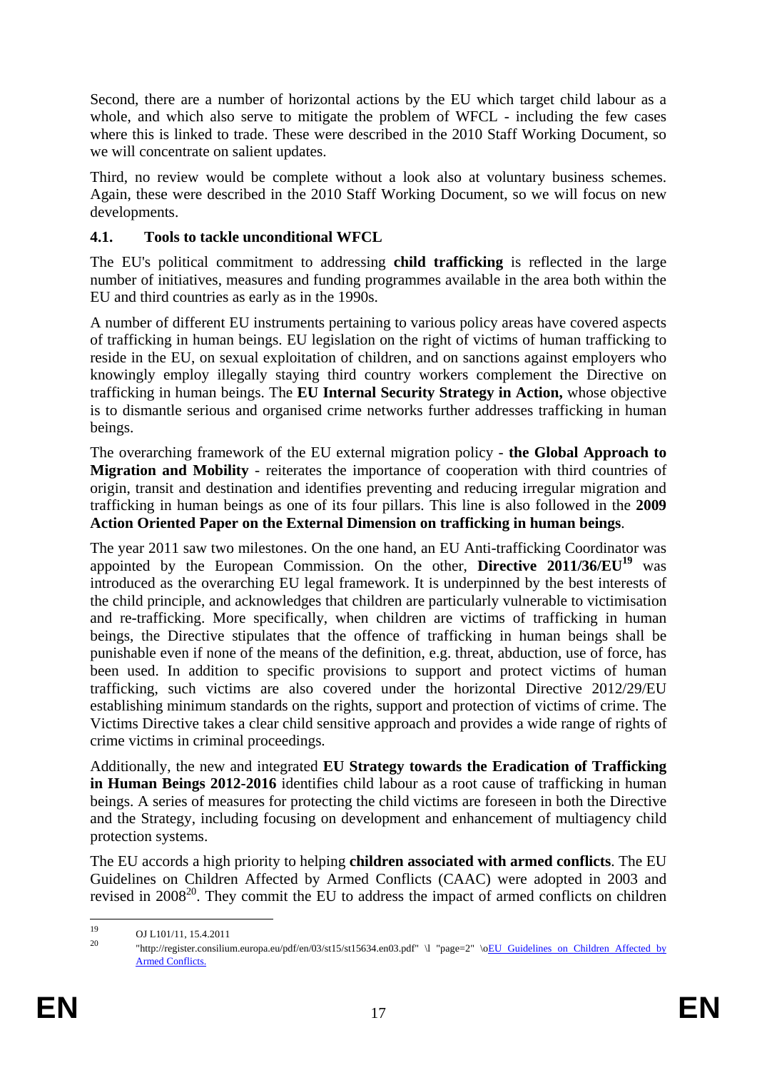Second, there are a number of horizontal actions by the EU which target child labour as a whole, and which also serve to mitigate the problem of WFCL - including the few cases where this is linked to trade. These were described in the 2010 Staff Working Document, so we will concentrate on salient updates.

Third, no review would be complete without a look also at voluntary business schemes. Again, these were described in the 2010 Staff Working Document, so we will focus on new developments.

### 4.1. Tools to tackle unconditional WFCL

The EU's political commitment to addressing **child trafficking** is reflected in the large number of initiatives, measures and funding programmes available in the area both within the EU and third countries as early as in the 1990s.

A number of different EU instruments pertaining to various policy areas have covered aspects of trafficking in human beings. EU legislation on the right of victims of human trafficking to reside in the EU, on sexual exploitation of children, and on sanctions against employers who knowingly employ illegally staying third country workers complement the Directive on trafficking in human beings. The **EU Internal Security Strategy in Action,** whose objective is to dismantle serious and organised crime networks further addresses trafficking in human beings.

The overarching framework of the EU external migration policy - **the Global Approach to Migration and Mobility** - reiterates the importance of cooperation with third countries of origin, transit and destination and identifies preventing and reducing irregular migration and trafficking in human beings as one of its four pillars. This line is also followed in the **2009 Action Oriented Paper on the External Dimension on trafficking in human beings**.

The year 2011 saw two milestones. On the one hand, an EU Anti-trafficking Coordinator was appointed by the European Commission. On the other, **Directive 2011/36/EU**[19] was introduced as the overarching EU legal framework. It is underpinned by the best interests of the child principle, and acknowledges that children are particularly vulnerable to victimisation and re-trafficking. More specifically, when children are victims of trafficking in human beings, the Directive stipulates that the offence of trafficking in human beings shall be punishable even if none of the means of the definition, e.g. threat, abduction, use of force, has been used. In addition to specific provisions to support and protect victims of human trafficking, such victims are also covered under the horizontal Directive 2012/29/EU establishing minimum standards on the rights, support and protection of victims of crime. The Victims Directive takes a clear child sensitive approach and provides a wide range of rights of crime victims in criminal proceedings.

Additionally, the new and integrated **EU Strategy towards the Eradication of Trafficking in Human Beings 2012-2016** identifies child labour as a root cause of trafficking in human beings. A series of measures for protecting the child victims are foreseen in both the Directive and the Strategy, including focusing on development and enhancement of multiagency child protection systems.

The EU accords a high priority to helping **children associated with armed conflicts**. The EU Guidelines on Children Affected by Armed Conflicts (CAAC) were adopted in 2003 and revised in 2008[20]. They commit the EU to address the impact of armed conflicts on children

---

[19] OJ L101/11, 15.4.2011

[20] "http://register.consilium.europa.eu/pdf/en/03/st15/st15634.en03.pdf" \l "page=2" \oEU Guidelines on Children Affected by Armed Conflicts.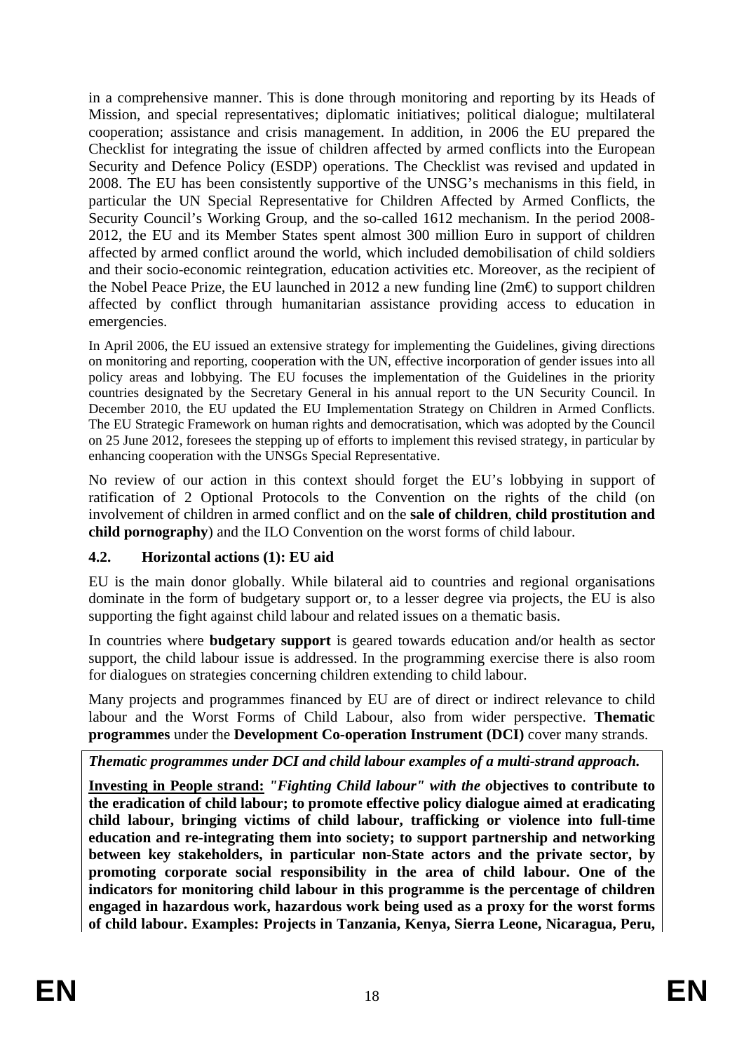in a comprehensive manner. This is done through monitoring and reporting by its Heads of Mission, and special representatives; diplomatic initiatives; political dialogue; multilateral cooperation; assistance and crisis management. In addition, in 2006 the EU prepared the Checklist for integrating the issue of children affected by armed conflicts into the European Security and Defence Policy (ESDP) operations. The Checklist was revised and updated in 2008. The EU has been consistently supportive of the UNSG's mechanisms in this field, in particular the UN Special Representative for Children Affected by Armed Conflicts, the Security Council's Working Group, and the so-called 1612 mechanism. In the period 2008-2012, the EU and its Member States spent almost 300 million Euro in support of children affected by armed conflict around the world, which included demobilisation of child soldiers and their socio-economic reintegration, education activities etc. Moreover, as the recipient of the Nobel Peace Prize, the EU launched in 2012 a new funding line (2m€) to support children affected by conflict through humanitarian assistance providing access to education in emergencies.

In April 2006, the EU issued an extensive strategy for implementing the Guidelines, giving directions on monitoring and reporting, cooperation with the UN, effective incorporation of gender issues into all policy areas and lobbying. The EU focuses the implementation of the Guidelines in the priority countries designated by the Secretary General in his annual report to the UN Security Council. In December 2010, the EU updated the EU Implementation Strategy on Children in Armed Conflicts. The EU Strategic Framework on human rights and democratisation, which was adopted by the Council on 25 June 2012, foresees the stepping up of efforts to implement this revised strategy, in particular by enhancing cooperation with the UNSGs Special Representative.

No review of our action in this context should forget the EU's lobbying in support of ratification of 2 Optional Protocols to the Convention on the rights of the child (on involvement of children in armed conflict and on the **sale of children**, **child prostitution and child pornography**) and the ILO Convention on the worst forms of child labour.

### 4.2. Horizontal actions (1): EU aid

EU is the main donor globally. While bilateral aid to countries and regional organisations dominate in the form of budgetary support or, to a lesser degree via projects, the EU is also supporting the fight against child labour and related issues on a thematic basis.

In countries where **budgetary support** is geared towards education and/or health as sector support, the child labour issue is addressed. In the programming exercise there is also room for dialogues on strategies concerning children extending to child labour.

Many projects and programmes financed by EU are of direct or indirect relevance to child labour and the Worst Forms of Child Labour, also from wider perspective. **Thematic programmes** under the **Development Co-operation Instrument (DCI)** cover many strands.

***Thematic programmes under DCI and child labour examples of a multi-strand approach.***

**<u>Investing in People strand:</u>** ***"Fighting Child labour" with the o*****bjectives to contribute to the eradication of child labour; to promote effective policy dialogue aimed at eradicating child labour, bringing victims of child labour, trafficking or violence into full-time education and re-integrating them into society; to support partnership and networking between key stakeholders, in particular non-State actors and the private sector, by promoting corporate social responsibility in the area of child labour. One of the indicators for monitoring child labour in this programme is the percentage of children engaged in hazardous work, hazardous work being used as a proxy for the worst forms of child labour. Examples: Projects in Tanzania, Kenya, Sierra Leone, Nicaragua, Peru,**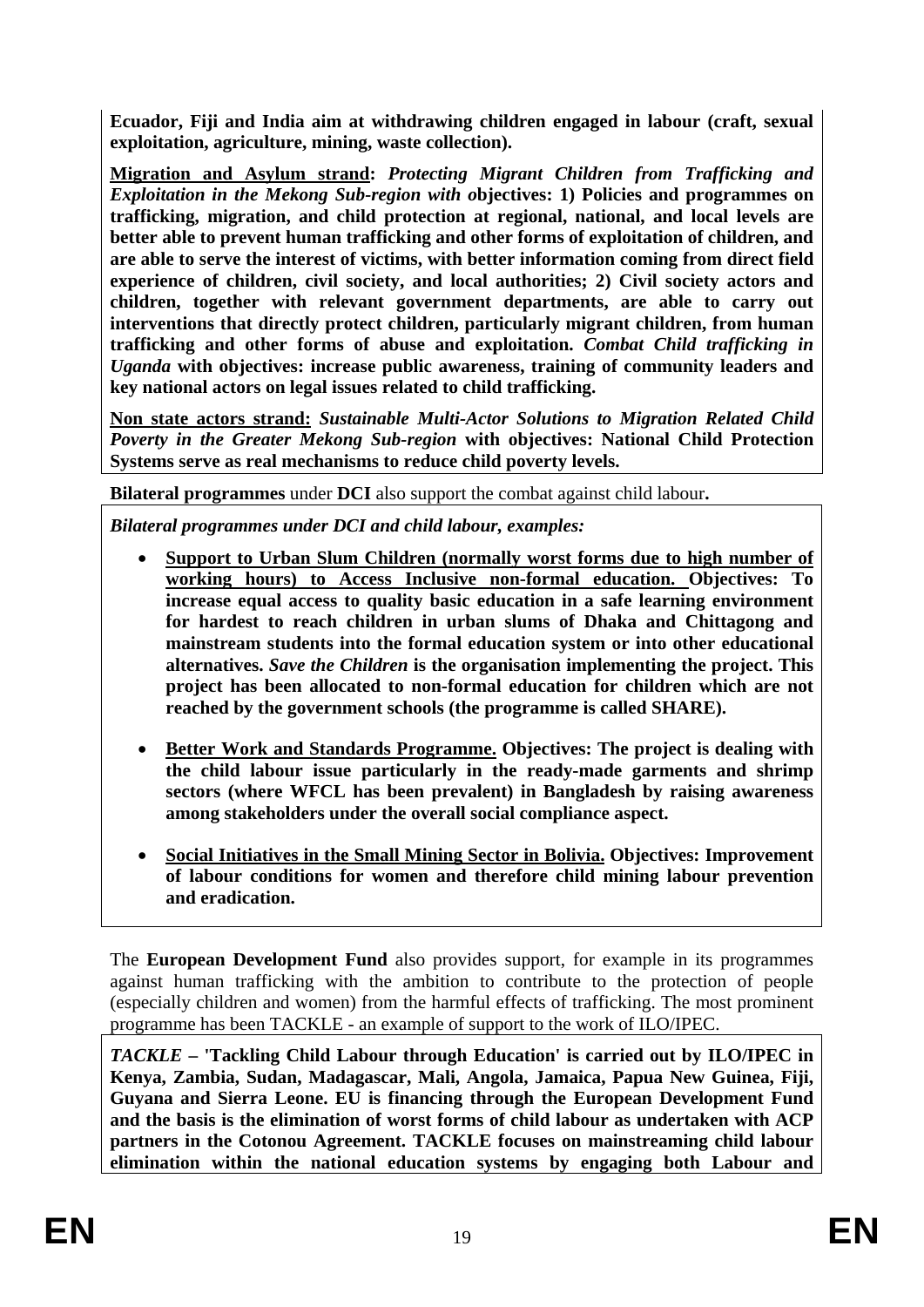**Ecuador, Fiji and India aim at withdrawing children engaged in labour (craft, sexual exploitation, agriculture, mining, waste collection).**

**Migration and Asylum strand:** ***Protecting Migrant Children from Trafficking and Exploitation in the Mekong Sub-region with o*****bjectives: 1) Policies and programmes on trafficking, migration, and child protection at regional, national, and local levels are better able to prevent human trafficking and other forms of exploitation of children, and are able to serve the interest of victims, with better information coming from direct field experience of children, civil society, and local authorities; 2) Civil society actors and children, together with relevant government departments, are able to carry out interventions that directly protect children, particularly migrant children, from human trafficking and other forms of abuse and exploitation.** ***Combat Child trafficking in Uganda*** **with objectives: increase public awareness, training of community leaders and key national actors on legal issues related to child trafficking.**

**Non state actors strand:** ***Sustainable Multi-Actor Solutions to Migration Related Child Poverty in the Greater Mekong Sub-region*** **with objectives: National Child Protection Systems serve as real mechanisms to reduce child poverty levels.**

**Bilateral programmes** under **DCI** also support the combat against child labour**.**

***Bilateral programmes under DCI and child labour, examples:***

- **Support to Urban Slum Children (normally worst forms due to high number of working hours) to Access Inclusive non-formal education. Objectives: To increase equal access to quality basic education in a safe learning environment for hardest to reach children in urban slums of Dhaka and Chittagong and mainstream students into the formal education system or into other educational alternatives.** ***Save the Children*** **is the organisation implementing the project. This project has been allocated to non-formal education for children which are not reached by the government schools (the programme is called SHARE).**

- **Better Work and Standards Programme. Objectives: The project is dealing with the child labour issue particularly in the ready-made garments and shrimp sectors (where WFCL has been prevalent) in Bangladesh by raising awareness among stakeholders under the overall social compliance aspect.**

- **Social Initiatives in the Small Mining Sector in Bolivia. Objectives: Improvement of labour conditions for women and therefore child mining labour prevention and eradication.**

The **European Development Fund** also provides support, for example in its programmes against human trafficking with the ambition to contribute to the protection of people (especially children and women) from the harmful effects of trafficking. The most prominent programme has been TACKLE - an example of support to the work of ILO/IPEC.

***TACKLE*** **– 'Tackling Child Labour through Education' is carried out by ILO/IPEC in Kenya, Zambia, Sudan, Madagascar, Mali, Angola, Jamaica, Papua New Guinea, Fiji, Guyana and Sierra Leone. EU is financing through the European Development Fund and the basis is the elimination of worst forms of child labour as undertaken with ACP partners in the Cotonou Agreement. TACKLE focuses on mainstreaming child labour elimination within the national education systems by engaging both Labour and**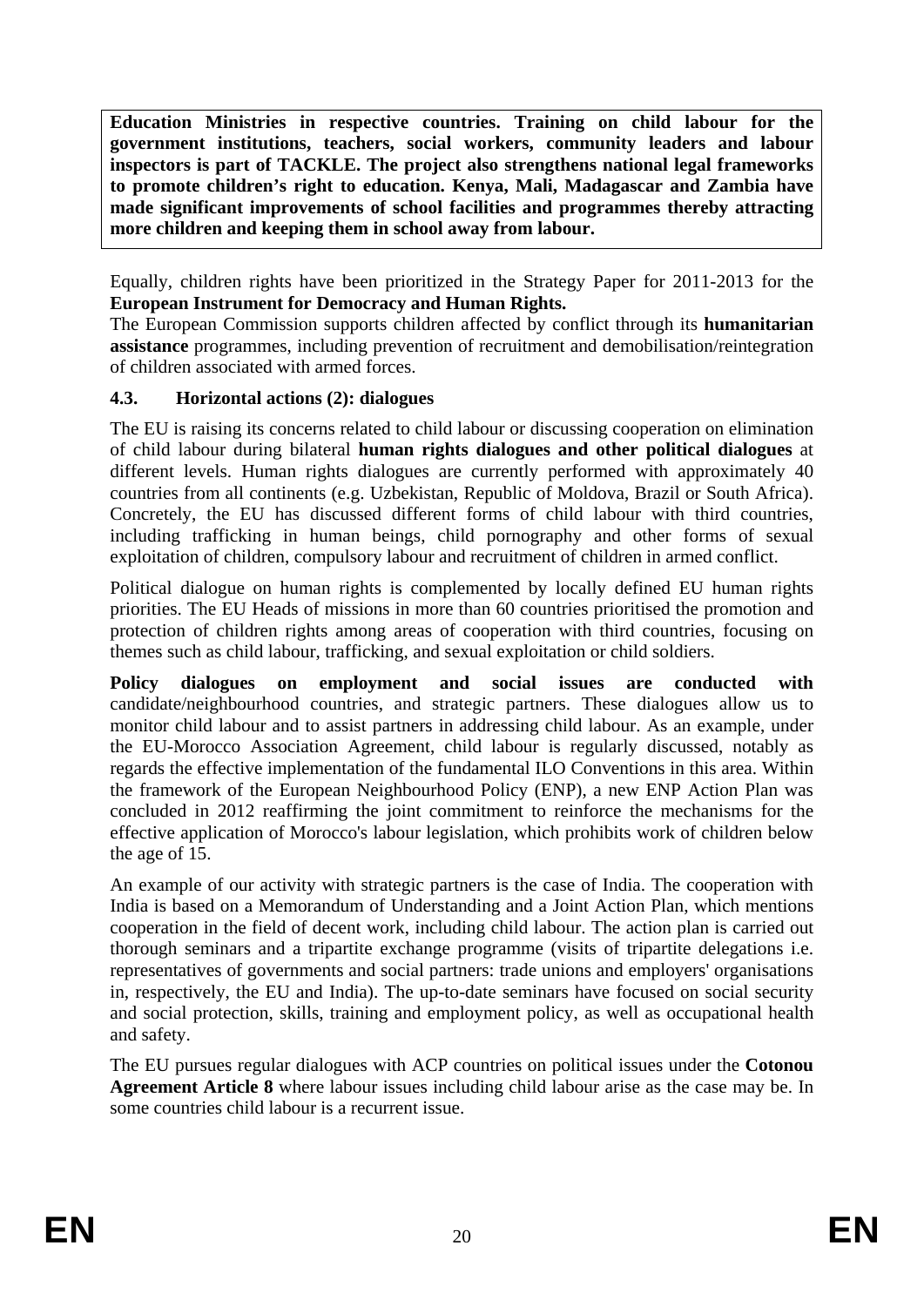**Education Ministries in respective countries. Training on child labour for the government institutions, teachers, social workers, community leaders and labour inspectors is part of TACKLE. The project also strengthens national legal frameworks to promote children's right to education. Kenya, Mali, Madagascar and Zambia have made significant improvements of school facilities and programmes thereby attracting more children and keeping them in school away from labour.**

Equally, children rights have been prioritized in the Strategy Paper for 2011-2013 for the **European Instrument for Democracy and Human Rights.**

The European Commission supports children affected by conflict through its **humanitarian assistance** programmes, including prevention of recruitment and demobilisation/reintegration of children associated with armed forces.

### 4.3. Horizontal actions (2): dialogues

The EU is raising its concerns related to child labour or discussing cooperation on elimination of child labour during bilateral **human rights dialogues and other political dialogues** at different levels. Human rights dialogues are currently performed with approximately 40 countries from all continents (e.g. Uzbekistan, Republic of Moldova, Brazil or South Africa). Concretely, the EU has discussed different forms of child labour with third countries, including trafficking in human beings, child pornography and other forms of sexual exploitation of children, compulsory labour and recruitment of children in armed conflict.

Political dialogue on human rights is complemented by locally defined EU human rights priorities. The EU Heads of missions in more than 60 countries prioritised the promotion and protection of children rights among areas of cooperation with third countries, focusing on themes such as child labour, trafficking, and sexual exploitation or child soldiers.

**Policy dialogues on employment and social issues are conducted with** candidate/neighbourhood countries, and strategic partners. These dialogues allow us to monitor child labour and to assist partners in addressing child labour. As an example, under the EU-Morocco Association Agreement, child labour is regularly discussed, notably as regards the effective implementation of the fundamental ILO Conventions in this area. Within the framework of the European Neighbourhood Policy (ENP), a new ENP Action Plan was concluded in 2012 reaffirming the joint commitment to reinforce the mechanisms for the effective application of Morocco's labour legislation, which prohibits work of children below the age of 15.

An example of our activity with strategic partners is the case of India. The cooperation with India is based on a Memorandum of Understanding and a Joint Action Plan, which mentions cooperation in the field of decent work, including child labour. The action plan is carried out thorough seminars and a tripartite exchange programme (visits of tripartite delegations i.e. representatives of governments and social partners: trade unions and employers' organisations in, respectively, the EU and India). The up-to-date seminars have focused on social security and social protection, skills, training and employment policy, as well as occupational health and safety.

The EU pursues regular dialogues with ACP countries on political issues under the **Cotonou Agreement Article 8** where labour issues including child labour arise as the case may be. In some countries child labour is a recurrent issue.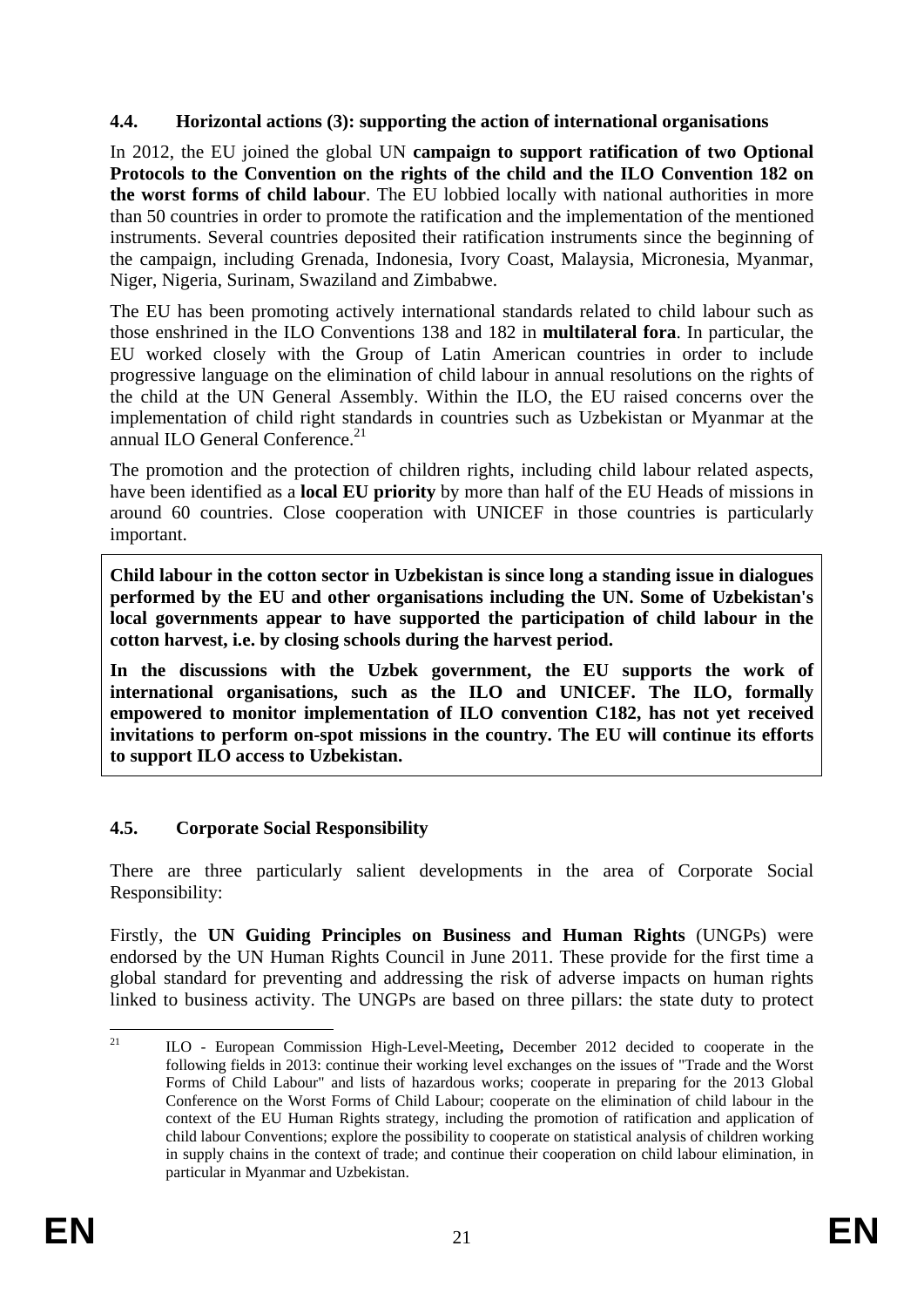### 4.4. Horizontal actions (3): supporting the action of international organisations

In 2012, the EU joined the global UN **campaign to support ratification of two Optional Protocols to the Convention on the rights of the child and the ILO Convention 182 on the worst forms of child labour**. The EU lobbied locally with national authorities in more than 50 countries in order to promote the ratification and the implementation of the mentioned instruments. Several countries deposited their ratification instruments since the beginning of the campaign, including Grenada, Indonesia, Ivory Coast, Malaysia, Micronesia, Myanmar, Niger, Nigeria, Surinam, Swaziland and Zimbabwe.

The EU has been promoting actively international standards related to child labour such as those enshrined in the ILO Conventions 138 and 182 in **multilateral fora**. In particular, the EU worked closely with the Group of Latin American countries in order to include progressive language on the elimination of child labour in annual resolutions on the rights of the child at the UN General Assembly. Within the ILO, the EU raised concerns over the implementation of child right standards in countries such as Uzbekistan or Myanmar at the annual ILO General Conference.[21]

The promotion and the protection of children rights, including child labour related aspects, have been identified as a **local EU priority** by more than half of the EU Heads of missions in around 60 countries. Close cooperation with UNICEF in those countries is particularly important.

**Child labour in the cotton sector in Uzbekistan is since long a standing issue in dialogues performed by the EU and other organisations including the UN. Some of Uzbekistan's local governments appear to have supported the participation of child labour in the cotton harvest, i.e. by closing schools during the harvest period.**

**In the discussions with the Uzbek government, the EU supports the work of international organisations, such as the ILO and UNICEF. The ILO, formally empowered to monitor implementation of ILO convention C182, has not yet received invitations to perform on-spot missions in the country. The EU will continue its efforts to support ILO access to Uzbekistan.**

### 4.5. Corporate Social Responsibility

There are three particularly salient developments in the area of Corporate Social Responsibility:

Firstly, the **UN Guiding Principles on Business and Human Rights** (UNGPs) were endorsed by the UN Human Rights Council in June 2011. These provide for the first time a global standard for preventing and addressing the risk of adverse impacts on human rights linked to business activity. The UNGPs are based on three pillars: the state duty to protect

---

[21] ILO - European Commission High-Level-Meeting**,** December 2012 decided to cooperate in the following fields in 2013: continue their working level exchanges on the issues of "Trade and the Worst Forms of Child Labour" and lists of hazardous works; cooperate in preparing for the 2013 Global Conference on the Worst Forms of Child Labour; cooperate on the elimination of child labour in the context of the EU Human Rights strategy, including the promotion of ratification and application of child labour Conventions; explore the possibility to cooperate on statistical analysis of children working in supply chains in the context of trade; and continue their cooperation on child labour elimination, in particular in Myanmar and Uzbekistan.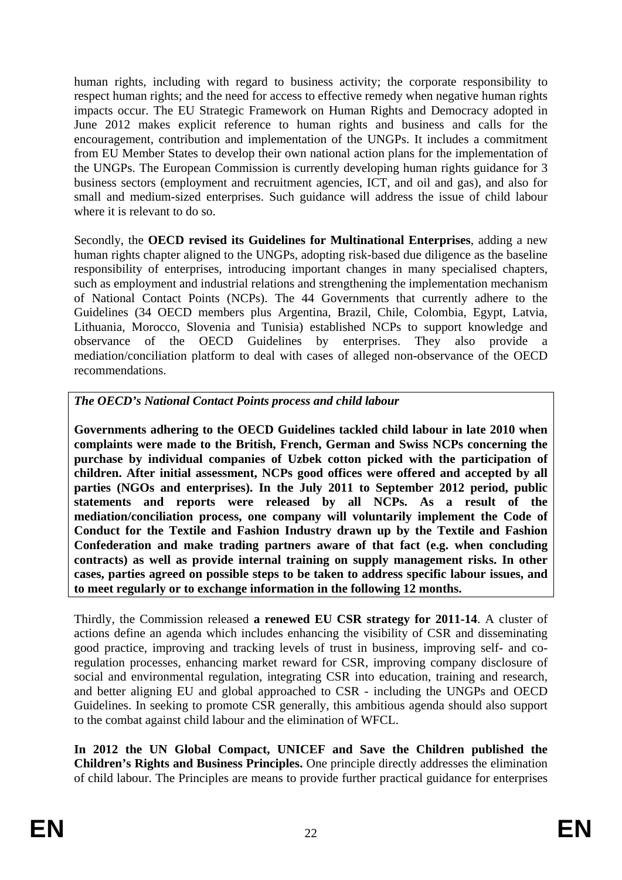human rights, including with regard to business activity; the corporate responsibility to respect human rights; and the need for access to effective remedy when negative human rights impacts occur. The EU Strategic Framework on Human Rights and Democracy adopted in June 2012 makes explicit reference to human rights and business and calls for the encouragement, contribution and implementation of the UNGPs. It includes a commitment from EU Member States to develop their own national action plans for the implementation of the UNGPs. The European Commission is currently developing human rights guidance for 3 business sectors (employment and recruitment agencies, ICT, and oil and gas), and also for small and medium-sized enterprises. Such guidance will address the issue of child labour where it is relevant to do so.

Secondly, the **OECD revised its Guidelines for Multinational Enterprises**, adding a new human rights chapter aligned to the UNGPs, adopting risk-based due diligence as the baseline responsibility of enterprises, introducing important changes in many specialised chapters, such as employment and industrial relations and strengthening the implementation mechanism of National Contact Points (NCPs). The 44 Governments that currently adhere to the Guidelines (34 OECD members plus Argentina, Brazil, Chile, Colombia, Egypt, Latvia, Lithuania, Morocco, Slovenia and Tunisia) established NCPs to support knowledge and observance of the OECD Guidelines by enterprises. They also provide a mediation/conciliation platform to deal with cases of alleged non-observance of the OECD recommendations.

***The OECD's National Contact Points process and child labour***

**Governments adhering to the OECD Guidelines tackled child labour in late 2010 when complaints were made to the British, French, German and Swiss NCPs concerning the purchase by individual companies of Uzbek cotton picked with the participation of children. After initial assessment, NCPs good offices were offered and accepted by all parties (NGOs and enterprises). In the July 2011 to September 2012 period, public statements and reports were released by all NCPs. As a result of the mediation/conciliation process, one company will voluntarily implement the Code of Conduct for the Textile and Fashion Industry drawn up by the Textile and Fashion Confederation and make trading partners aware of that fact (e.g. when concluding contracts) as well as provide internal training on supply management risks. In other cases, parties agreed on possible steps to be taken to address specific labour issues, and to meet regularly or to exchange information in the following 12 months.**

Thirdly, the Commission released **a renewed EU CSR strategy for 2011-14**. A cluster of actions define an agenda which includes enhancing the visibility of CSR and disseminating good practice, improving and tracking levels of trust in business, improving self- and co-regulation processes, enhancing market reward for CSR, improving company disclosure of social and environmental regulation, integrating CSR into education, training and research, and better aligning EU and global approached to CSR - including the UNGPs and OECD Guidelines. In seeking to promote CSR generally, this ambitious agenda should also support to the combat against child labour and the elimination of WFCL.

**In 2012 the UN Global Compact, UNICEF and Save the Children published the Children's Rights and Business Principles.** One principle directly addresses the elimination of child labour. The Principles are means to provide further practical guidance for enterprises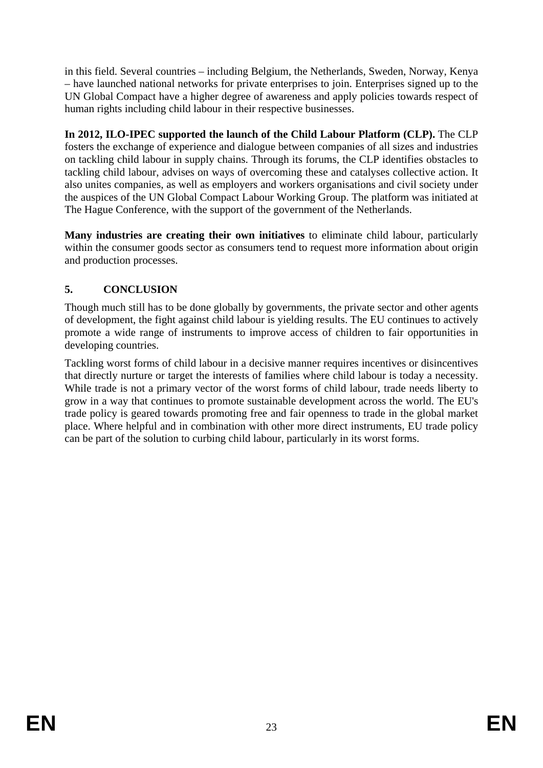in this field. Several countries – including Belgium, the Netherlands, Sweden, Norway, Kenya – have launched national networks for private enterprises to join. Enterprises signed up to the UN Global Compact have a higher degree of awareness and apply policies towards respect of human rights including child labour in their respective businesses.

**In 2012, ILO-IPEC supported the launch of the Child Labour Platform (CLP).** The CLP fosters the exchange of experience and dialogue between companies of all sizes and industries on tackling child labour in supply chains. Through its forums, the CLP identifies obstacles to tackling child labour, advises on ways of overcoming these and catalyses collective action. It also unites companies, as well as employers and workers organisations and civil society under the auspices of the UN Global Compact Labour Working Group. The platform was initiated at The Hague Conference, with the support of the government of the Netherlands.

**Many industries are creating their own initiatives** to eliminate child labour, particularly within the consumer goods sector as consumers tend to request more information about origin and production processes.

## 5. CONCLUSION

Though much still has to be done globally by governments, the private sector and other agents of development, the fight against child labour is yielding results. The EU continues to actively promote a wide range of instruments to improve access of children to fair opportunities in developing countries.

Tackling worst forms of child labour in a decisive manner requires incentives or disincentives that directly nurture or target the interests of families where child labour is today a necessity. While trade is not a primary vector of the worst forms of child labour, trade needs liberty to grow in a way that continues to promote sustainable development across the world. The EU's trade policy is geared towards promoting free and fair openness to trade in the global market place. Where helpful and in combination with other more direct instruments, EU trade policy can be part of the solution to curbing child labour, particularly in its worst forms.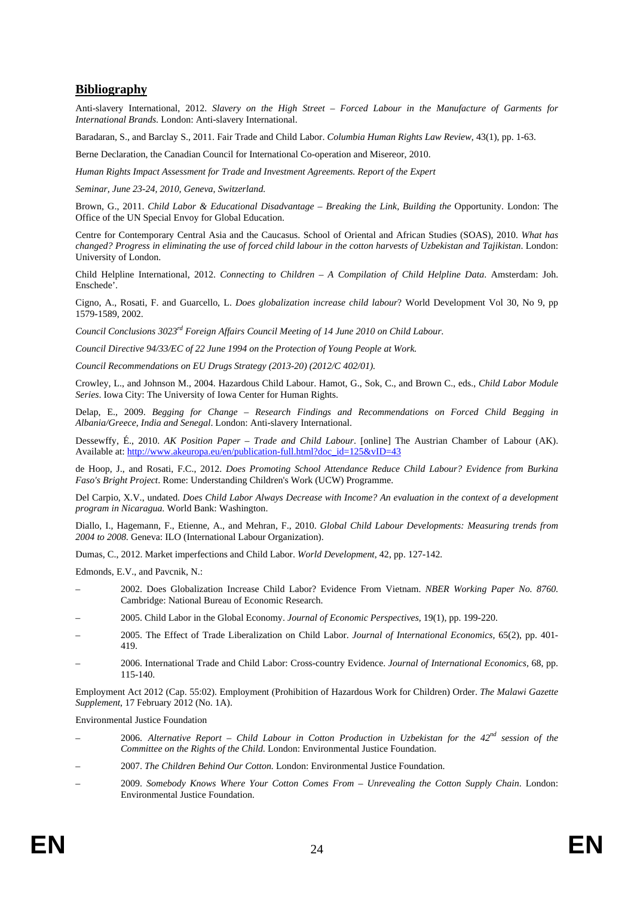## **Bibliography**

Anti-slavery International, 2012. *Slavery on the High Street – Forced Labour in the Manufacture of Garments for International Brands*. London: Anti-slavery International.

Baradaran, S., and Barclay S., 2011. Fair Trade and Child Labor. *Columbia Human Rights Law Review*, 43(1), pp. 1-63.

Berne Declaration, the Canadian Council for International Co-operation and Misereor, 2010.

*Human Rights Impact Assessment for Trade and Investment Agreements. Report of the Expert*

*Seminar, June 23-24, 2010, Geneva, Switzerland.*

Brown, G., 2011. *Child Labor & Educational Disadvantage – Breaking the Link, Building the* Opportunity. London: The Office of the UN Special Envoy for Global Education.

Centre for Contemporary Central Asia and the Caucasus. School of Oriental and African Studies (SOAS), 2010. *What has changed? Progress in eliminating the use of forced child labour in the cotton harvests of Uzbekistan and Tajikistan*. London: University of London.

Child Helpline International, 2012. *Connecting to Children – A Compilation of Child Helpline Data*. Amsterdam: Joh. Enschede'.

Cigno, A., Rosati, F. and Guarcello, L. *Does globalization increase child labour*? World Development Vol 30, No 9, pp 1579-1589, 2002.

*Council Conclusions 3023rd Foreign Affairs Council Meeting of 14 June 2010 on Child Labour.*

*Council Directive 94/33/EC of 22 June 1994 on the Protection of Young People at Work.*

*Council Recommendations on EU Drugs Strategy (2013-20) (2012/C 402/01).*

Crowley, L., and Johnson M., 2004. Hazardous Child Labour. Hamot, G., Sok, C., and Brown C., eds., *Child Labor Module Series*. Iowa City: The University of Iowa Center for Human Rights.

Delap, E., 2009. *Begging for Change – Research Findings and Recommendations on Forced Child Begging in Albania/Greece, India and Senegal*. London: Anti-slavery International.

Dessewffy, É., 2010. *AK Position Paper – Trade and Child Labour*. [online] The Austrian Chamber of Labour (AK). Available at: [http://www.akeuropa.eu/en/publication-full.html?doc_id=125&vID=43](http://www.akeuropa.eu/en/publication-full.html?doc_id=125&vID=43)

de Hoop, J., and Rosati, F.C., 2012. *Does Promoting School Attendance Reduce Child Labour? Evidence from Burkina Faso's Bright Project*. Rome: Understanding Children's Work (UCW) Programme.

Del Carpio, X.V., undated. *Does Child Labor Always Decrease with Income? An evaluation in the context of a development program in Nicaragua.* World Bank: Washington.

Diallo, I., Hagemann, F., Etienne, A., and Mehran, F., 2010. *Global Child Labour Developments: Measuring trends from 2004 to 2008.* Geneva: ILO (International Labour Organization).

Dumas, C., 2012. Market imperfections and Child Labor. *World Development*, 42, pp. 127-142.

Edmonds, E.V., and Pavcnik, N.:

– 2002. Does Globalization Increase Child Labor? Evidence From Vietnam. *NBER Working Paper No. 8760.* Cambridge: National Bureau of Economic Research.

– 2005. Child Labor in the Global Economy. *Journal of Economic Perspectives*, 19(1), pp. 199-220.

– 2005. The Effect of Trade Liberalization on Child Labor. *Journal of International Economics*, 65(2), pp. 401-419.

– 2006. International Trade and Child Labor: Cross-country Evidence. *Journal of International Economics*, 68, pp. 115-140.

Employment Act 2012 (Cap. 55:02). Employment (Prohibition of Hazardous Work for Children) Order. *The Malawi Gazette Supplement*, 17 February 2012 (No. 1A).

Environmental Justice Foundation

– 2006. *Alternative Report – Child Labour in Cotton Production in Uzbekistan for the 42nd session of the Committee on the Rights of the Child.* London: Environmental Justice Foundation.

– 2007. *The Children Behind Our Cotton.* London: Environmental Justice Foundation.

– 2009. *Somebody Knows Where Your Cotton Comes From – Unrevealing the Cotton Supply Chain*. London: Environmental Justice Foundation.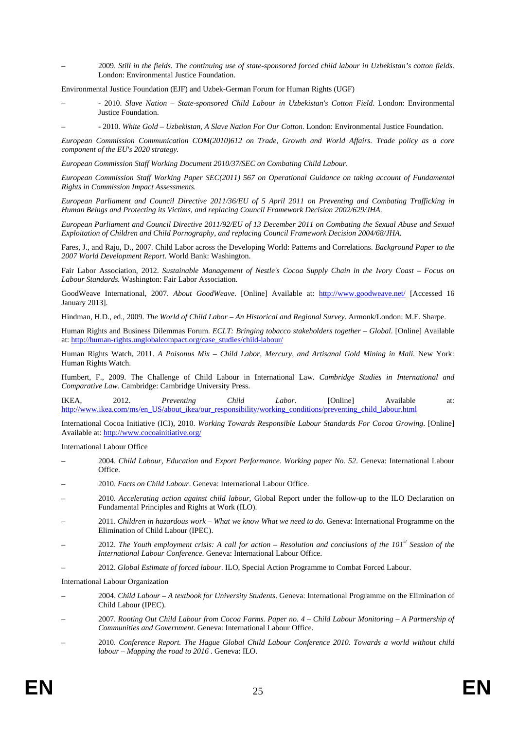– 2009. *Still in the fields. The continuing use of state-sponsored forced child labour in Uzbekistan's cotton fields.* London: Environmental Justice Foundation.

Environmental Justice Foundation (EJF) and Uzbek-German Forum for Human Rights (UGF)

– - 2010. *Slave Nation – State-sponsored Child Labour in Uzbekistan's Cotton Field*. London: Environmental Justice Foundation.

– - 2010. *White Gold – Uzbekistan, A Slave Nation For Our Cotton.* London: Environmental Justice Foundation.

*European Commission Communication COM(2010)612 on Trade, Growth and World Affairs. Trade policy as a core component of the EU's 2020 strategy.*

*European Commission Staff Working Document 2010/37/SEC on Combating Child Labour*.

*European Commission Staff Working Paper SEC(2011) 567 on Operational Guidance on taking account of Fundamental Rights in Commission Impact Assessments.*

*European Parliament and Council Directive 2011/36/EU of 5 April 2011 on Preventing and Combating Trafficking in Human Beings and Protecting its Victims, and replacing Council Framework Decision 2002/629/JHA.*

*European Parliament and Council Directive 2011/92/EU of 13 December 2011 on Combating the Sexual Abuse and Sexual Exploitation of Children and Child Pornography, and replacing Council Framework Decision 2004/68/JHA.*

Fares, J., and Raju, D., 2007. Child Labor across the Developing World: Patterns and Correlations. *Background Paper to the 2007 World Development Report.* World Bank: Washington.

Fair Labor Association, 2012. *Sustainable Management of Nestle's Cocoa Supply Chain in the Ivory Coast – Focus on Labour Standards.* Washington: Fair Labor Association.

GoodWeave International, 2007. *About GoodWeave*. [Online] Available at: http://www.goodweave.net/ [Accessed 16 January 2013].

Hindman, H.D., ed., 2009. *The World of Child Labor – An Historical and Regional Survey.* Armonk/London: M.E. Sharpe.

Human Rights and Business Dilemmas Forum. *ECLT: Bringing tobacco stakeholders together – Global*. [Online] Available at: http://human-rights.unglobalcompact.org/case_studies/child-labour/

Human Rights Watch, 2011. *A Poisonus Mix – Child Labor, Mercury, and Artisanal Gold Mining in Mali.* New York: Human Rights Watch.

Humbert, F., 2009. The Challenge of Child Labour in International Law. *Cambridge Studies in International and Comparative Law.* Cambridge: Cambridge University Press.

IKEA, 2012. *Preventing Child Labor*. [Online] Available at: http://www.ikea.com/ms/en_US/about_ikea/our_responsibility/working_conditions/preventing_child_labour.html

International Cocoa Initiative (ICI), 2010. *Working Towards Responsible Labour Standards For Cocoa Growing*. [Online] Available at: http://www.cocoainitiative.org/

International Labour Office

– 2004. *Child Labour, Education and Export Performance. Working paper No. 52.* Geneva: International Labour Office.

– 2010. *Facts on Child Labour*. Geneva: International Labour Office.

– 2010. *Accelerating action against child labour*, Global Report under the follow-up to the ILO Declaration on Fundamental Principles and Rights at Work (ILO).

– 2011. *Children in hazardous work – What we know What we need to do.* Geneva: International Programme on the Elimination of Child Labour (IPEC).

– 2012. *The Youth employment crisis: A call for action – Resolution and conclusions of the 101st Session of the International Labour Conference*. Geneva: International Labour Office.

– 2012. *Global Estimate of forced labour*. ILO, Special Action Programme to Combat Forced Labour.

International Labour Organization

– 2004. *Child Labour – A textbook for University Students*. Geneva: International Programme on the Elimination of Child Labour (IPEC).

– 2007. *Rooting Out Child Labour from Cocoa Farms. Paper no. 4 – Child Labour Monitoring – A Partnership of Communities and Government*. Geneva: International Labour Office.

– 2010. *Conference Report. The Hague Global Child Labour Conference 2010. Towards a world without child labour – Mapping the road to 2016* . Geneva: ILO.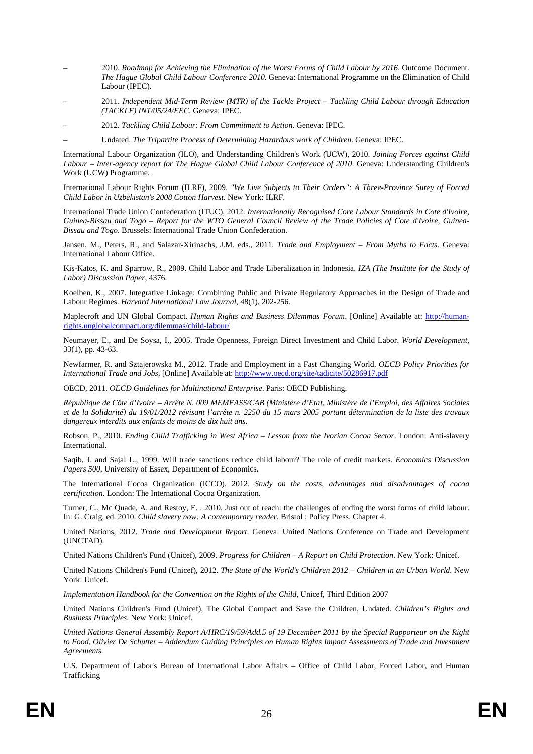– 2010. *Roadmap for Achieving the Elimination of the Worst Forms of Child Labour by 2016*. Outcome Document. *The Hague Global Child Labour Conference 2010.* Geneva: International Programme on the Elimination of Child Labour (IPEC).

– 2011. *Independent Mid-Term Review (MTR) of the Tackle Project – Tackling Child Labour through Education (TACKLE) INT/05/24/EEC.* Geneva: IPEC.

– 2012. *Tackling Child Labour: From Commitment to Action.* Geneva: IPEC.

– Undated. *The Tripartite Process of Determining Hazardous work of Children.* Geneva: IPEC.

International Labour Organization (ILO), and Understanding Children's Work (UCW), 2010. *Joining Forces against Child Labour – Inter-agency report for The Hague Global Child Labour Conference of 2010*. Geneva: Understanding Children's Work (UCW) Programme.

International Labour Rights Forum (ILRF), 2009. *"We Live Subjects to Their Orders": A Three-Province Surey of Forced Child Labor in Uzbekistan's 2008 Cotton Harvest*. New York: ILRF.

International Trade Union Confederation (ITUC), 2012. *Internationally Recognised Core Labour Standards in Cote d'Ivoire, Guinea-Bissau and Togo – Report for the WTO General Council Review of the Trade Policies of Cote d'Ivoire, Guinea-Bissau and Togo*. Brussels: International Trade Union Confederation.

Jansen, M., Peters, R., and Salazar-Xirinachs, J.M. eds., 2011. *Trade and Employment – From Myths to Facts*. Geneva: International Labour Office.

Kis-Katos, K. and Sparrow, R., 2009. Child Labor and Trade Liberalization in Indonesia. *IZA (The Institute for the Study of Labor) Discussion Paper*, 4376.

Koelben, K., 2007. Integrative Linkage: Combining Public and Private Regulatory Approaches in the Design of Trade and Labour Regimes. *Harvard International Law Journal*, 48(1), 202-256.

Maplecroft and UN Global Compact. *Human Rights and Business Dilemmas Forum*. [Online] Available at: http://human-rights.unglobalcompact.org/dilemmas/child-labour/

Neumayer, E., and De Soysa, I., 2005. Trade Openness, Foreign Direct Investment and Child Labor. *World Development*, 33(1), pp. 43-63.

Newfarmer, R. and Sztajerowska M., 2012. Trade and Employment in a Fast Changing World. *OECD Policy Priorities for International Trade and Jobs*, [Online] Available at: http://www.oecd.org/site/tadicite/50286917.pdf

OECD, 2011. *OECD Guidelines for Multinational Enterprise*. Paris: OECD Publishing.

*République de Côte d'Ivoire – Arrête N. 009 MEMEASS/CAB (Ministère d'Etat, Ministère de l'Emploi, des Affaires Sociales et de la Solidarité) du 19/01/2012 révisant l'arrête n. 2250 du 15 mars 2005 portant détermination de la liste des travaux dangereux interdits aux enfants de moins de dix huit ans.*

Robson, P., 2010. *Ending Child Trafficking in West Africa – Lesson from the Ivorian Cocoa Sector*. London: Anti-slavery International.

Saqib, J. and Sajal L., 1999. Will trade sanctions reduce child labour? The role of credit markets. *Economics Discussion Papers 500*, University of Essex, Department of Economics.

The International Cocoa Organization (ICCO), 2012. *Study on the costs, advantages and disadvantages of cocoa certification*. London: The International Cocoa Organization.

Turner, C., Mc Quade, A. and Restoy, E. . 2010, Just out of reach: the challenges of ending the worst forms of child labour. In: G. Craig, ed. 2010. *Child slavery now: A contemporary reader.* Bristol : Policy Press. Chapter 4.

United Nations, 2012. *Trade and Development Report*. Geneva: United Nations Conference on Trade and Development (UNCTAD).

United Nations Children's Fund (Unicef), 2009. *Progress for Children – A Report on Child Protection*. New York: Unicef.

United Nations Children's Fund (Unicef), 2012. *The State of the World's Children 2012 – Children in an Urban World*. New York: Unicef.

*Implementation Handbook for the Convention on the Rights of the Child*, Unicef, Third Edition 2007

United Nations Children's Fund (Unicef), The Global Compact and Save the Children, Undated. *Children's Rights and Business Principles*. New York: Unicef.

*United Nations General Assembly Report A/HRC/19/59/Add.5 of 19 December 2011 by the Special Rapporteur on the Right to Food, Olivier De Schutter – Addendum Guiding Principles on Human Rights Impact Assessments of Trade and Investment Agreements.*

U.S. Department of Labor's Bureau of International Labor Affairs – Office of Child Labor, Forced Labor, and Human Trafficking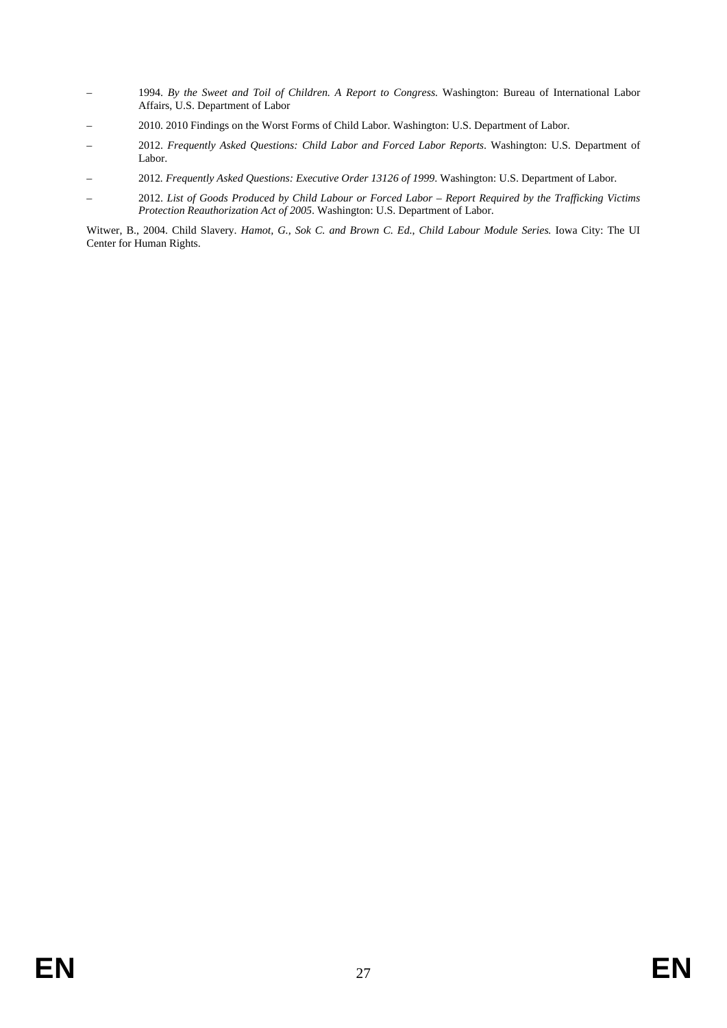– 1994. *By the Sweet and Toil of Children. A Report to Congress.* Washington: Bureau of International Labor Affairs, U.S. Department of Labor

– 2010. 2010 Findings on the Worst Forms of Child Labor. Washington: U.S. Department of Labor.

– 2012. *Frequently Asked Questions: Child Labor and Forced Labor Reports*. Washington: U.S. Department of Labor.

– 2012. *Frequently Asked Questions: Executive Order 13126 of 1999*. Washington: U.S. Department of Labor.

– 2012. *List of Goods Produced by Child Labour or Forced Labor – Report Required by the Trafficking Victims Protection Reauthorization Act of 2005*. Washington: U.S. Department of Labor.

Witwer, B., 2004. Child Slavery. *Hamot, G., Sok C. and Brown C. Ed., Child Labour Module Series.* Iowa City: The UI Center for Human Rights.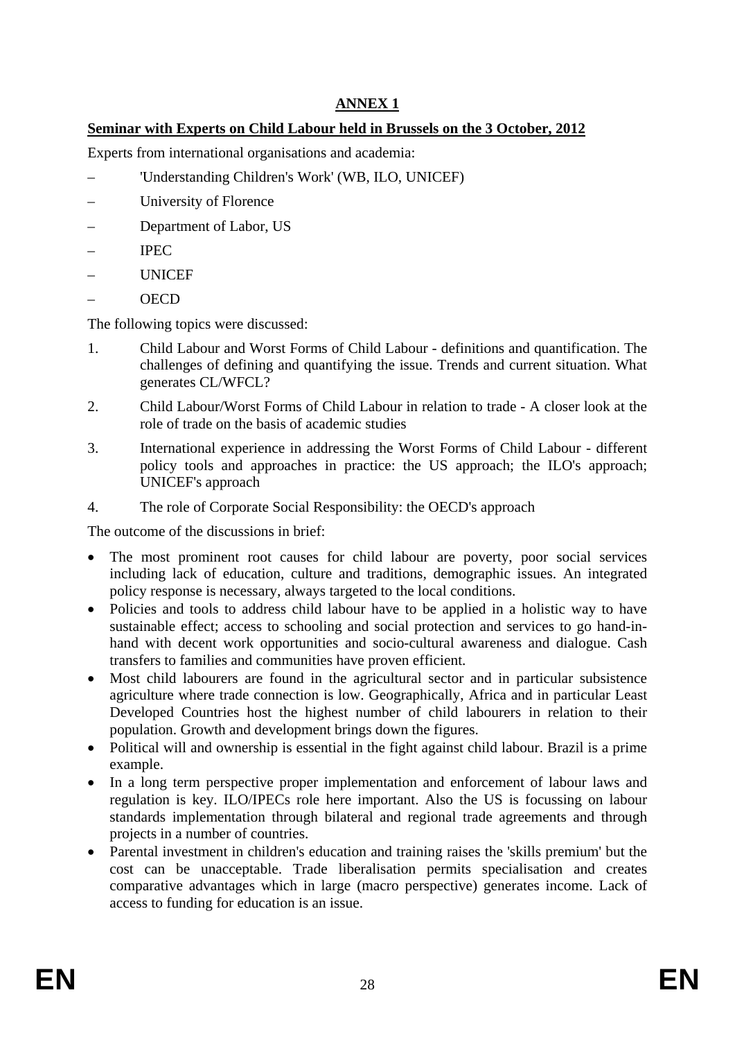## ANNEX 1

**Seminar with Experts on Child Labour held in Brussels on the 3 October, 2012**

Experts from international organisations and academia:

- 'Understanding Children's Work' (WB, ILO, UNICEF)
- University of Florence
- Department of Labor, US
- IPEC
- UNICEF
- OECD

The following topics were discussed:

1. Child Labour and Worst Forms of Child Labour - definitions and quantification. The challenges of defining and quantifying the issue. Trends and current situation. What generates CL/WFCL?
2. Child Labour/Worst Forms of Child Labour in relation to trade - A closer look at the role of trade on the basis of academic studies
3. International experience in addressing the Worst Forms of Child Labour - different policy tools and approaches in practice: the US approach; the ILO's approach; UNICEF's approach
4. The role of Corporate Social Responsibility: the OECD's approach

The outcome of the discussions in brief:

- The most prominent root causes for child labour are poverty, poor social services including lack of education, culture and traditions, demographic issues. An integrated policy response is necessary, always targeted to the local conditions.
- Policies and tools to address child labour have to be applied in a holistic way to have sustainable effect; access to schooling and social protection and services to go hand-in-hand with decent work opportunities and socio-cultural awareness and dialogue. Cash transfers to families and communities have proven efficient.
- Most child labourers are found in the agricultural sector and in particular subsistence agriculture where trade connection is low. Geographically, Africa and in particular Least Developed Countries host the highest number of child labourers in relation to their population. Growth and development brings down the figures.
- Political will and ownership is essential in the fight against child labour. Brazil is a prime example.
- In a long term perspective proper implementation and enforcement of labour laws and regulation is key. ILO/IPECs role here important. Also the US is focussing on labour standards implementation through bilateral and regional trade agreements and through projects in a number of countries.
- Parental investment in children's education and training raises the 'skills premium' but the cost can be unacceptable. Trade liberalisation permits specialisation and creates comparative advantages which in large (macro perspective) generates income. Lack of access to funding for education is an issue.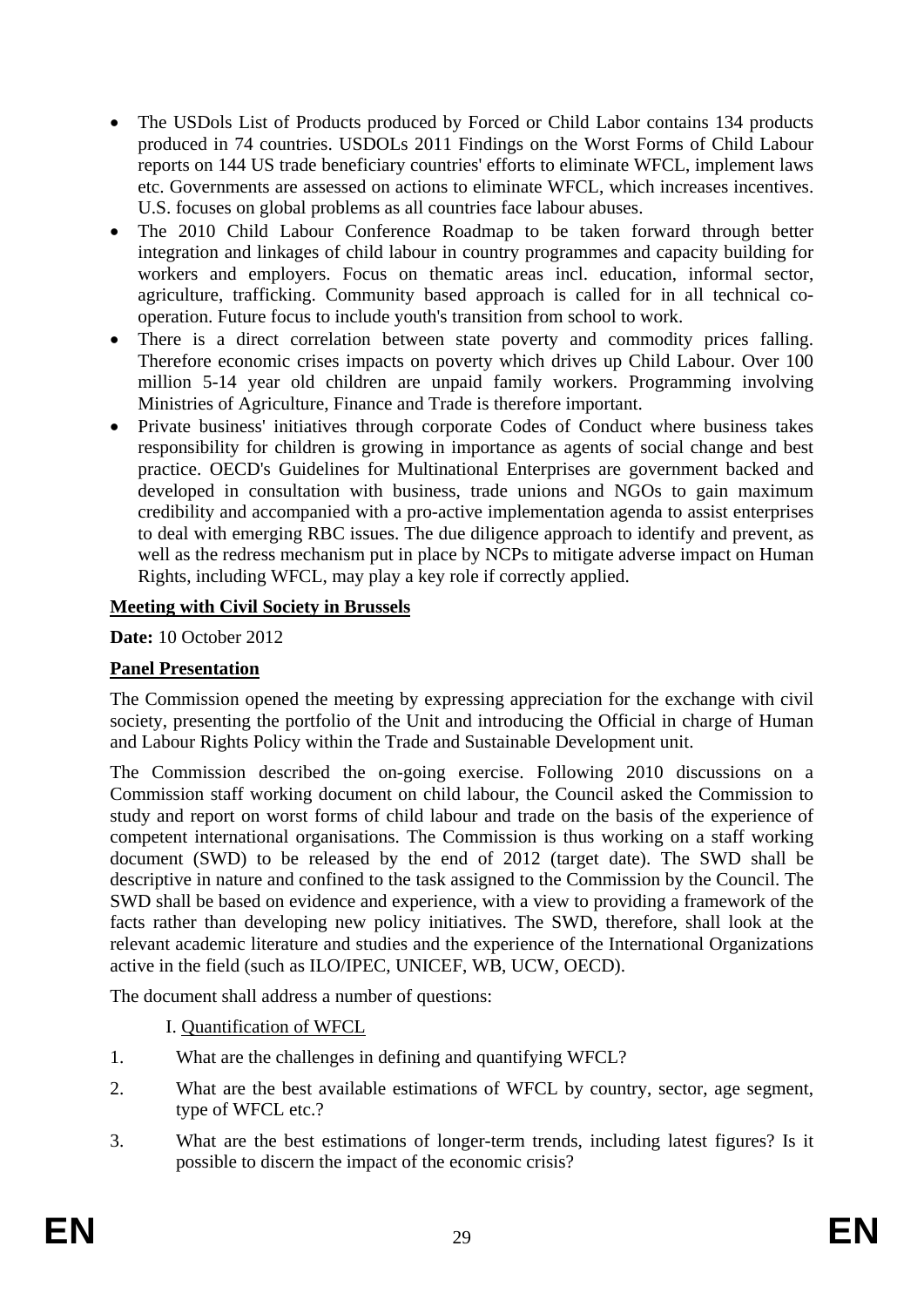- The USDols List of Products produced by Forced or Child Labor contains 134 products produced in 74 countries. USDOLs 2011 Findings on the Worst Forms of Child Labour reports on 144 US trade beneficiary countries' efforts to eliminate WFCL, implement laws etc. Governments are assessed on actions to eliminate WFCL, which increases incentives. U.S. focuses on global problems as all countries face labour abuses.
- The 2010 Child Labour Conference Roadmap to be taken forward through better integration and linkages of child labour in country programmes and capacity building for workers and employers. Focus on thematic areas incl. education, informal sector, agriculture, trafficking. Community based approach is called for in all technical co-operation. Future focus to include youth's transition from school to work.
- There is a direct correlation between state poverty and commodity prices falling. Therefore economic crises impacts on poverty which drives up Child Labour. Over 100 million 5-14 year old children are unpaid family workers. Programming involving Ministries of Agriculture, Finance and Trade is therefore important.
- Private business' initiatives through corporate Codes of Conduct where business takes responsibility for children is growing in importance as agents of social change and best practice. OECD's Guidelines for Multinational Enterprises are government backed and developed in consultation with business, trade unions and NGOs to gain maximum credibility and accompanied with a pro-active implementation agenda to assist enterprises to deal with emerging RBC issues. The due diligence approach to identify and prevent, as well as the redress mechanism put in place by NCPs to mitigate adverse impact on Human Rights, including WFCL, may play a key role if correctly applied.

**Meeting with Civil Society in Brussels**

**Date:** 10 October 2012

**Panel Presentation**

The Commission opened the meeting by expressing appreciation for the exchange with civil society, presenting the portfolio of the Unit and introducing the Official in charge of Human and Labour Rights Policy within the Trade and Sustainable Development unit.

The Commission described the on-going exercise. Following 2010 discussions on a Commission staff working document on child labour, the Council asked the Commission to study and report on worst forms of child labour and trade on the basis of the experience of competent international organisations. The Commission is thus working on a staff working document (SWD) to be released by the end of 2012 (target date). The SWD shall be descriptive in nature and confined to the task assigned to the Commission by the Council. The SWD shall be based on evidence and experience, with a view to providing a framework of the facts rather than developing new policy initiatives. The SWD, therefore, shall look at the relevant academic literature and studies and the experience of the International Organizations active in the field (such as ILO/IPEC, UNICEF, WB, UCW, OECD).

The document shall address a number of questions:

I. Quantification of WFCL

1. What are the challenges in defining and quantifying WFCL?
2. What are the best available estimations of WFCL by country, sector, age segment, type of WFCL etc.?
3. What are the best estimations of longer-term trends, including latest figures? Is it possible to discern the impact of the economic crisis?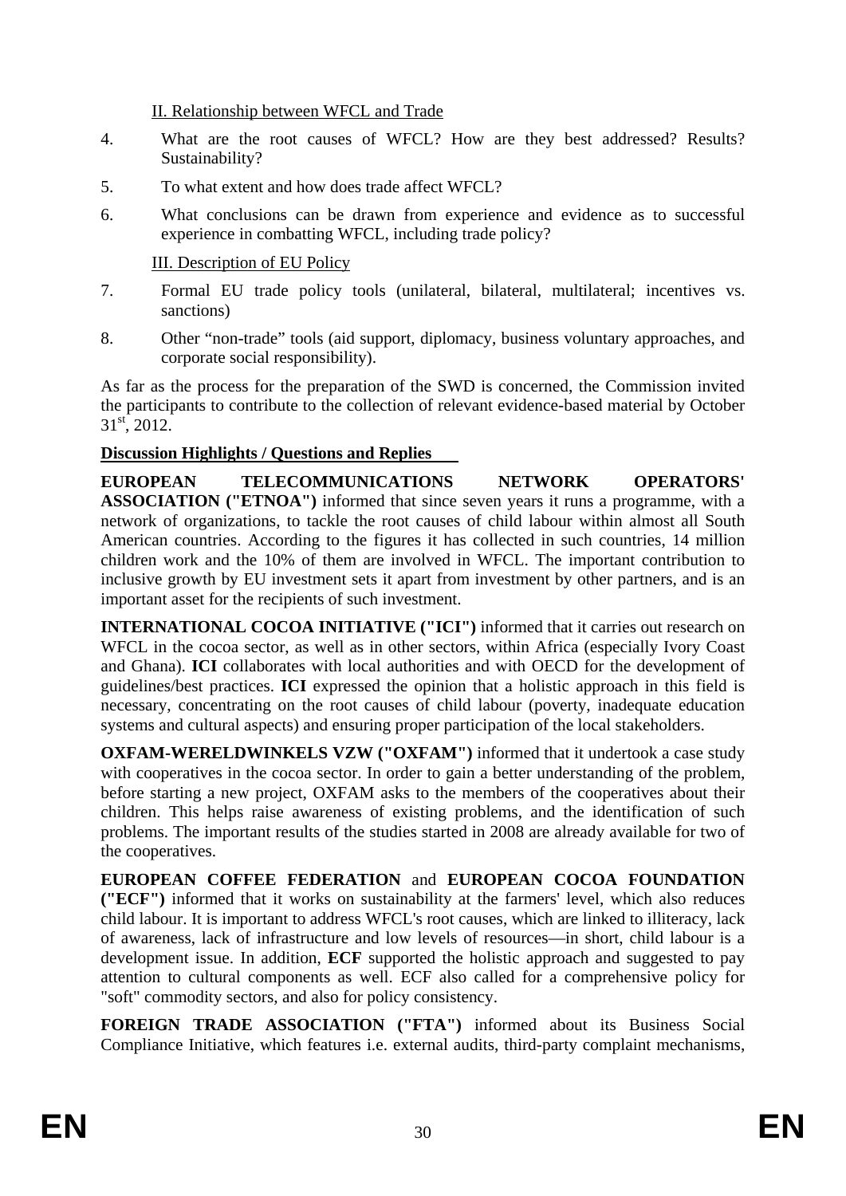II. Relationship between WFCL and Trade

4. What are the root causes of WFCL? How are they best addressed? Results? Sustainability?

5. To what extent and how does trade affect WFCL?

6. What conclusions can be drawn from experience and evidence as to successful experience in combatting WFCL, including trade policy?

III. Description of EU Policy

7. Formal EU trade policy tools (unilateral, bilateral, multilateral; incentives vs. sanctions)

8. Other "non-trade" tools (aid support, diplomacy, business voluntary approaches, and corporate social responsibility).

As far as the process for the preparation of the SWD is concerned, the Commission invited the participants to contribute to the collection of relevant evidence-based material by October 31st, 2012.

**Discussion Highlights / Questions and Replies**

**EUROPEAN TELECOMMUNICATIONS NETWORK OPERATORS' ASSOCIATION ("ETNOA")** informed that since seven years it runs a programme, with a network of organizations, to tackle the root causes of child labour within almost all South American countries. According to the figures it has collected in such countries, 14 million children work and the 10% of them are involved in WFCL. The important contribution to inclusive growth by EU investment sets it apart from investment by other partners, and is an important asset for the recipients of such investment.

**INTERNATIONAL COCOA INITIATIVE ("ICI")** informed that it carries out research on WFCL in the cocoa sector, as well as in other sectors, within Africa (especially Ivory Coast and Ghana). **ICI** collaborates with local authorities and with OECD for the development of guidelines/best practices. **ICI** expressed the opinion that a holistic approach in this field is necessary, concentrating on the root causes of child labour (poverty, inadequate education systems and cultural aspects) and ensuring proper participation of the local stakeholders.

**OXFAM-WERELDWINKELS VZW ("OXFAM")** informed that it undertook a case study with cooperatives in the cocoa sector. In order to gain a better understanding of the problem, before starting a new project, OXFAM asks to the members of the cooperatives about their children. This helps raise awareness of existing problems, and the identification of such problems. The important results of the studies started in 2008 are already available for two of the cooperatives.

**EUROPEAN COFFEE FEDERATION** and **EUROPEAN COCOA FOUNDATION ("ECF")** informed that it works on sustainability at the farmers' level, which also reduces child labour. It is important to address WFCL's root causes, which are linked to illiteracy, lack of awareness, lack of infrastructure and low levels of resources—in short, child labour is a development issue. In addition, **ECF** supported the holistic approach and suggested to pay attention to cultural components as well. ECF also called for a comprehensive policy for "soft" commodity sectors, and also for policy consistency.

**FOREIGN TRADE ASSOCIATION ("FTA")** informed about its Business Social Compliance Initiative, which features i.e. external audits, third-party complaint mechanisms,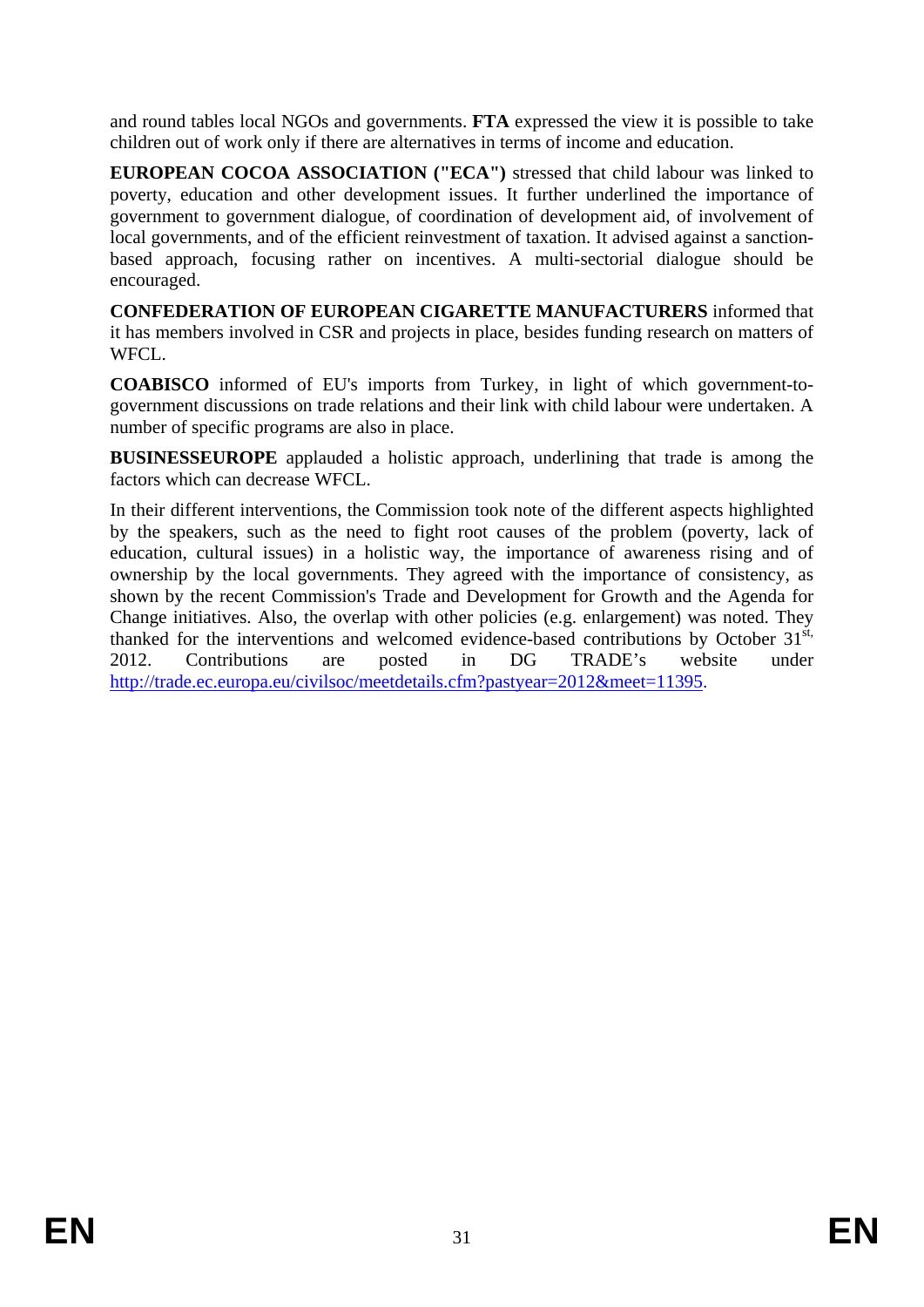and round tables local NGOs and governments. **FTA** expressed the view it is possible to take children out of work only if there are alternatives in terms of income and education.

**EUROPEAN COCOA ASSOCIATION ("ECA")** stressed that child labour was linked to poverty, education and other development issues. It further underlined the importance of government to government dialogue, of coordination of development aid, of involvement of local governments, and of the efficient reinvestment of taxation. It advised against a sanction-based approach, focusing rather on incentives. A multi-sectorial dialogue should be encouraged.

**CONFEDERATION OF EUROPEAN CIGARETTE MANUFACTURERS** informed that it has members involved in CSR and projects in place, besides funding research on matters of WFCL.

**COABISCO** informed of EU's imports from Turkey, in light of which government-to-government discussions on trade relations and their link with child labour were undertaken. A number of specific programs are also in place.

**BUSINESSEUROPE** applauded a holistic approach, underlining that trade is among the factors which can decrease WFCL.

In their different interventions, the Commission took note of the different aspects highlighted by the speakers, such as the need to fight root causes of the problem (poverty, lack of education, cultural issues) in a holistic way, the importance of awareness rising and of ownership by the local governments. They agreed with the importance of consistency, as shown by the recent Commission's Trade and Development for Growth and the Agenda for Change initiatives. Also, the overlap with other policies (e.g. enlargement) was noted. They thanked for the interventions and welcomed evidence-based contributions by October 31st, 2012. Contributions are posted in DG TRADE's website under http://trade.ec.europa.eu/civilsoc/meetdetails.cfm?pastyear=2012&meet=11395.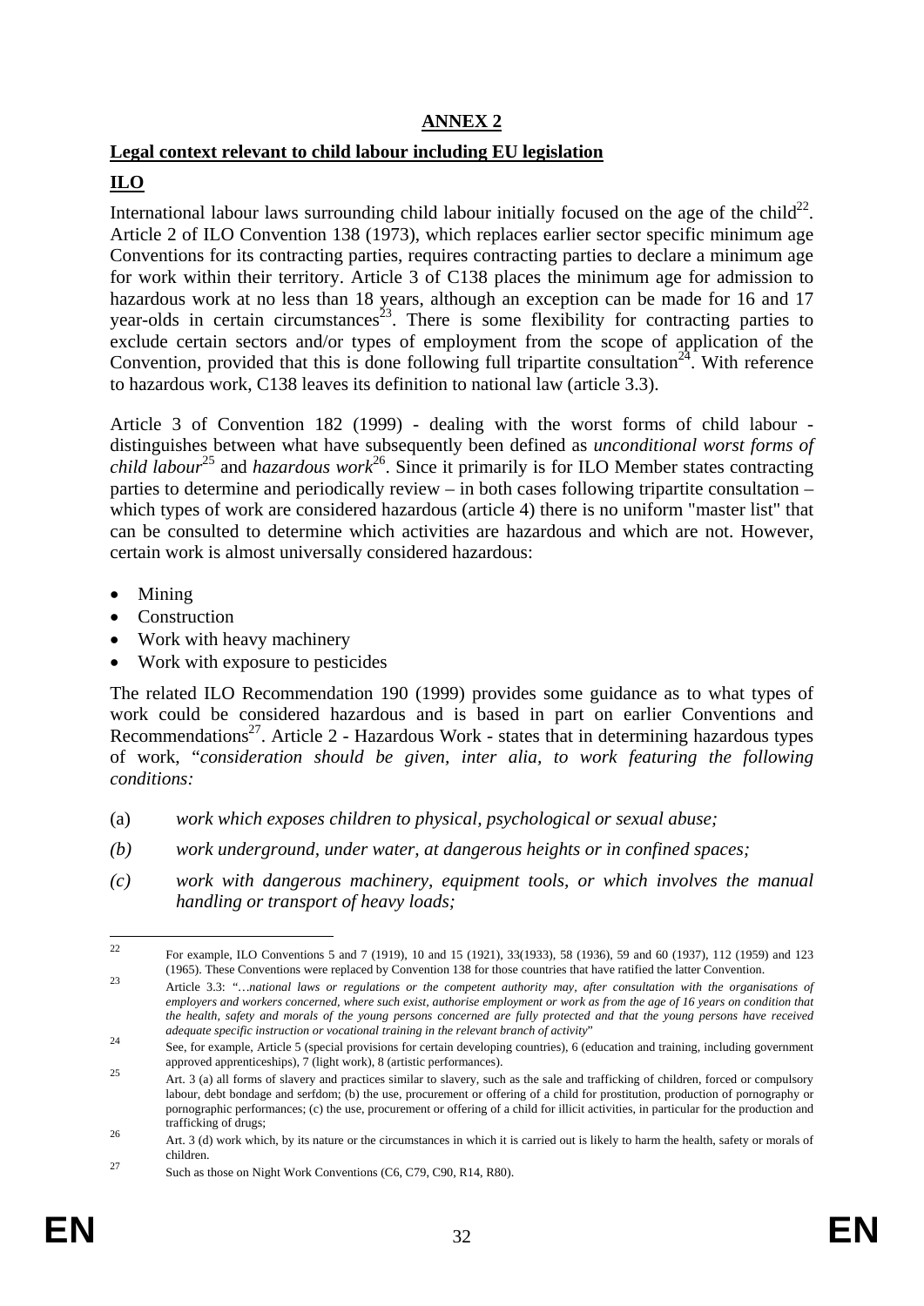**ANNEX 2**

**Legal context relevant to child labour including EU legislation**

**ILO**

International labour laws surrounding child labour initially focused on the age of the child[22]. Article 2 of ILO Convention 138 (1973), which replaces earlier sector specific minimum age Conventions for its contracting parties, requires contracting parties to declare a minimum age for work within their territory. Article 3 of C138 places the minimum age for admission to hazardous work at no less than 18 years, although an exception can be made for 16 and 17 year-olds in certain circumstances[23]. There is some flexibility for contracting parties to exclude certain sectors and/or types of employment from the scope of application of the Convention, provided that this is done following full tripartite consultation[24]. With reference to hazardous work, C138 leaves its definition to national law (article 3.3).

Article 3 of Convention 182 (1999) - dealing with the worst forms of child labour - distinguishes between what have subsequently been defined as *unconditional worst forms of child labour*[25] and *hazardous work*[26]. Since it primarily is for ILO Member states contracting parties to determine and periodically review – in both cases following tripartite consultation – which types of work are considered hazardous (article 4) there is no uniform "master list" that can be consulted to determine which activities are hazardous and which are not. However, certain work is almost universally considered hazardous:

- Mining
- Construction
- Work with heavy machinery
- Work with exposure to pesticides

The related ILO Recommendation 190 (1999) provides some guidance as to what types of work could be considered hazardous and is based in part on earlier Conventions and Recommendations[27]. Article 2 - Hazardous Work - states that in determining hazardous types of work, "*consideration should be given, inter alia, to work featuring the following conditions:*

(a) *work which exposes children to physical, psychological or sexual abuse;*

*(b) work underground, under water, at dangerous heights or in confined spaces;*

*(c) work with dangerous machinery, equipment tools, or which involves the manual handling or transport of heavy loads;*

---

[22] For example, ILO Conventions 5 and 7 (1919), 10 and 15 (1921), 33(1933), 58 (1936), 59 and 60 (1937), 112 (1959) and 123 (1965). These Conventions were replaced by Convention 138 for those countries that have ratified the latter Convention.

[23] Article 3.3: "…*national laws or regulations or the competent authority may, after consultation with the organisations of employers and workers concerned, where such exist, authorise employment or work as from the age of 16 years on condition that the health, safety and morals of the young persons concerned are fully protected and that the young persons have received adequate specific instruction or vocational training in the relevant branch of activity*"

[24] See, for example, Article 5 (special provisions for certain developing countries), 6 (education and training, including government approved apprenticeships), 7 (light work), 8 (artistic performances).

[25] Art. 3 (a) all forms of slavery and practices similar to slavery, such as the sale and trafficking of children, forced or compulsory labour, debt bondage and serfdom; (b) the use, procurement or offering of a child for prostitution, production of pornography or pornographic performances; (c) the use, procurement or offering of a child for illicit activities, in particular for the production and trafficking of drugs;

[26] Art. 3 (d) work which, by its nature or the circumstances in which it is carried out is likely to harm the health, safety or morals of children.

[27] Such as those on Night Work Conventions (C6, C79, C90, R14, R80).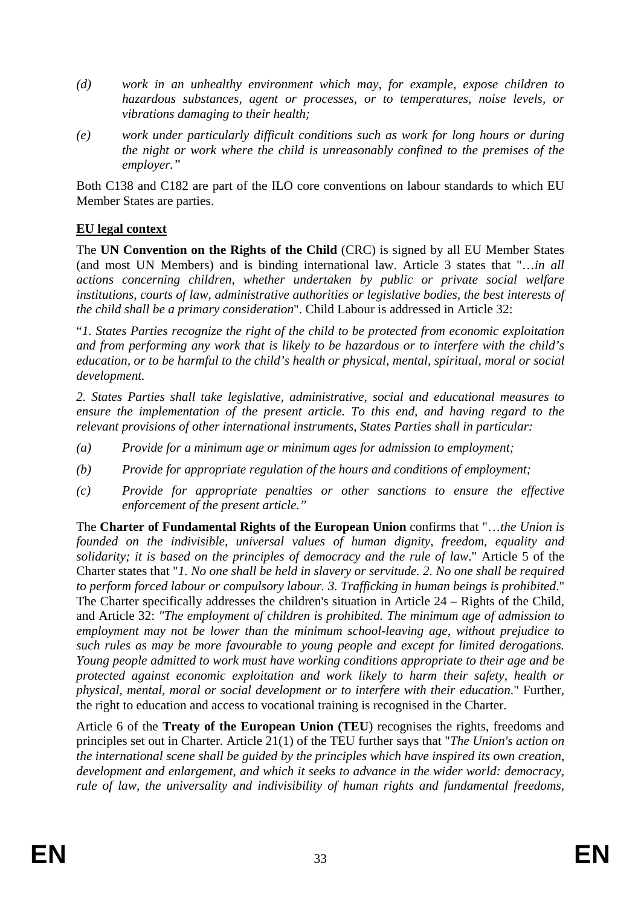*(d) work in an unhealthy environment which may, for example, expose children to hazardous substances, agent or processes, or to temperatures, noise levels, or vibrations damaging to their health;*

*(e) work under particularly difficult conditions such as work for long hours or during the night or work where the child is unreasonably confined to the premises of the employer."*

Both C138 and C182 are part of the ILO core conventions on labour standards to which EU Member States are parties.

**EU legal context**

The **UN Convention on the Rights of the Child** (CRC) is signed by all EU Member States (and most UN Members) and is binding international law. Article 3 states that "*…in all actions concerning children, whether undertaken by public or private social welfare institutions, courts of law, administrative authorities or legislative bodies, the best interests of the child shall be a primary consideration*". Child Labour is addressed in Article 32:

"*1. States Parties recognize the right of the child to be protected from economic exploitation and from performing any work that is likely to be hazardous or to interfere with the child's education, or to be harmful to the child's health or physical, mental, spiritual, moral or social development.*

*2. States Parties shall take legislative, administrative, social and educational measures to ensure the implementation of the present article. To this end, and having regard to the relevant provisions of other international instruments, States Parties shall in particular:*

*(a) Provide for a minimum age or minimum ages for admission to employment;*

*(b) Provide for appropriate regulation of the hours and conditions of employment;*

*(c) Provide for appropriate penalties or other sanctions to ensure the effective enforcement of the present article."*

The **Charter of Fundamental Rights of the European Union** confirms that "*…the Union is founded on the indivisible, universal values of human dignity, freedom, equality and solidarity; it is based on the principles of democracy and the rule of law*." Article 5 of the Charter states that "*1. No one shall be held in slavery or servitude. 2. No one shall be required to perform forced labour or compulsory labour. 3. Trafficking in human beings is prohibited*." The Charter specifically addresses the children's situation in Article 24 – Rights of the Child, and Article 32: *"The employment of children is prohibited. The minimum age of admission to employment may not be lower than the minimum school-leaving age, without prejudice to such rules as may be more favourable to young people and except for limited derogations. Young people admitted to work must have working conditions appropriate to their age and be protected against economic exploitation and work likely to harm their safety, health or physical, mental, moral or social development or to interfere with their education*." Further, the right to education and access to vocational training is recognised in the Charter.

Article 6 of the **Treaty of the European Union (TEU**) recognises the rights, freedoms and principles set out in Charter. Article 21(1) of the TEU further says that "*The Union's action on the international scene shall be guided by the principles which have inspired its own creation, development and enlargement, and which it seeks to advance in the wider world: democracy, rule of law, the universality and indivisibility of human rights and fundamental freedoms,*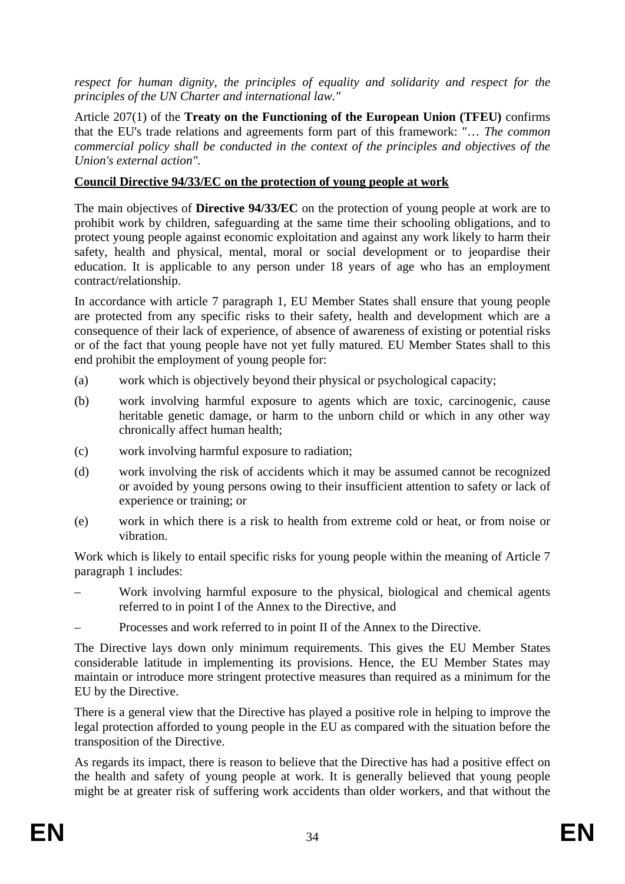*respect for human dignity, the principles of equality and solidarity and respect for the principles of the UN Charter and international law."*

Article 207(1) of the **Treaty on the Functioning of the European Union (TFEU)** confirms that the EU's trade relations and agreements form part of this framework: "… *The common commercial policy shall be conducted in the context of the principles and objectives of the Union's external action".*

**Council Directive 94/33/EC on the protection of young people at work**

The main objectives of **Directive 94/33/EC** on the protection of young people at work are to prohibit work by children, safeguarding at the same time their schooling obligations, and to protect young people against economic exploitation and against any work likely to harm their safety, health and physical, mental, moral or social development or to jeopardise their education. It is applicable to any person under 18 years of age who has an employment contract/relationship.

In accordance with article 7 paragraph 1, EU Member States shall ensure that young people are protected from any specific risks to their safety, health and development which are a consequence of their lack of experience, of absence of awareness of existing or potential risks or of the fact that young people have not yet fully matured. EU Member States shall to this end prohibit the employment of young people for:

(a) work which is objectively beyond their physical or psychological capacity;

(b) work involving harmful exposure to agents which are toxic, carcinogenic, cause heritable genetic damage, or harm to the unborn child or which in any other way chronically affect human health;

(c) work involving harmful exposure to radiation;

(d) work involving the risk of accidents which it may be assumed cannot be recognized or avoided by young persons owing to their insufficient attention to safety or lack of experience or training; or

(e) work in which there is a risk to health from extreme cold or heat, or from noise or vibration.

Work which is likely to entail specific risks for young people within the meaning of Article 7 paragraph 1 includes:

- Work involving harmful exposure to the physical, biological and chemical agents referred to in point I of the Annex to the Directive, and
- Processes and work referred to in point II of the Annex to the Directive.

The Directive lays down only minimum requirements. This gives the EU Member States considerable latitude in implementing its provisions. Hence, the EU Member States may maintain or introduce more stringent protective measures than required as a minimum for the EU by the Directive.

There is a general view that the Directive has played a positive role in helping to improve the legal protection afforded to young people in the EU as compared with the situation before the transposition of the Directive.

As regards its impact, there is reason to believe that the Directive has had a positive effect on the health and safety of young people at work. It is generally believed that young people might be at greater risk of suffering work accidents than older workers, and that without the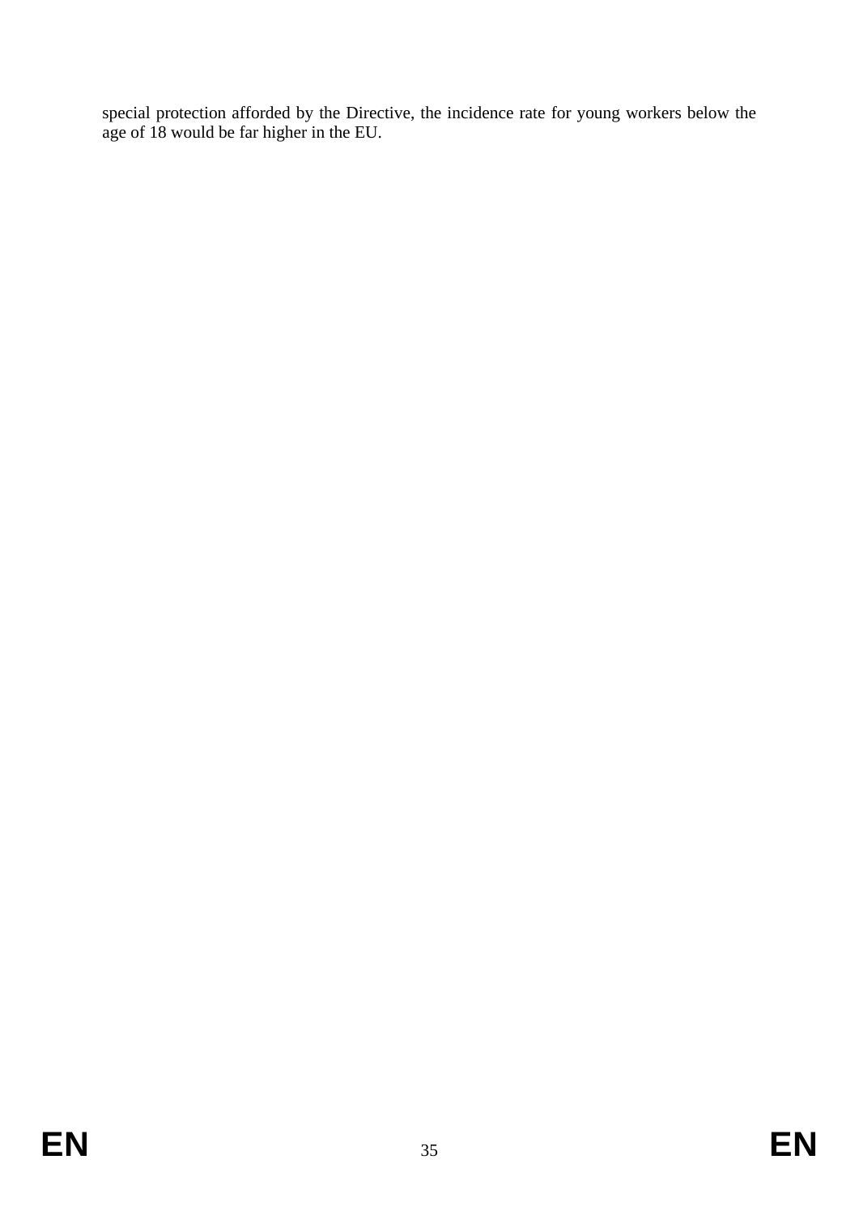special protection afforded by the Directive, the incidence rate for young workers below the age of 18 would be far higher in the EU.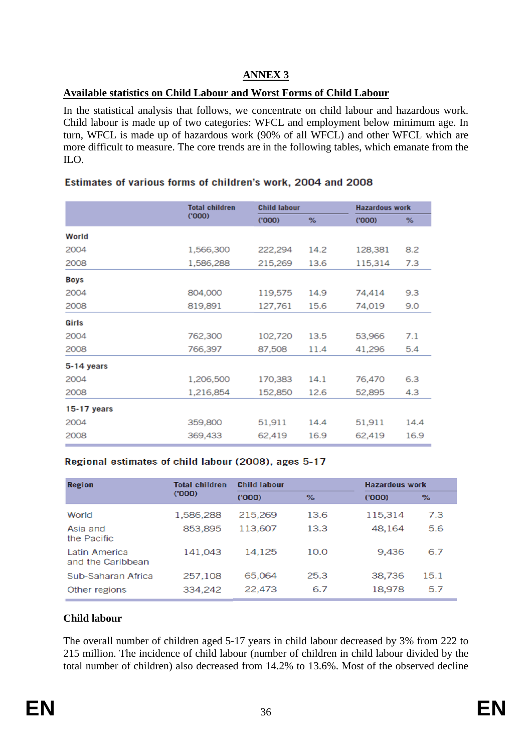## ANNEX 3

### Available statistics on Child Labour and Worst Forms of Child Labour

In the statistical analysis that follows, we concentrate on child labour and hazardous work. Child labour is made up of two categories: WFCL and employment below minimum age. In turn, WFCL is made up of hazardous work (90% of all WFCL) and other WFCL which are more difficult to measure. The core trends are in the following tables, which emanate from the ILO.

**Estimates of various forms of children's work, 2004 and 2008**

| | Total children ('000) | Child labour | | Hazardous work | |
|---|---|---|---|---|---|
| | | ('000) | % | ('000) | % |
| **World** | | | | | |
| 2004 | 1,566,300 | 222,294 | 14.2 | 128,381 | 8.2 |
| 2008 | 1,586,288 | 215,269 | 13.6 | 115,314 | 7.3 |
| **Boys** | | | | | |
| 2004 | 804,000 | 119,575 | 14.9 | 74,414 | 9.3 |
| 2008 | 819,891 | 127,761 | 15.6 | 74,019 | 9.0 |
| **Girls** | | | | | |
| 2004 | 762,300 | 102,720 | 13.5 | 53,966 | 7.1 |
| 2008 | 766,397 | 87,508 | 11.4 | 41,296 | 5.4 |
| **5-14 years** | | | | | |
| 2004 | 1,206,500 | 170,383 | 14.1 | 76,470 | 6.3 |
| 2008 | 1,216,854 | 152,850 | 12.6 | 52,895 | 4.3 |
| **15-17 years** | | | | | |
| 2004 | 359,800 | 51,911 | 14.4 | 51,911 | 14.4 |
| 2008 | 369,433 | 62,419 | 16.9 | 62,419 | 16.9 |

**Regional estimates of child labour (2008), ages 5-17**

| Region | Total children ('000) | Child labour | | Hazardous work | |
|---|---|---|---|---|---|
| | | ('000) | % | ('000) | % |
| World | 1,586,288 | 215,269 | 13.6 | 115,314 | 7.3 |
| Asia and the Pacific | 853,895 | 113,607 | 13.3 | 48,164 | 5.6 |
| Latin America and the Caribbean | 141,043 | 14,125 | 10.0 | 9,436 | 6.7 |
| Sub-Saharan Africa | 257,108 | 65,064 | 25.3 | 38,736 | 15.1 |
| Other regions | 334,242 | 22,473 | 6.7 | 18,978 | 5.7 |

### Child labour

The overall number of children aged 5-17 years in child labour decreased by 3% from 222 to 215 million. The incidence of child labour (number of children in child labour divided by the total number of children) also decreased from 14.2% to 13.6%. Most of the observed decline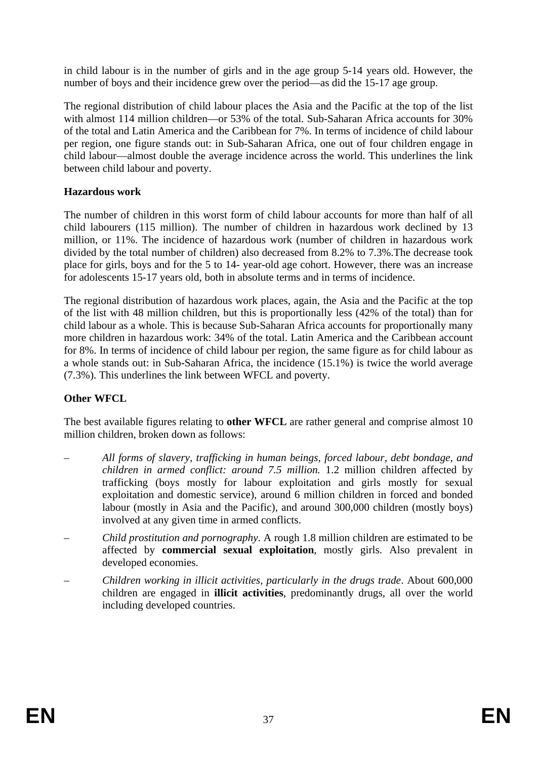in child labour is in the number of girls and in the age group 5-14 years old. However, the number of boys and their incidence grew over the period—as did the 15-17 age group.

The regional distribution of child labour places the Asia and the Pacific at the top of the list with almost 114 million children—or 53% of the total. Sub-Saharan Africa accounts for 30% of the total and Latin America and the Caribbean for 7%. In terms of incidence of child labour per region, one figure stands out: in Sub-Saharan Africa, one out of four children engage in child labour—almost double the average incidence across the world. This underlines the link between child labour and poverty.

**Hazardous work**

The number of children in this worst form of child labour accounts for more than half of all child labourers (115 million). The number of children in hazardous work declined by 13 million, or 11%. The incidence of hazardous work (number of children in hazardous work divided by the total number of children) also decreased from 8.2% to 7.3%.The decrease took place for girls, boys and for the 5 to 14- year-old age cohort. However, there was an increase for adolescents 15-17 years old, both in absolute terms and in terms of incidence.

The regional distribution of hazardous work places, again, the Asia and the Pacific at the top of the list with 48 million children, but this is proportionally less (42% of the total) than for child labour as a whole. This is because Sub-Saharan Africa accounts for proportionally many more children in hazardous work: 34% of the total. Latin America and the Caribbean account for 8%. In terms of incidence of child labour per region, the same figure as for child labour as a whole stands out: in Sub-Saharan Africa, the incidence (15.1%) is twice the world average (7.3%). This underlines the link between WFCL and poverty.

**Other WFCL**

The best available figures relating to **other WFCL** are rather general and comprise almost 10 million children, broken down as follows:

– *All forms of slavery, trafficking in human beings, forced labour, debt bondage, and children in armed conflict: around 7.5 million.* 1.2 million children affected by trafficking (boys mostly for labour exploitation and girls mostly for sexual exploitation and domestic service), around 6 million children in forced and bonded labour (mostly in Asia and the Pacific), and around 300,000 children (mostly boys) involved at any given time in armed conflicts.

– *Child prostitution and pornography*. A rough 1.8 million children are estimated to be affected by **commercial sexual exploitation**, mostly girls. Also prevalent in developed economies.

– *Children working in illicit activities, particularly in the drugs trade*. About 600,000 children are engaged in **illicit activities**, predominantly drugs, all over the world including developed countries.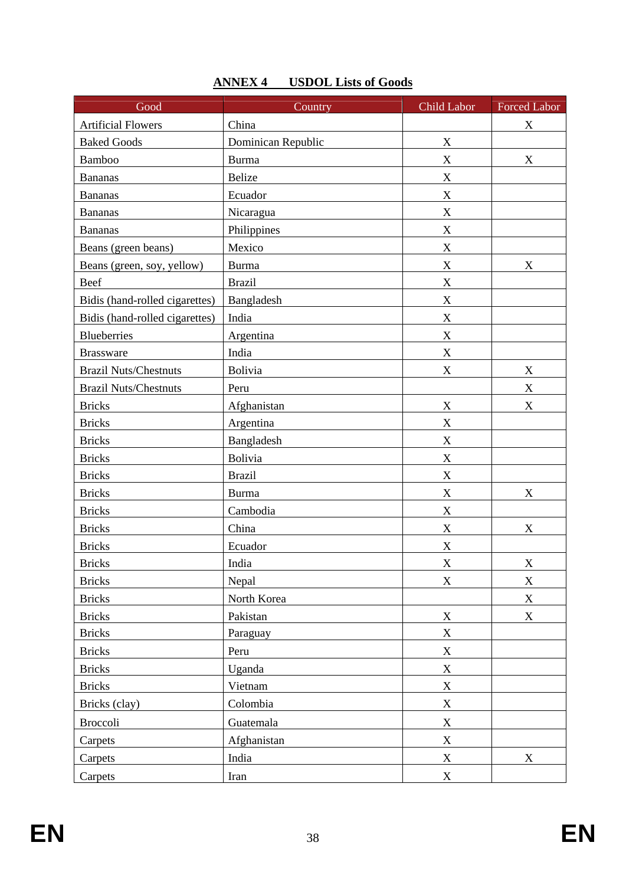## ANNEX 4 USDOL Lists of Goods

| Good | Country | Child Labor | Forced Labor |
|---|---|---|---|
| Artificial Flowers | China | | X |
| Baked Goods | Dominican Republic | X | |
| Bamboo | Burma | X | X |
| Bananas | Belize | X | |
| Bananas | Ecuador | X | |
| Bananas | Nicaragua | X | |
| Bananas | Philippines | X | |
| Beans (green beans) | Mexico | X | |
| Beans (green, soy, yellow) | Burma | X | X |
| Beef | Brazil | X | |
| Bidis (hand-rolled cigarettes) | Bangladesh | X | |
| Bidis (hand-rolled cigarettes) | India | X | |
| Blueberries | Argentina | X | |
| Brassware | India | X | |
| Brazil Nuts/Chestnuts | Bolivia | X | X |
| Brazil Nuts/Chestnuts | Peru | | X |
| Bricks | Afghanistan | X | X |
| Bricks | Argentina | X | |
| Bricks | Bangladesh | X | |
| Bricks | Bolivia | X | |
| Bricks | Brazil | X | |
| Bricks | Burma | X | X |
| Bricks | Cambodia | X | |
| Bricks | China | X | X |
| Bricks | Ecuador | X | |
| Bricks | India | X | X |
| Bricks | Nepal | X | X |
| Bricks | North Korea | | X |
| Bricks | Pakistan | X | X |
| Bricks | Paraguay | X | |
| Bricks | Peru | X | |
| Bricks | Uganda | X | |
| Bricks | Vietnam | X | |
| Bricks (clay) | Colombia | X | |
| Broccoli | Guatemala | X | |
| Carpets | Afghanistan | X | |
| Carpets | India | X | X |
| Carpets | Iran | X | |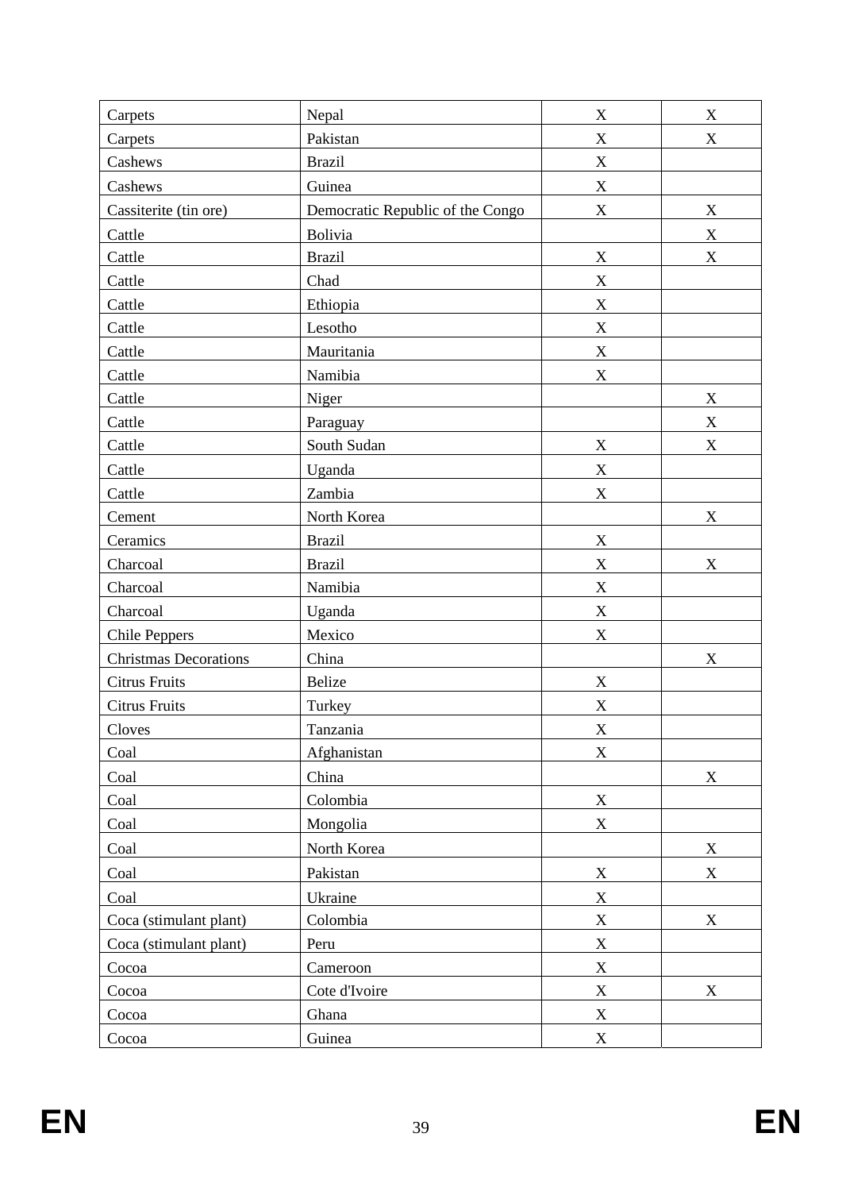| Carpets | Nepal | X | X |
|---|---|---|---|
| Carpets | Pakistan | X | X |
| Cashews | Brazil | X | |
| Cashews | Guinea | X | |
| Cassiterite (tin ore) | Democratic Republic of the Congo | X | X |
| Cattle | Bolivia | | X |
| Cattle | Brazil | X | X |
| Cattle | Chad | X | |
| Cattle | Ethiopia | X | |
| Cattle | Lesotho | X | |
| Cattle | Mauritania | X | |
| Cattle | Namibia | X | |
| Cattle | Niger | | X |
| Cattle | Paraguay | | X |
| Cattle | South Sudan | X | X |
| Cattle | Uganda | X | |
| Cattle | Zambia | X | |
| Cement | North Korea | | X |
| Ceramics | Brazil | X | |
| Charcoal | Brazil | X | X |
| Charcoal | Namibia | X | |
| Charcoal | Uganda | X | |
| Chile Peppers | Mexico | X | |
| Christmas Decorations | China | | X |
| Citrus Fruits | Belize | X | |
| Citrus Fruits | Turkey | X | |
| Cloves | Tanzania | X | |
| Coal | Afghanistan | X | |
| Coal | China | | X |
| Coal | Colombia | X | |
| Coal | Mongolia | X | |
| Coal | North Korea | | X |
| Coal | Pakistan | X | X |
| Coal | Ukraine | X | |
| Coca (stimulant plant) | Colombia | X | X |
| Coca (stimulant plant) | Peru | X | |
| Cocoa | Cameroon | X | |
| Cocoa | Cote d'Ivoire | X | X |
| Cocoa | Ghana | X | |
| Cocoa | Guinea | X | |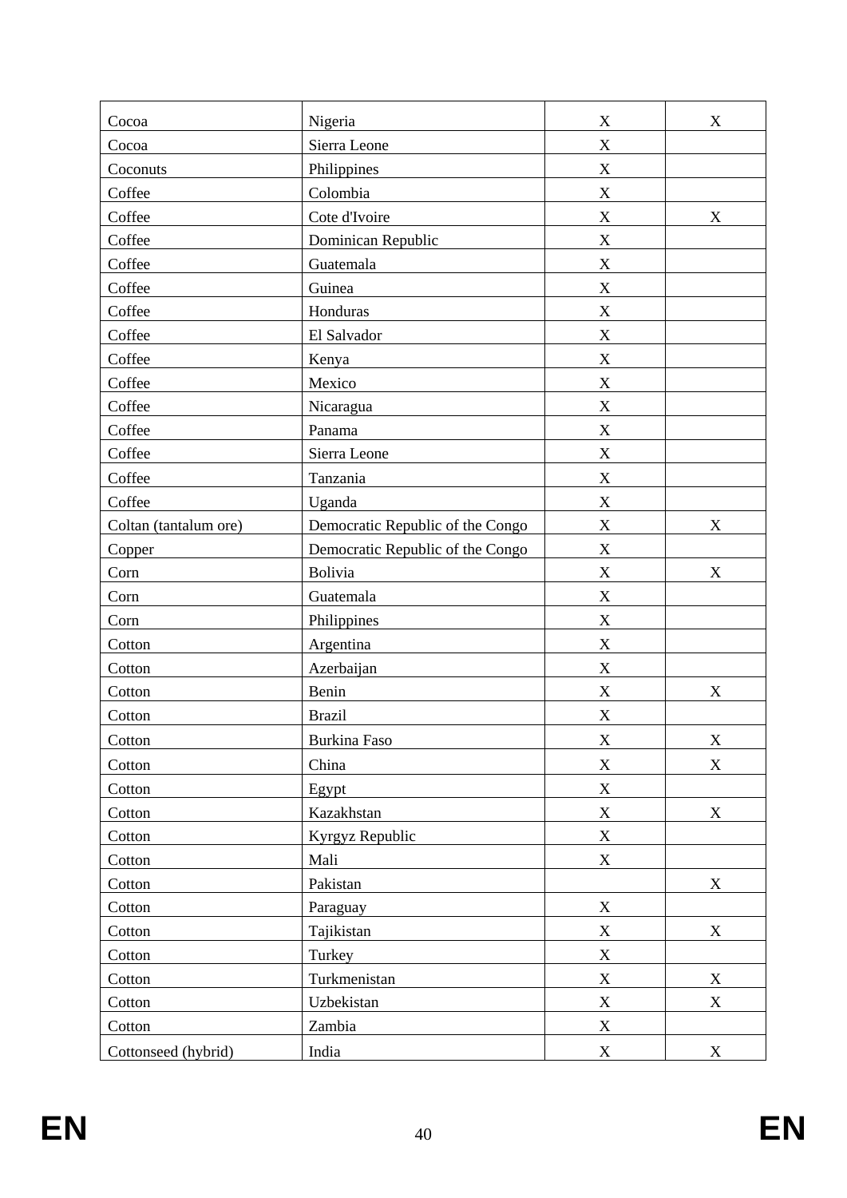| | | | |
|---|---|---|---|
| Cocoa | Nigeria | X | X |
| Cocoa | Sierra Leone | X | |
| Coconuts | Philippines | X | |
| Coffee | Colombia | X | |
| Coffee | Cote d'Ivoire | X | X |
| Coffee | Dominican Republic | X | |
| Coffee | Guatemala | X | |
| Coffee | Guinea | X | |
| Coffee | Honduras | X | |
| Coffee | El Salvador | X | |
| Coffee | Kenya | X | |
| Coffee | Mexico | X | |
| Coffee | Nicaragua | X | |
| Coffee | Panama | X | |
| Coffee | Sierra Leone | X | |
| Coffee | Tanzania | X | |
| Coffee | Uganda | X | |
| Coltan (tantalum ore) | Democratic Republic of the Congo | X | X |
| Copper | Democratic Republic of the Congo | X | |
| Corn | Bolivia | X | X |
| Corn | Guatemala | X | |
| Corn | Philippines | X | |
| Cotton | Argentina | X | |
| Cotton | Azerbaijan | X | |
| Cotton | Benin | X | X |
| Cotton | Brazil | X | |
| Cotton | Burkina Faso | X | X |
| Cotton | China | X | X |
| Cotton | Egypt | X | |
| Cotton | Kazakhstan | X | X |
| Cotton | Kyrgyz Republic | X | |
| Cotton | Mali | X | |
| Cotton | Pakistan | | X |
| Cotton | Paraguay | X | |
| Cotton | Tajikistan | X | X |
| Cotton | Turkey | X | |
| Cotton | Turkmenistan | X | X |
| Cotton | Uzbekistan | X | X |
| Cotton | Zambia | X | |
| Cottonseed (hybrid) | India | X | X |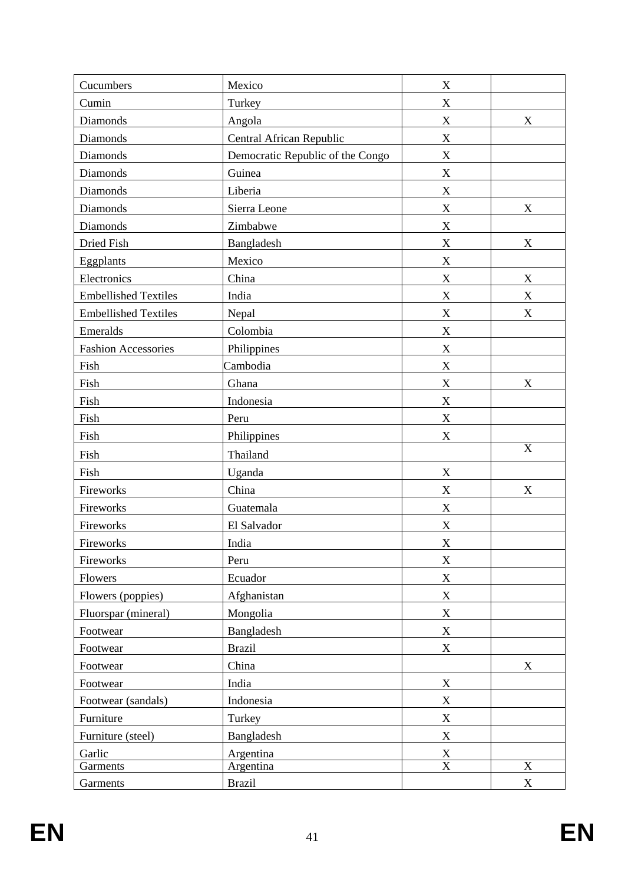| | | | |
|---|---|---|---|
| Cucumbers | Mexico | X | |
| Cumin | Turkey | X | |
| Diamonds | Angola | X | X |
| Diamonds | Central African Republic | X | |
| Diamonds | Democratic Republic of the Congo | X | |
| Diamonds | Guinea | X | |
| Diamonds | Liberia | X | |
| Diamonds | Sierra Leone | X | X |
| Diamonds | Zimbabwe | X | |
| Dried Fish | Bangladesh | X | X |
| Eggplants | Mexico | X | |
| Electronics | China | X | X |
| Embellished Textiles | India | X | X |
| Embellished Textiles | Nepal | X | X |
| Emeralds | Colombia | X | |
| Fashion Accessories | Philippines | X | |
| Fish | Cambodia | X | |
| Fish | Ghana | X | X |
| Fish | Indonesia | X | |
| Fish | Peru | X | |
| Fish | Philippines | X | |
| Fish | Thailand | | X |
| Fish | Uganda | X | |
| Fireworks | China | X | X |
| Fireworks | Guatemala | X | |
| Fireworks | El Salvador | X | |
| Fireworks | India | X | |
| Fireworks | Peru | X | |
| Flowers | Ecuador | X | |
| Flowers (poppies) | Afghanistan | X | |
| Fluorspar (mineral) | Mongolia | X | |
| Footwear | Bangladesh | X | |
| Footwear | Brazil | X | |
| Footwear | China | | X |
| Footwear | India | X | |
| Footwear (sandals) | Indonesia | X | |
| Furniture | Turkey | X | |
| Furniture (steel) | Bangladesh | X | |
| Garlic | Argentina | X | |
| Garments | Argentina | X | X |
| Garments | Brazil | | X |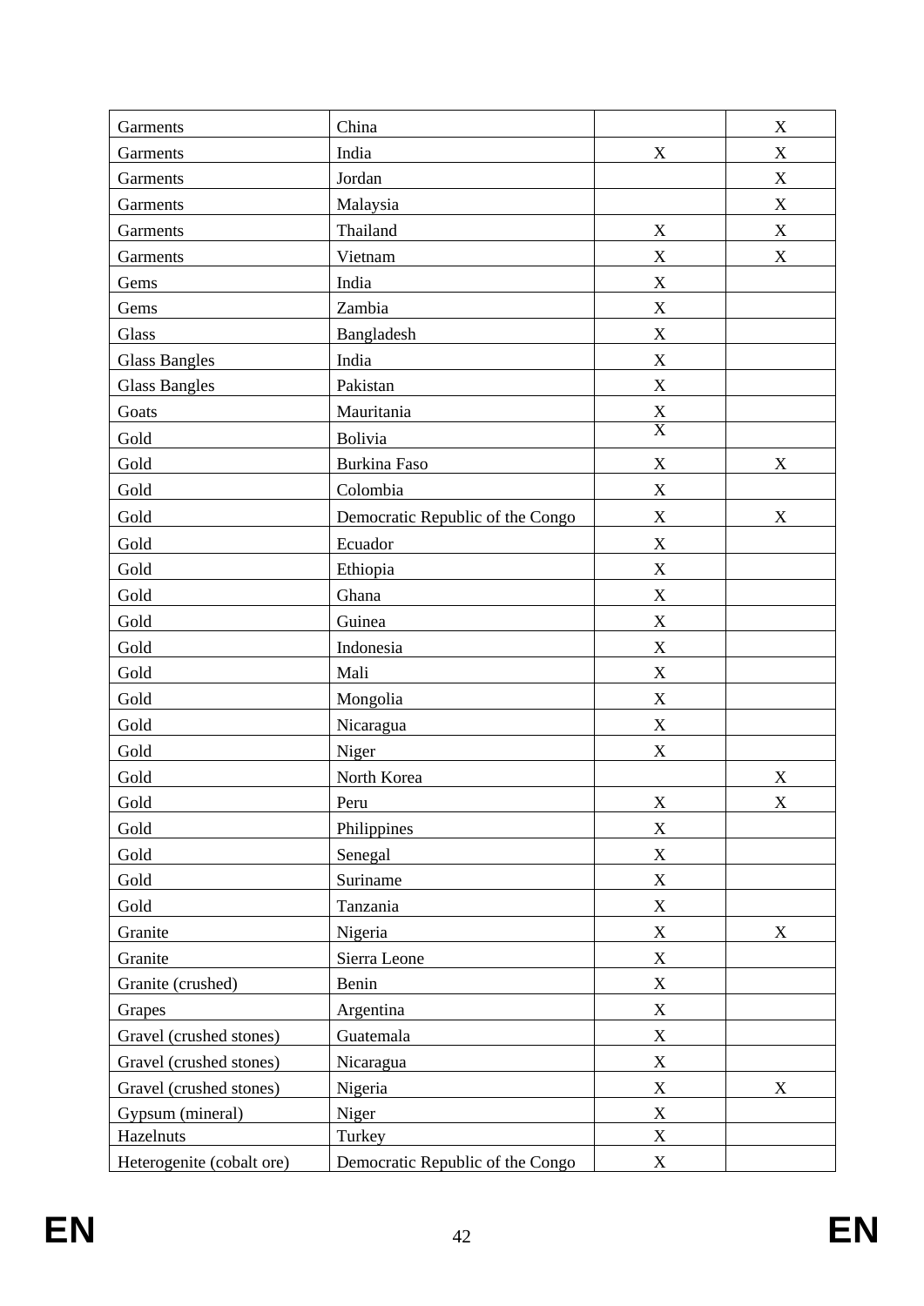| | | | |
|---|---|---|---|
| Garments | China | | X |
| Garments | India | X | X |
| Garments | Jordan | | X |
| Garments | Malaysia | | X |
| Garments | Thailand | X | X |
| Garments | Vietnam | X | X |
| Gems | India | X | |
| Gems | Zambia | X | |
| Glass | Bangladesh | X | |
| Glass Bangles | India | X | |
| Glass Bangles | Pakistan | X | |
| Goats | Mauritania | X | |
| Gold | Bolivia | X | |
| Gold | Burkina Faso | X | X |
| Gold | Colombia | X | |
| Gold | Democratic Republic of the Congo | X | X |
| Gold | Ecuador | X | |
| Gold | Ethiopia | X | |
| Gold | Ghana | X | |
| Gold | Guinea | X | |
| Gold | Indonesia | X | |
| Gold | Mali | X | |
| Gold | Mongolia | X | |
| Gold | Nicaragua | X | |
| Gold | Niger | X | |
| Gold | North Korea | | X |
| Gold | Peru | X | X |
| Gold | Philippines | X | |
| Gold | Senegal | X | |
| Gold | Suriname | X | |
| Gold | Tanzania | X | |
| Granite | Nigeria | X | X |
| Granite | Sierra Leone | X | |
| Granite (crushed) | Benin | X | |
| Grapes | Argentina | X | |
| Gravel (crushed stones) | Guatemala | X | |
| Gravel (crushed stones) | Nicaragua | X | |
| Gravel (crushed stones) | Nigeria | X | X |
| Gypsum (mineral) | Niger | X | |
| Hazelnuts | Turkey | X | |
| Heterogenite (cobalt ore) | Democratic Republic of the Congo | X | |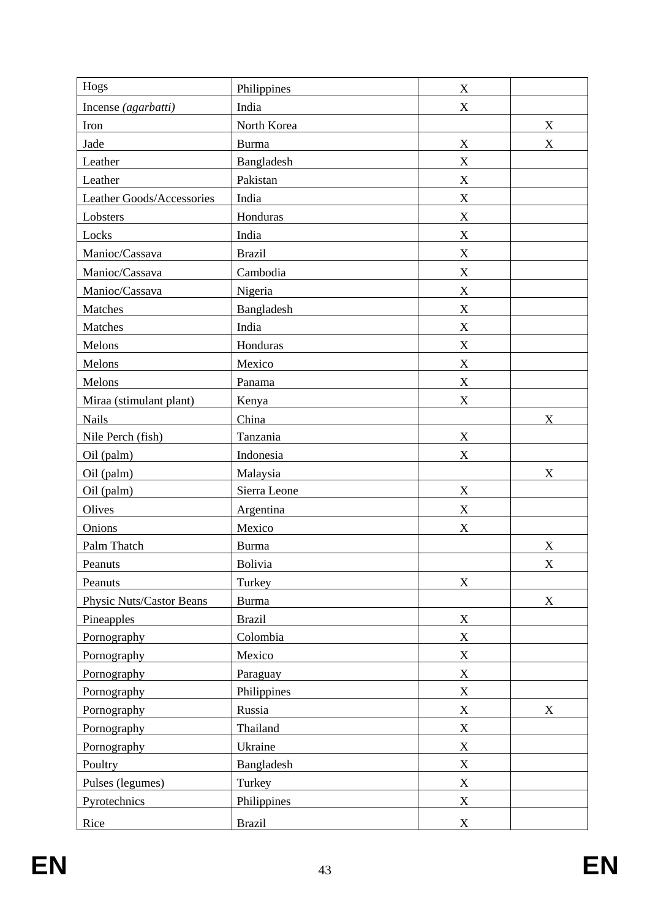| Hogs | Philippines | X | |
|---|---|---|---|
| Incense *(agarbatti)* | India | X | |
| Iron | North Korea | | X |
| Jade | Burma | X | X |
| Leather | Bangladesh | X | |
| Leather | Pakistan | X | |
| Leather Goods/Accessories | India | X | |
| Lobsters | Honduras | X | |
| Locks | India | X | |
| Manioc/Cassava | Brazil | X | |
| Manioc/Cassava | Cambodia | X | |
| Manioc/Cassava | Nigeria | X | |
| Matches | Bangladesh | X | |
| Matches | India | X | |
| Melons | Honduras | X | |
| Melons | Mexico | X | |
| Melons | Panama | X | |
| Miraa (stimulant plant) | Kenya | X | |
| Nails | China | | X |
| Nile Perch (fish) | Tanzania | X | |
| Oil (palm) | Indonesia | X | |
| Oil (palm) | Malaysia | | X |
| Oil (palm) | Sierra Leone | X | |
| Olives | Argentina | X | |
| Onions | Mexico | X | |
| Palm Thatch | Burma | | X |
| Peanuts | Bolivia | | X |
| Peanuts | Turkey | X | |
| Physic Nuts/Castor Beans | Burma | | X |
| Pineapples | Brazil | X | |
| Pornography | Colombia | X | |
| Pornography | Mexico | X | |
| Pornography | Paraguay | X | |
| Pornography | Philippines | X | |
| Pornography | Russia | X | X |
| Pornography | Thailand | X | |
| Pornography | Ukraine | X | |
| Poultry | Bangladesh | X | |
| Pulses (legumes) | Turkey | X | |
| Pyrotechnics | Philippines | X | |
| Rice | Brazil | X | |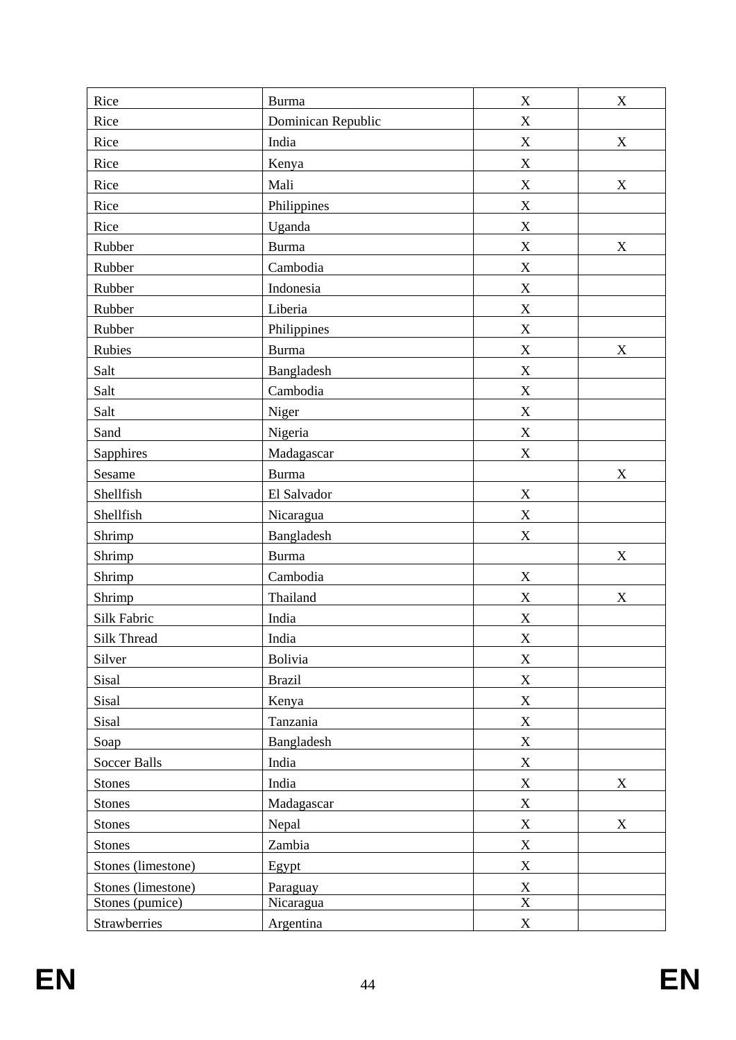| | | | |
|---|---|---|---|
| Rice | Burma | X | X |
| Rice | Dominican Republic | X | |
| Rice | India | X | X |
| Rice | Kenya | X | |
| Rice | Mali | X | X |
| Rice | Philippines | X | |
| Rice | Uganda | X | |
| Rubber | Burma | X | X |
| Rubber | Cambodia | X | |
| Rubber | Indonesia | X | |
| Rubber | Liberia | X | |
| Rubber | Philippines | X | |
| Rubies | Burma | X | X |
| Salt | Bangladesh | X | |
| Salt | Cambodia | X | |
| Salt | Niger | X | |
| Sand | Nigeria | X | |
| Sapphires | Madagascar | X | |
| Sesame | Burma | | X |
| Shellfish | El Salvador | X | |
| Shellfish | Nicaragua | X | |
| Shrimp | Bangladesh | X | |
| Shrimp | Burma | | X |
| Shrimp | Cambodia | X | |
| Shrimp | Thailand | X | X |
| Silk Fabric | India | X | |
| Silk Thread | India | X | |
| Silver | Bolivia | X | |
| Sisal | Brazil | X | |
| Sisal | Kenya | X | |
| Sisal | Tanzania | X | |
| Soap | Bangladesh | X | |
| Soccer Balls | India | X | |
| Stones | India | X | X |
| Stones | Madagascar | X | |
| Stones | Nepal | X | X |
| Stones | Zambia | X | |
| Stones (limestone) | Egypt | X | |
| Stones (limestone) | Paraguay | X | |
| Stones (pumice) | Nicaragua | X | |
| Strawberries | Argentina | X | |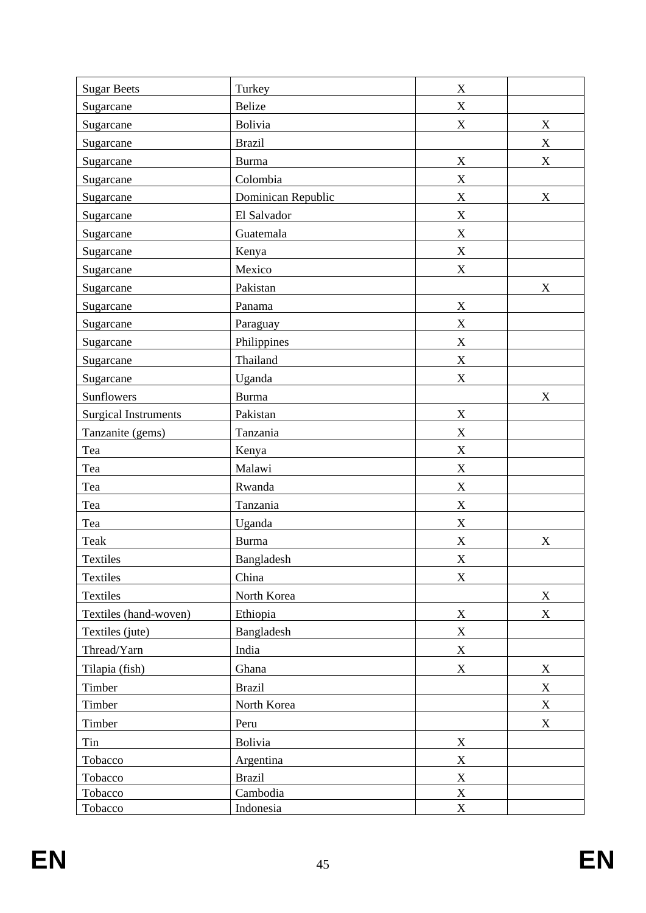| Sugar Beets | Turkey | X | |
|---|---|---|---|
| Sugarcane | Belize | X | |
| Sugarcane | Bolivia | X | X |
| Sugarcane | Brazil | | X |
| Sugarcane | Burma | X | X |
| Sugarcane | Colombia | X | |
| Sugarcane | Dominican Republic | X | X |
| Sugarcane | El Salvador | X | |
| Sugarcane | Guatemala | X | |
| Sugarcane | Kenya | X | |
| Sugarcane | Mexico | X | |
| Sugarcane | Pakistan | | X |
| Sugarcane | Panama | X | |
| Sugarcane | Paraguay | X | |
| Sugarcane | Philippines | X | |
| Sugarcane | Thailand | X | |
| Sugarcane | Uganda | X | |
| Sunflowers | Burma | | X |
| Surgical Instruments | Pakistan | X | |
| Tanzanite (gems) | Tanzania | X | |
| Tea | Kenya | X | |
| Tea | Malawi | X | |
| Tea | Rwanda | X | |
| Tea | Tanzania | X | |
| Tea | Uganda | X | |
| Teak | Burma | X | X |
| Textiles | Bangladesh | X | |
| Textiles | China | X | |
| Textiles | North Korea | | X |
| Textiles (hand-woven) | Ethiopia | X | X |
| Textiles (jute) | Bangladesh | X | |
| Thread/Yarn | India | X | |
| Tilapia (fish) | Ghana | X | X |
| Timber | Brazil | | X |
| Timber | North Korea | | X |
| Timber | Peru | | X |
| Tin | Bolivia | X | |
| Tobacco | Argentina | X | |
| Tobacco | Brazil | X | |
| Tobacco | Cambodia | X | |
| Tobacco | Indonesia | X | |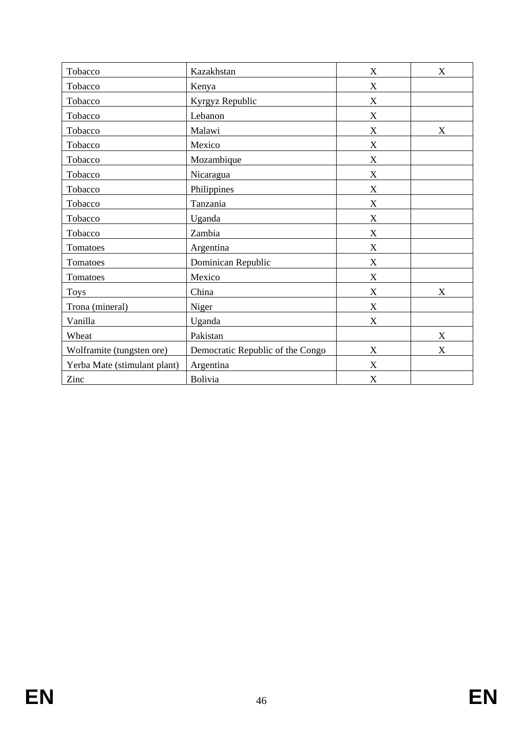| | | | |
|---|---|---|---|
| Tobacco | Kazakhstan | X | X |
| Tobacco | Kenya | X | |
| Tobacco | Kyrgyz Republic | X | |
| Tobacco | Lebanon | X | |
| Tobacco | Malawi | X | X |
| Tobacco | Mexico | X | |
| Tobacco | Mozambique | X | |
| Tobacco | Nicaragua | X | |
| Tobacco | Philippines | X | |
| Tobacco | Tanzania | X | |
| Tobacco | Uganda | X | |
| Tobacco | Zambia | X | |
| Tomatoes | Argentina | X | |
| Tomatoes | Dominican Republic | X | |
| Tomatoes | Mexico | X | |
| Toys | China | X | X |
| Trona (mineral) | Niger | X | |
| Vanilla | Uganda | X | |
| Wheat | Pakistan | | X |
| Wolframite (tungsten ore) | Democratic Republic of the Congo | X | X |
| Yerba Mate (stimulant plant) | Argentina | X | |
| Zinc | Bolivia | X | |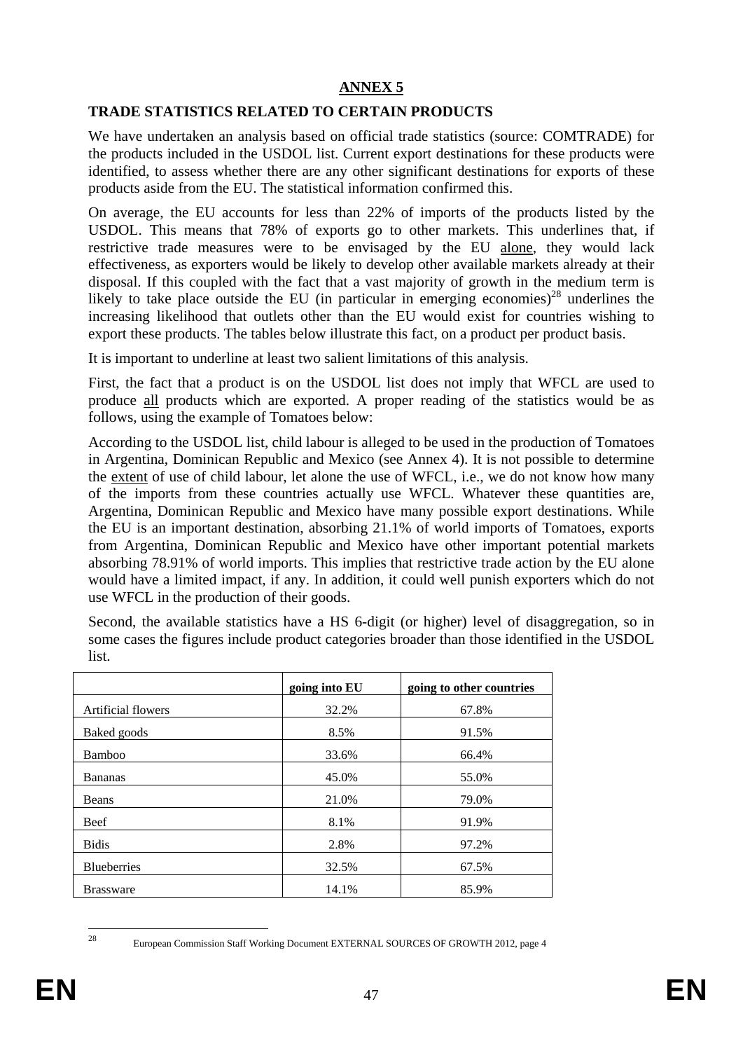## ANNEX 5

### TRADE STATISTICS RELATED TO CERTAIN PRODUCTS

We have undertaken an analysis based on official trade statistics (source: COMTRADE) for the products included in the USDOL list. Current export destinations for these products were identified, to assess whether there are any other significant destinations for exports of these products aside from the EU. The statistical information confirmed this.

On average, the EU accounts for less than 22% of imports of the products listed by the USDOL. This means that 78% of exports go to other markets. This underlines that, if restrictive trade measures were to be envisaged by the EU alone, they would lack effectiveness, as exporters would be likely to develop other available markets already at their disposal. If this coupled with the fact that a vast majority of growth in the medium term is likely to take place outside the EU (in particular in emerging economies)[28] underlines the increasing likelihood that outlets other than the EU would exist for countries wishing to export these products. The tables below illustrate this fact, on a product per product basis.

It is important to underline at least two salient limitations of this analysis.

First, the fact that a product is on the USDOL list does not imply that WFCL are used to produce all products which are exported. A proper reading of the statistics would be as follows, using the example of Tomatoes below:

According to the USDOL list, child labour is alleged to be used in the production of Tomatoes in Argentina, Dominican Republic and Mexico (see Annex 4). It is not possible to determine the extent of use of child labour, let alone the use of WFCL, i.e., we do not know how many of the imports from these countries actually use WFCL. Whatever these quantities are, Argentina, Dominican Republic and Mexico have many possible export destinations. While the EU is an important destination, absorbing 21.1% of world imports of Tomatoes, exports from Argentina, Dominican Republic and Mexico have other important potential markets absorbing 78.91% of world imports. This implies that restrictive trade action by the EU alone would have a limited impact, if any. In addition, it could well punish exporters which do not use WFCL in the production of their goods.

Second, the available statistics have a HS 6-digit (or higher) level of disaggregation, so in some cases the figures include product categories broader than those identified in the USDOL list.

| | going into EU | going to other countries |
|---|---|---|
| Artificial flowers | 32.2% | 67.8% |
| Baked goods | 8.5% | 91.5% |
| Bamboo | 33.6% | 66.4% |
| Bananas | 45.0% | 55.0% |
| Beans | 21.0% | 79.0% |
| Beef | 8.1% | 91.9% |
| Bidis | 2.8% | 97.2% |
| Blueberries | 32.5% | 67.5% |
| Brassware | 14.1% | 85.9% |

[28] European Commission Staff Working Document EXTERNAL SOURCES OF GROWTH 2012, page 4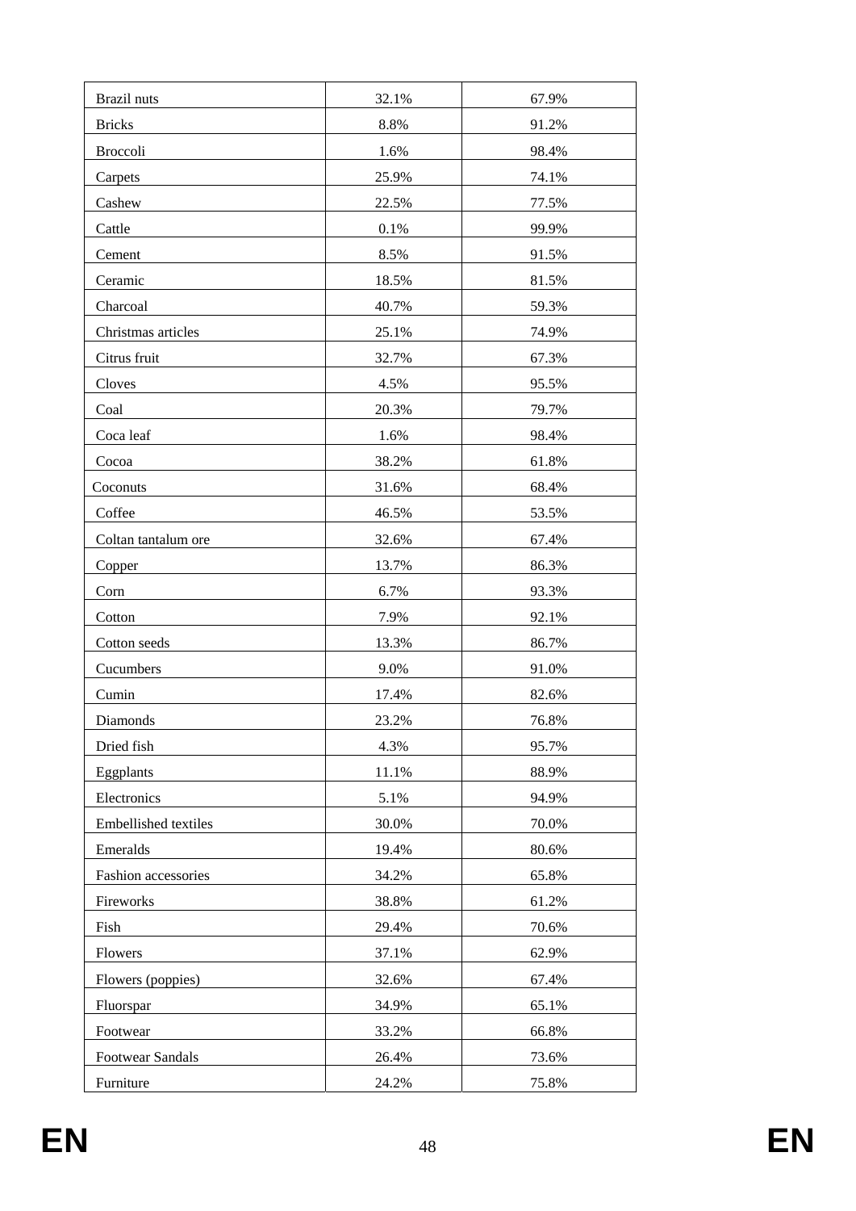| | | |
|---|---|---|
| Brazil nuts | 32.1% | 67.9% |
| Bricks | 8.8% | 91.2% |
| Broccoli | 1.6% | 98.4% |
| Carpets | 25.9% | 74.1% |
| Cashew | 22.5% | 77.5% |
| Cattle | 0.1% | 99.9% |
| Cement | 8.5% | 91.5% |
| Ceramic | 18.5% | 81.5% |
| Charcoal | 40.7% | 59.3% |
| Christmas articles | 25.1% | 74.9% |
| Citrus fruit | 32.7% | 67.3% |
| Cloves | 4.5% | 95.5% |
| Coal | 20.3% | 79.7% |
| Coca leaf | 1.6% | 98.4% |
| Cocoa | 38.2% | 61.8% |
| Coconuts | 31.6% | 68.4% |
| Coffee | 46.5% | 53.5% |
| Coltan tantalum ore | 32.6% | 67.4% |
| Copper | 13.7% | 86.3% |
| Corn | 6.7% | 93.3% |
| Cotton | 7.9% | 92.1% |
| Cotton seeds | 13.3% | 86.7% |
| Cucumbers | 9.0% | 91.0% |
| Cumin | 17.4% | 82.6% |
| Diamonds | 23.2% | 76.8% |
| Dried fish | 4.3% | 95.7% |
| Eggplants | 11.1% | 88.9% |
| Electronics | 5.1% | 94.9% |
| Embellished textiles | 30.0% | 70.0% |
| Emeralds | 19.4% | 80.6% |
| Fashion accessories | 34.2% | 65.8% |
| Fireworks | 38.8% | 61.2% |
| Fish | 29.4% | 70.6% |
| Flowers | 37.1% | 62.9% |
| Flowers (poppies) | 32.6% | 67.4% |
| Fluorspar | 34.9% | 65.1% |
| Footwear | 33.2% | 66.8% |
| Footwear Sandals | 26.4% | 73.6% |
| Furniture | 24.2% | 75.8% |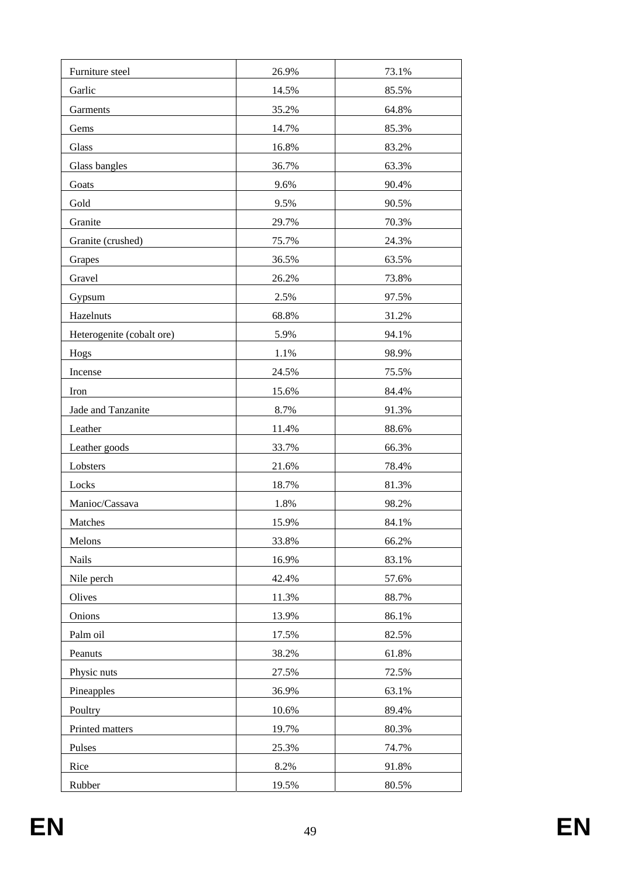| | | |
|---|---|---|
| Furniture steel | 26.9% | 73.1% |
| Garlic | 14.5% | 85.5% |
| Garments | 35.2% | 64.8% |
| Gems | 14.7% | 85.3% |
| Glass | 16.8% | 83.2% |
| Glass bangles | 36.7% | 63.3% |
| Goats | 9.6% | 90.4% |
| Gold | 9.5% | 90.5% |
| Granite | 29.7% | 70.3% |
| Granite (crushed) | 75.7% | 24.3% |
| Grapes | 36.5% | 63.5% |
| Gravel | 26.2% | 73.8% |
| Gypsum | 2.5% | 97.5% |
| Hazelnuts | 68.8% | 31.2% |
| Heterogenite (cobalt ore) | 5.9% | 94.1% |
| Hogs | 1.1% | 98.9% |
| Incense | 24.5% | 75.5% |
| Iron | 15.6% | 84.4% |
| Jade and Tanzanite | 8.7% | 91.3% |
| Leather | 11.4% | 88.6% |
| Leather goods | 33.7% | 66.3% |
| Lobsters | 21.6% | 78.4% |
| Locks | 18.7% | 81.3% |
| Manioc/Cassava | 1.8% | 98.2% |
| Matches | 15.9% | 84.1% |
| Melons | 33.8% | 66.2% |
| Nails | 16.9% | 83.1% |
| Nile perch | 42.4% | 57.6% |
| Olives | 11.3% | 88.7% |
| Onions | 13.9% | 86.1% |
| Palm oil | 17.5% | 82.5% |
| Peanuts | 38.2% | 61.8% |
| Physic nuts | 27.5% | 72.5% |
| Pineapples | 36.9% | 63.1% |
| Poultry | 10.6% | 89.4% |
| Printed matters | 19.7% | 80.3% |
| Pulses | 25.3% | 74.7% |
| Rice | 8.2% | 91.8% |
| Rubber | 19.5% | 80.5% |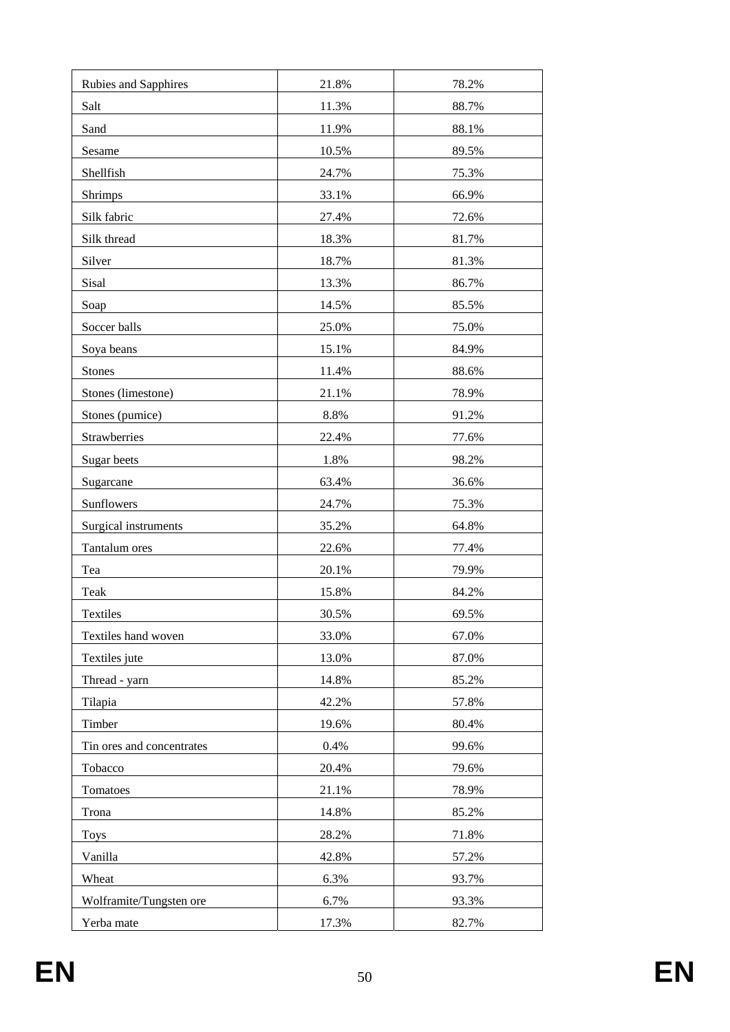| | | |
|---|---|---|
| Rubies and Sapphires | 21.8% | 78.2% |
| Salt | 11.3% | 88.7% |
| Sand | 11.9% | 88.1% |
| Sesame | 10.5% | 89.5% |
| Shellfish | 24.7% | 75.3% |
| Shrimps | 33.1% | 66.9% |
| Silk fabric | 27.4% | 72.6% |
| Silk thread | 18.3% | 81.7% |
| Silver | 18.7% | 81.3% |
| Sisal | 13.3% | 86.7% |
| Soap | 14.5% | 85.5% |
| Soccer balls | 25.0% | 75.0% |
| Soya beans | 15.1% | 84.9% |
| Stones | 11.4% | 88.6% |
| Stones (limestone) | 21.1% | 78.9% |
| Stones (pumice) | 8.8% | 91.2% |
| Strawberries | 22.4% | 77.6% |
| Sugar beets | 1.8% | 98.2% |
| Sugarcane | 63.4% | 36.6% |
| Sunflowers | 24.7% | 75.3% |
| Surgical instruments | 35.2% | 64.8% |
| Tantalum ores | 22.6% | 77.4% |
| Tea | 20.1% | 79.9% |
| Teak | 15.8% | 84.2% |
| Textiles | 30.5% | 69.5% |
| Textiles hand woven | 33.0% | 67.0% |
| Textiles jute | 13.0% | 87.0% |
| Thread - yarn | 14.8% | 85.2% |
| Tilapia | 42.2% | 57.8% |
| Timber | 19.6% | 80.4% |
| Tin ores and concentrates | 0.4% | 99.6% |
| Tobacco | 20.4% | 79.6% |
| Tomatoes | 21.1% | 78.9% |
| Trona | 14.8% | 85.2% |
| Toys | 28.2% | 71.8% |
| Vanilla | 42.8% | 57.2% |
| Wheat | 6.3% | 93.7% |
| Wolframite/Tungsten ore | 6.7% | 93.3% |
| Yerba mate | 17.3% | 82.7% |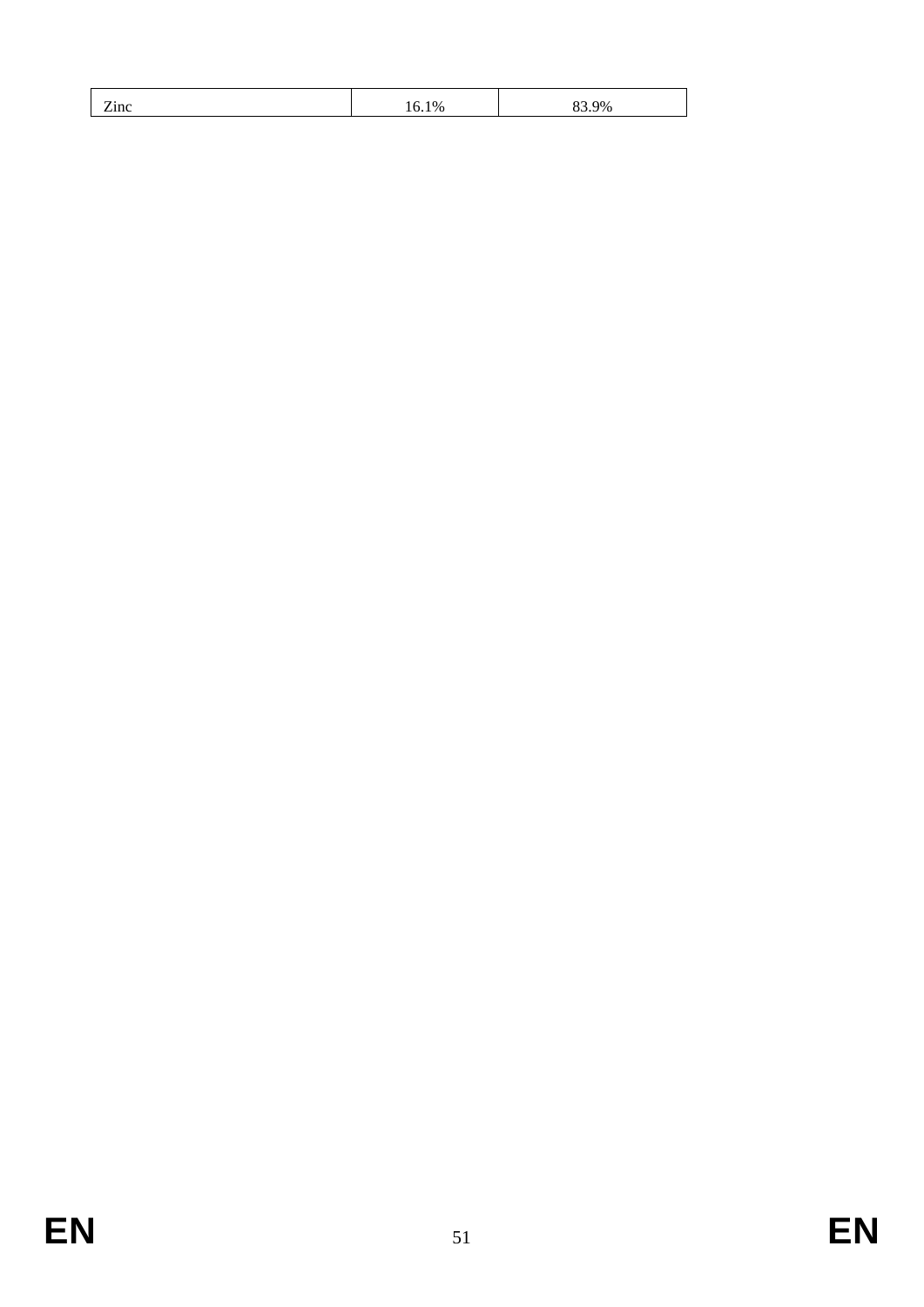| | | |
|---|---|---|
| Zinc | 16.1% | 83.9% |